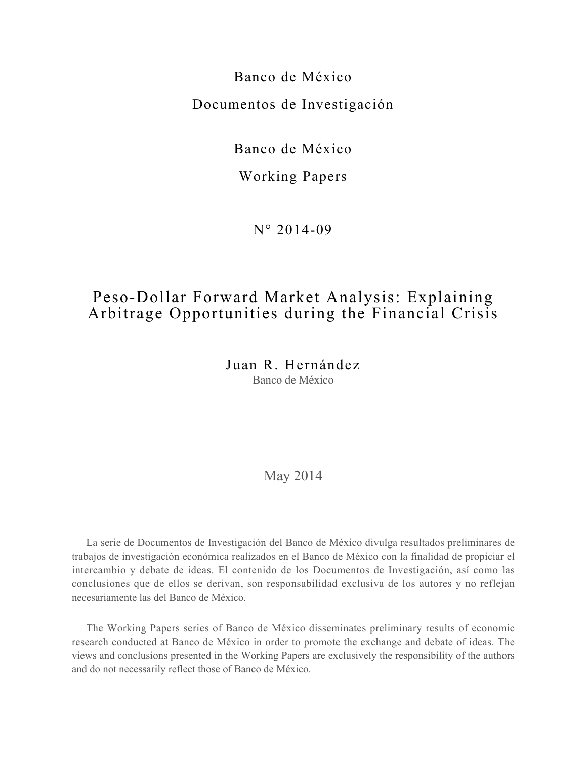Banco de México

Documentos de Investigación

Banco de México

Working Papers

N° 2014-09

# Peso-Dollar Forward Market Analysis: Explaining Arbitrage Opportunities during the Financial Crisis

Juan R. Hernández

Banco de México

May 2014

La serie de Documentos de Investigación del Banco de México divulga resultados preliminares de trabajos de investigación económica realizados en el Banco de México con la finalidad de propiciar el intercambio y debate de ideas. El contenido de los Documentos de Investigación, así como las conclusiones que de ellos se derivan, son responsabilidad exclusiva de los autores y no reflejan necesariamente las del Banco de México.

The Working Papers series of Banco de México disseminates preliminary results of economic research conducted at Banco de México in order to promote the exchange and debate of ideas. The views and conclusions presented in the Working Papers are exclusively the responsibility of the authors and do not necessarily reflect those of Banco de México.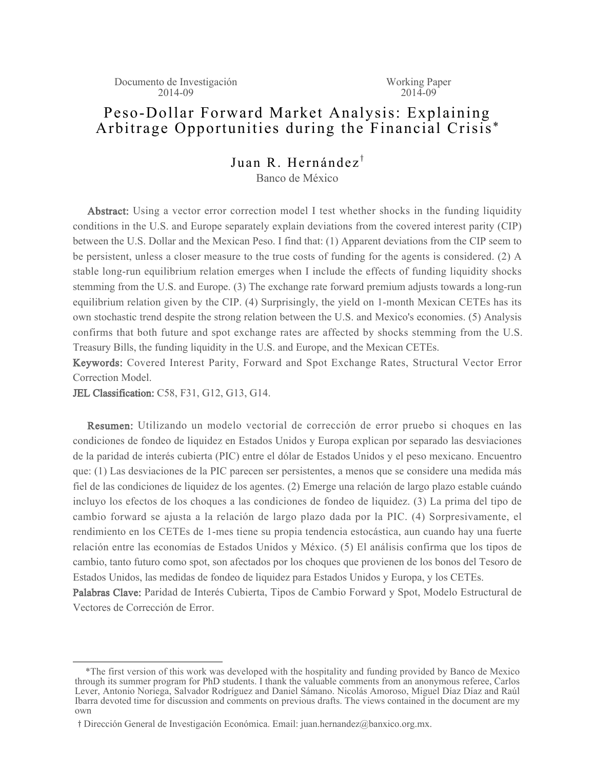Documento de Investigación 2014-09

Working Paper 2014-09

# Peso-Dollar Forward Market Analysis: Explaining Arbitrage Opportunities during the Financial Crisis*

Juan R. Hernández[†]

Banco de México

**Abstract:** Using a vector error correction model I test whether shocks in the funding liquidity conditions in the U.S. and Europe separately explain deviations from the covered interest parity (CIP) between the U.S. Dollar and the Mexican Peso. I find that: (1) Apparent deviations from the CIP seem to be persistent, unless a closer measure to the true costs of funding for the agents is considered. (2) A stable long-run equilibrium relation emerges when I include the effects of funding liquidity shocks stemming from the U.S. and Europe. (3) The exchange rate forward premium adjusts towards a long-run equilibrium relation given by the CIP. (4) Surprisingly, the yield on 1-month Mexican CETEs has its own stochastic trend despite the strong relation between the U.S. and Mexico's economies. (5) Analysis confirms that both future and spot exchange rates are affected by shocks stemming from the U.S. Treasury Bills, the funding liquidity in the U.S. and Europe, and the Mexican CETEs.

**Keywords:** Covered Interest Parity, Forward and Spot Exchange Rates, Structural Vector Error Correction Model.

**JEL Classification:** C58, F31, G12, G13, G14.

**Resumen:** Utilizando un modelo vectorial de corrección de error pruebo si choques en las condiciones de fondeo de liquidez en Estados Unidos y Europa explican por separado las desviaciones de la paridad de interés cubierta (PIC) entre el dólar de Estados Unidos y el peso mexicano. Encuentro que: (1) Las desviaciones de la PIC parecen ser persistentes, a menos que se considere una medida más fiel de las condiciones de liquidez de los agentes. (2) Emerge una relación de largo plazo estable cuándo incluyo los efectos de los choques a las condiciones de fondeo de liquidez. (3) La prima del tipo de cambio forward se ajusta a la relación de largo plazo dada por la PIC. (4) Sorpresivamente, el rendimiento en los CETEs de 1-mes tiene su propia tendencia estocástica, aun cuando hay una fuerte relación entre las economías de Estados Unidos y México. (5) El análisis confirma que los tipos de cambio, tanto futuro como spot, son afectados por los choques que provienen de los bonos del Tesoro de Estados Unidos, las medidas de fondeo de liquidez para Estados Unidos y Europa, y los CETEs.

**Palabras Clave:** Paridad de Interés Cubierta, Tipos de Cambio Forward y Spot, Modelo Estructural de Vectores de Corrección de Error.

---

*The first version of this work was developed with the hospitality and funding provided by Banco de Mexico through its summer program for PhD students. I thank the valuable comments from an anonymous referee, Carlos Lever, Antonio Noriega, Salvador Rodríguez and Daniel Sámano. Nicolás Amoroso, Miguel Díaz Díaz and Raúl Ibarra devoted time for discussion and comments on previous drafts. The views contained in the document are my own

† Dirección General de Investigación Económica. Email: juan.hernandez@banxico.org.mx.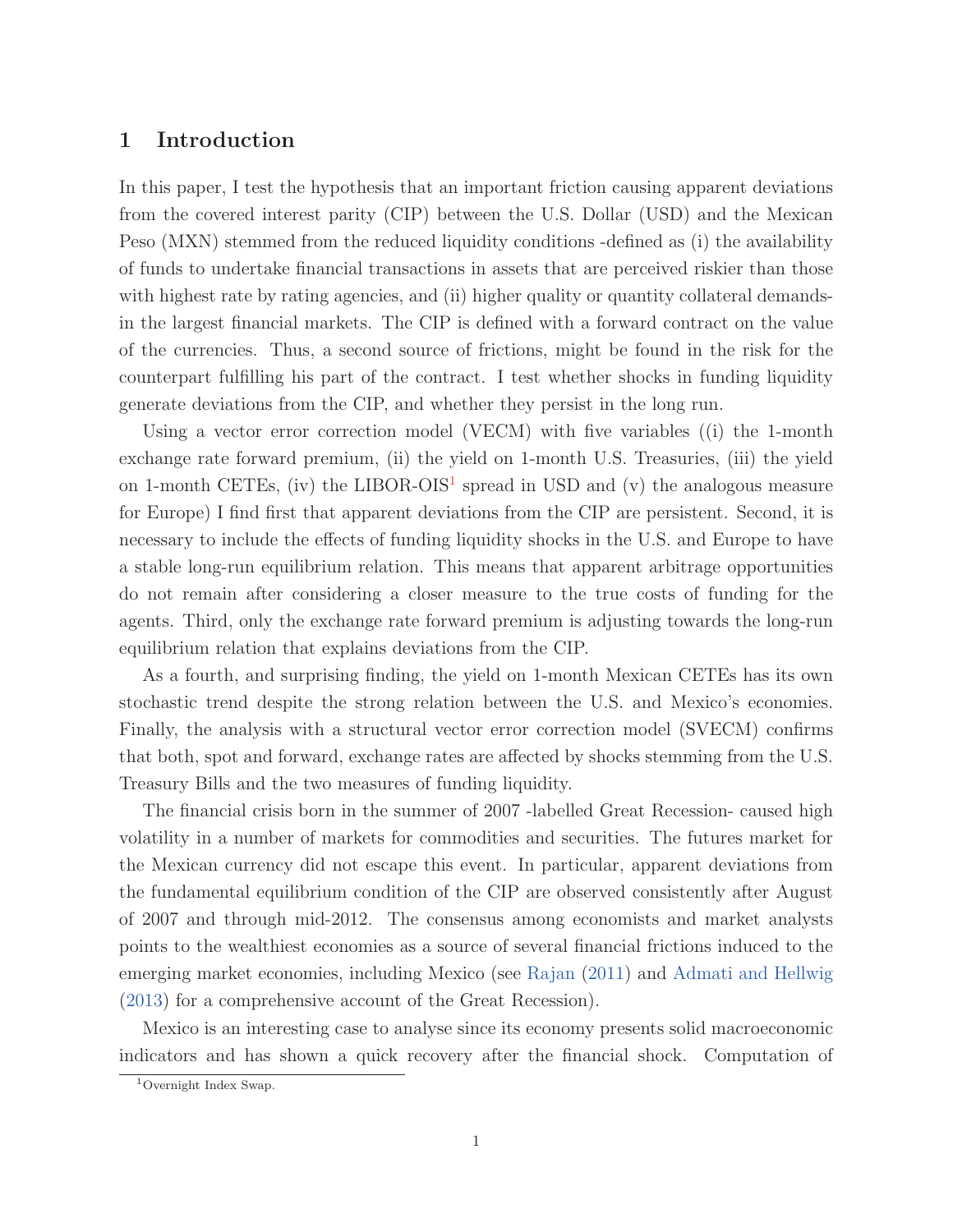# 1 Introduction

In this paper, I test the hypothesis that an important friction causing apparent deviations from the covered interest parity (CIP) between the U.S. Dollar (USD) and the Mexican Peso (MXN) stemmed from the reduced liquidity conditions -defined as (i) the availability of funds to undertake financial transactions in assets that are perceived riskier than those with highest rate by rating agencies, and (ii) higher quality or quantity collateral demands- in the largest financial markets. The CIP is defined with a forward contract on the value of the currencies. Thus, a second source of frictions, might be found in the risk for the counterpart fulfilling his part of the contract. I test whether shocks in funding liquidity generate deviations from the CIP, and whether they persist in the long run.

Using a vector error correction model (VECM) with five variables ((i) the 1-month exchange rate forward premium, (ii) the yield on 1-month U.S. Treasuries, (iii) the yield on 1-month CETEs, (iv) the LIBOR-OIS[1] spread in USD and (v) the analogous measure for Europe) I find first that apparent deviations from the CIP are persistent. Second, it is necessary to include the effects of funding liquidity shocks in the U.S. and Europe to have a stable long-run equilibrium relation. This means that apparent arbitrage opportunities do not remain after considering a closer measure to the true costs of funding for the agents. Third, only the exchange rate forward premium is adjusting towards the long-run equilibrium relation that explains deviations from the CIP.

As a fourth, and surprising finding, the yield on 1-month Mexican CETEs has its own stochastic trend despite the strong relation between the U.S. and Mexico's economies. Finally, the analysis with a structural vector error correction model (SVECM) confirms that both, spot and forward, exchange rates are affected by shocks stemming from the U.S. Treasury Bills and the two measures of funding liquidity.

The financial crisis born in the summer of 2007 -labelled Great Recession- caused high volatility in a number of markets for commodities and securities. The futures market for the Mexican currency did not escape this event. In particular, apparent deviations from the fundamental equilibrium condition of the CIP are observed consistently after August of 2007 and through mid-2012. The consensus among economists and market analysts points to the wealthiest economies as a source of several financial frictions induced to the emerging market economies, including Mexico (see Rajan (2011) and Admati and Hellwig (2013) for a comprehensive account of the Great Recession).

Mexico is an interesting case to analyse since its economy presents solid macroeconomic indicators and has shown a quick recovery after the financial shock. Computation of

[1] Overnight Index Swap.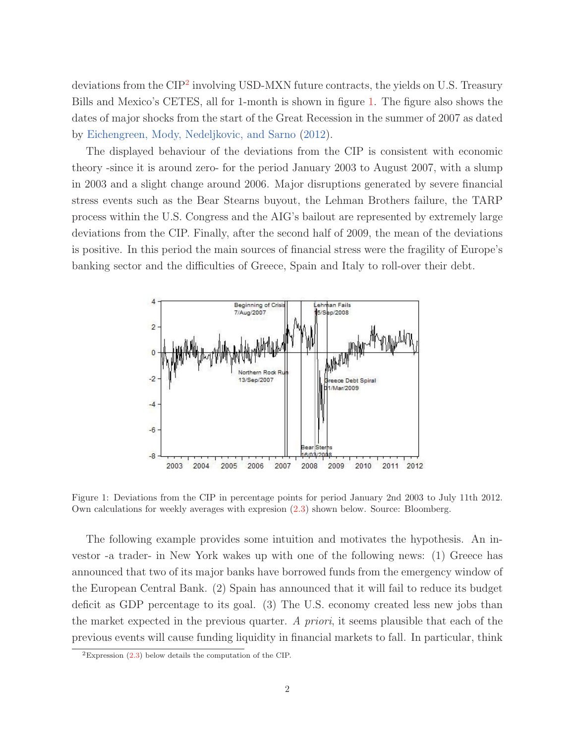deviations from the CIP[2] involving USD-MXN future contracts, the yields on U.S. Treasury Bills and Mexico's CETES, all for 1-month is shown in figure 1. The figure also shows the dates of major shocks from the start of the Great Recession in the summer of 2007 as dated by Eichengreen, Mody, Nedeljkovic, and Sarno (2012).

The displayed behaviour of the deviations from the CIP is consistent with economic theory -since it is around zero- for the period January 2003 to August 2007, with a slump in 2003 and a slight change around 2006. Major disruptions generated by severe financial stress events such as the Bear Stearns buyout, the Lehman Brothers failure, the TARP process within the U.S. Congress and the AIG's bailout are represented by extremely large deviations from the CIP. Finally, after the second half of 2009, the mean of the deviations is positive. In this period the main sources of financial stress were the fragility of Europe's banking sector and the difficulties of Greece, Spain and Italy to roll-over their debt.

Figure 1: Deviations from the CIP in percentage points for period January 2nd 2003 to July 11th 2012. Own calculations for weekly averages with expresion (2.3) shown below. Source: Bloomberg.

The following example provides some intuition and motivates the hypothesis. An investor -a trader- in New York wakes up with one of the following news: (1) Greece has announced that two of its major banks have borrowed funds from the emergency window of the European Central Bank. (2) Spain has announced that it will fail to reduce its budget deficit as GDP percentage to its goal. (3) The U.S. economy created less new jobs than the market expected in the previous quarter. *A priori*, it seems plausible that each of the previous events will cause funding liquidity in financial markets to fall. In particular, think

[2] Expression (2.3) below details the computation of the CIP.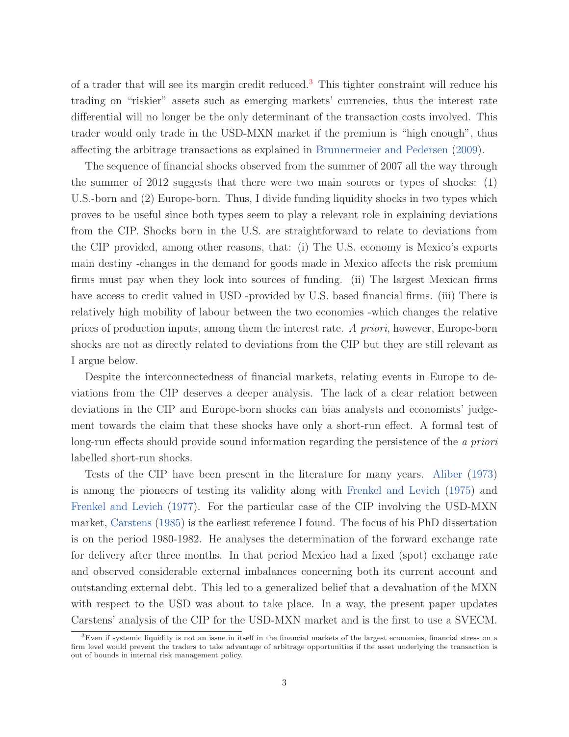of a trader that will see its margin credit reduced.[3] This tighter constraint will reduce his trading on "riskier" assets such as emerging markets' currencies, thus the interest rate differential will no longer be the only determinant of the transaction costs involved. This trader would only trade in the USD-MXN market if the premium is "high enough", thus affecting the arbitrage transactions as explained in Brunnermeier and Pedersen (2009).

The sequence of financial shocks observed from the summer of 2007 all the way through the summer of 2012 suggests that there were two main sources or types of shocks: (1) U.S.-born and (2) Europe-born. Thus, I divide funding liquidity shocks in two types which proves to be useful since both types seem to play a relevant role in explaining deviations from the CIP. Shocks born in the U.S. are straightforward to relate to deviations from the CIP provided, among other reasons, that: (i) The U.S. economy is Mexico's exports main destiny -changes in the demand for goods made in Mexico affects the risk premium firms must pay when they look into sources of funding. (ii) The largest Mexican firms have access to credit valued in USD -provided by U.S. based financial firms. (iii) There is relatively high mobility of labour between the two economies -which changes the relative prices of production inputs, among them the interest rate. *A priori*, however, Europe-born shocks are not as directly related to deviations from the CIP but they are still relevant as I argue below.

Despite the interconnectedness of financial markets, relating events in Europe to deviations from the CIP deserves a deeper analysis. The lack of a clear relation between deviations in the CIP and Europe-born shocks can bias analysts and economists' judgement towards the claim that these shocks have only a short-run effect. A formal test of long-run effects should provide sound information regarding the persistence of the *a priori* labelled short-run shocks.

Tests of the CIP have been present in the literature for many years. Aliber (1973) is among the pioneers of testing its validity along with Frenkel and Levich (1975) and Frenkel and Levich (1977). For the particular case of the CIP involving the USD-MXN market, Carstens (1985) is the earliest reference I found. The focus of his PhD dissertation is on the period 1980-1982. He analyses the determination of the forward exchange rate for delivery after three months. In that period Mexico had a fixed (spot) exchange rate and observed considerable external imbalances concerning both its current account and outstanding external debt. This led to a generalized belief that a devaluation of the MXN with respect to the USD was about to take place. In a way, the present paper updates Carstens' analysis of the CIP for the USD-MXN market and is the first to use a SVECM.

[3] Even if systemic liquidity is not an issue in itself in the financial markets of the largest economies, financial stress on a firm level would prevent the traders to take advantage of arbitrage opportunities if the asset underlying the transaction is out of bounds in internal risk management policy.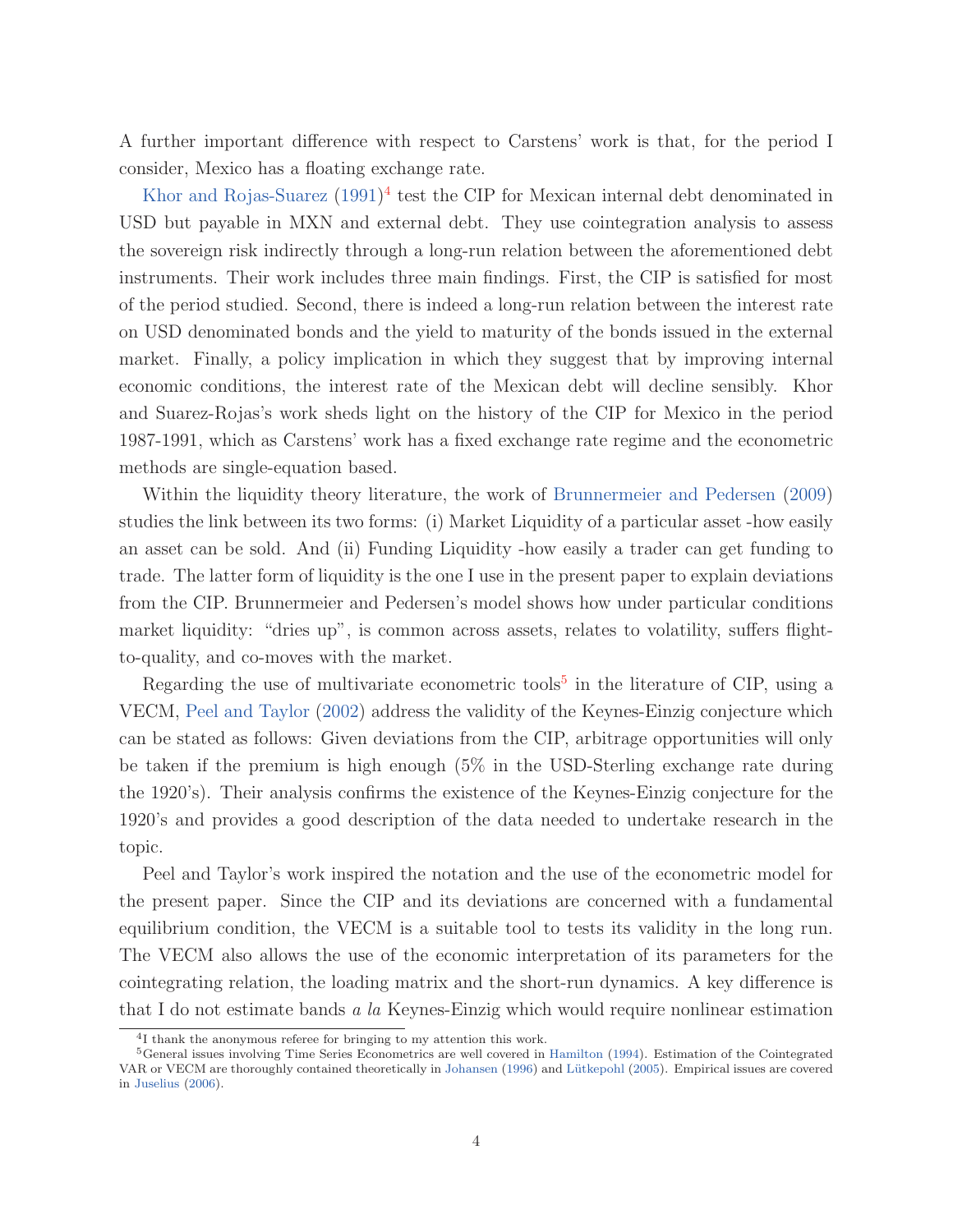A further important difference with respect to Carstens' work is that, for the period I consider, Mexico has a floating exchange rate.

Khor and Rojas-Suarez (1991)[4] test the CIP for Mexican internal debt denominated in USD but payable in MXN and external debt. They use cointegration analysis to assess the sovereign risk indirectly through a long-run relation between the aforementioned debt instruments. Their work includes three main findings. First, the CIP is satisfied for most of the period studied. Second, there is indeed a long-run relation between the interest rate on USD denominated bonds and the yield to maturity of the bonds issued in the external market. Finally, a policy implication in which they suggest that by improving internal economic conditions, the interest rate of the Mexican debt will decline sensibly. Khor and Suarez-Rojas's work sheds light on the history of the CIP for Mexico in the period 1987-1991, which as Carstens' work has a fixed exchange rate regime and the econometric methods are single-equation based.

Within the liquidity theory literature, the work of Brunnermeier and Pedersen (2009) studies the link between its two forms: (i) Market Liquidity of a particular asset -how easily an asset can be sold. And (ii) Funding Liquidity -how easily a trader can get funding to trade. The latter form of liquidity is the one I use in the present paper to explain deviations from the CIP. Brunnermeier and Pedersen's model shows how under particular conditions market liquidity: "dries up", is common across assets, relates to volatility, suffers flight-to-quality, and co-moves with the market.

Regarding the use of multivariate econometric tools[5] in the literature of CIP, using a VECM, Peel and Taylor (2002) address the validity of the Keynes-Einzig conjecture which can be stated as follows: Given deviations from the CIP, arbitrage opportunities will only be taken if the premium is high enough (5% in the USD-Sterling exchange rate during the 1920's). Their analysis confirms the existence of the Keynes-Einzig conjecture for the 1920's and provides a good description of the data needed to undertake research in the topic.

Peel and Taylor's work inspired the notation and the use of the econometric model for the present paper. Since the CIP and its deviations are concerned with a fundamental equilibrium condition, the VECM is a suitable tool to tests its validity in the long run. The VECM also allows the use of the economic interpretation of its parameters for the cointegrating relation, the loading matrix and the short-run dynamics. A key difference is that I do not estimate bands *a la* Keynes-Einzig which would require nonlinear estimation

[4] I thank the anonymous referee for bringing to my attention this work.

[5] General issues involving Time Series Econometrics are well covered in Hamilton (1994). Estimation of the Cointegrated VAR or VECM are thoroughly contained theoretically in Johansen (1996) and Lütkepohl (2005). Empirical issues are covered in Juselius (2006).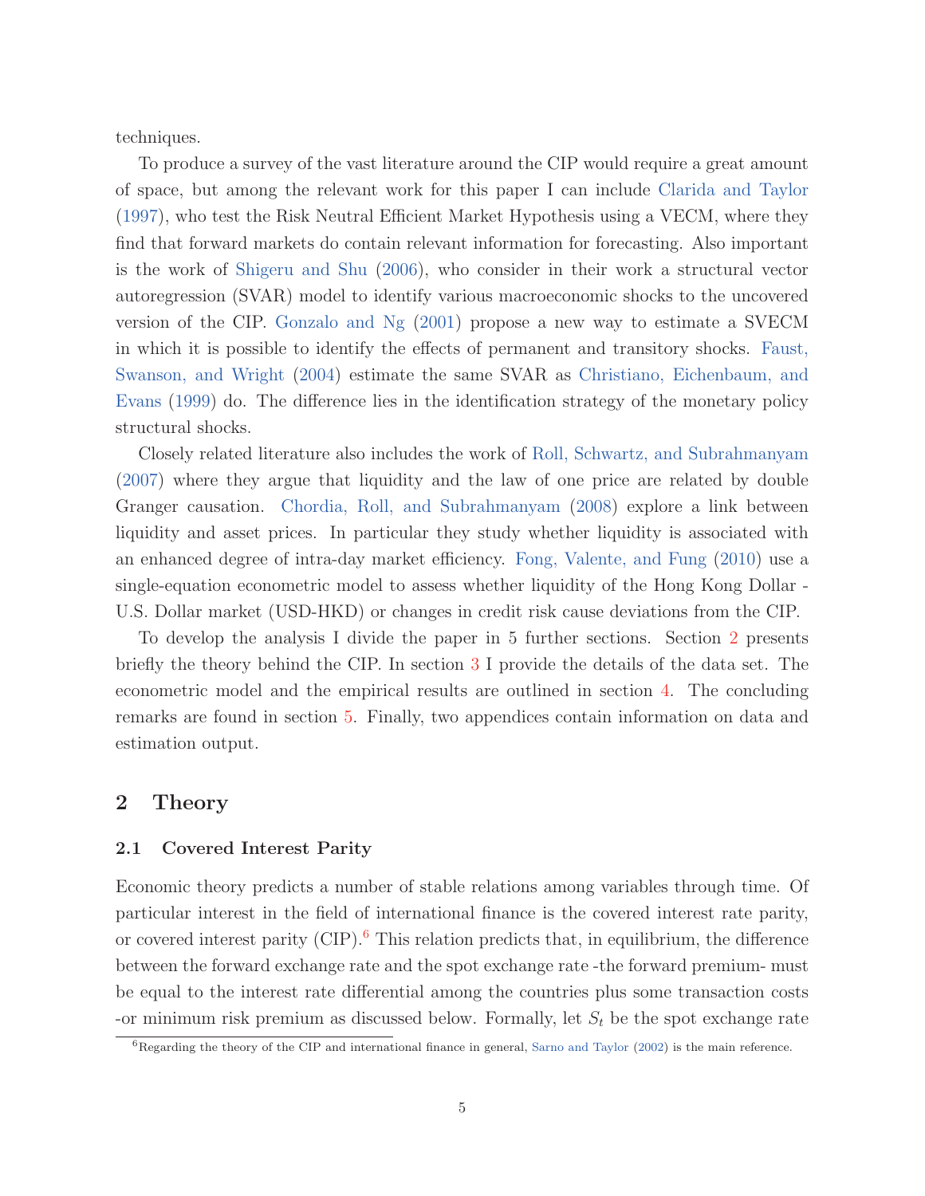techniques.

To produce a survey of the vast literature around the CIP would require a great amount of space, but among the relevant work for this paper I can include Clarida and Taylor (1997), who test the Risk Neutral Efficient Market Hypothesis using a VECM, where they find that forward markets do contain relevant information for forecasting. Also important is the work of Shigeru and Shu (2006), who consider in their work a structural vector autoregression (SVAR) model to identify various macroeconomic shocks to the uncovered version of the CIP. Gonzalo and Ng (2001) propose a new way to estimate a SVECM in which it is possible to identify the effects of permanent and transitory shocks. Faust, Swanson, and Wright (2004) estimate the same SVAR as Christiano, Eichenbaum, and Evans (1999) do. The difference lies in the identification strategy of the monetary policy structural shocks.

Closely related literature also includes the work of Roll, Schwartz, and Subrahmanyam (2007) where they argue that liquidity and the law of one price are related by double Granger causation. Chordia, Roll, and Subrahmanyam (2008) explore a link between liquidity and asset prices. In particular they study whether liquidity is associated with an enhanced degree of intra-day market efficiency. Fong, Valente, and Fung (2010) use a single-equation econometric model to assess whether liquidity of the Hong Kong Dollar - U.S. Dollar market (USD-HKD) or changes in credit risk cause deviations from the CIP.

To develop the analysis I divide the paper in 5 further sections. Section 2 presents briefly the theory behind the CIP. In section 3 I provide the details of the data set. The econometric model and the empirical results are outlined in section 4. The concluding remarks are found in section 5. Finally, two appendices contain information on data and estimation output.

## 2 Theory

### 2.1 Covered Interest Parity

Economic theory predicts a number of stable relations among variables through time. Of particular interest in the field of international finance is the covered interest rate parity, or covered interest parity (CIP).[6] This relation predicts that, in equilibrium, the difference between the forward exchange rate and the spot exchange rate -the forward premium- must be equal to the interest rate differential among the countries plus some transaction costs -or minimum risk premium as discussed below. Formally, let $S_t$ be the spot exchange rate

[6] Regarding the theory of the CIP and international finance in general, Sarno and Taylor (2002) is the main reference.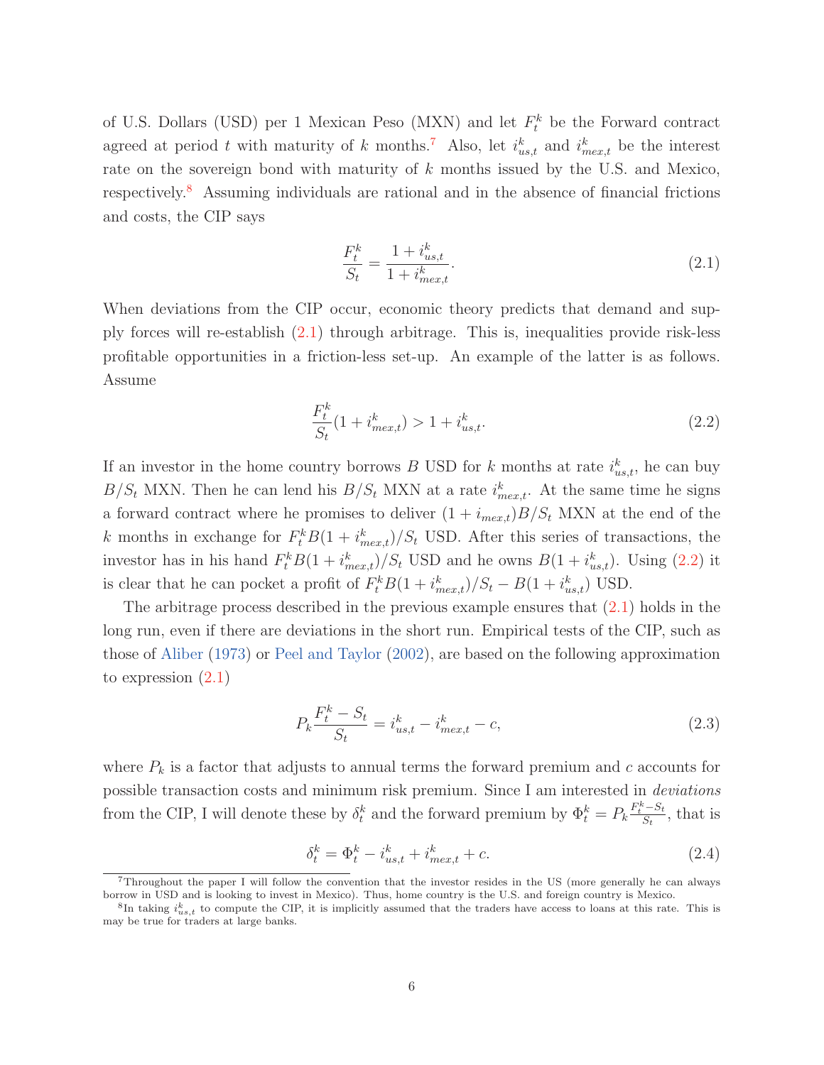of U.S. Dollars (USD) per 1 Mexican Peso (MXN) and let $F_t^k$ be the Forward contract agreed at period $t$ with maturity of $k$ months.[7] Also, let $i_{us,t}^k$ and $i_{mex,t}^k$ be the interest rate on the sovereign bond with maturity of $k$ months issued by the U.S. and Mexico, respectively.[8] Assuming individuals are rational and in the absence of financial frictions and costs, the CIP says

$$\frac{F_t^k}{S_t} = \frac{1 + i_{us,t}^k}{1 + i_{mex,t}^k}. \tag{2.1}$$

When deviations from the CIP occur, economic theory predicts that demand and supply forces will re-establish (2.1) through arbitrage. This is, inequalities provide risk-less profitable opportunities in a friction-less set-up. An example of the latter is as follows. Assume

$$\frac{F_t^k}{S_t}(1 + i_{mex,t}^k) > 1 + i_{us,t}^k. \tag{2.2}$$

If an investor in the home country borrows $B$ USD for $k$ months at rate $i_{us,t}^k$, he can buy $B/S_t$ MXN. Then he can lend his $B/S_t$ MXN at a rate $i_{mex,t}^k$. At the same time he signs a forward contract where he promises to deliver $(1 + i_{mex,t})B/S_t$ MXN at the end of the $k$ months in exchange for $F_t^k B(1 + i_{mex,t}^k)/S_t$ USD. After this series of transactions, the investor has in his hand $F_t^k B(1 + i_{mex,t}^k)/S_t$ USD and he owns $B(1 + i_{us,t}^k)$. Using (2.2) it is clear that he can pocket a profit of $F_t^k B(1 + i_{mex,t}^k)/S_t - B(1 + i_{us,t}^k)$ USD.

The arbitrage process described in the previous example ensures that (2.1) holds in the long run, even if there are deviations in the short run. Empirical tests of the CIP, such as those of Aliber (1973) or Peel and Taylor (2002), are based on the following approximation to expression (2.1)

$$P_k \frac{F_t^k - S_t}{S_t} = i_{us,t}^k - i_{mex,t}^k - c, \tag{2.3}$$

where $P_k$ is a factor that adjusts to annual terms the forward premium and $c$ accounts for possible transaction costs and minimum risk premium. Since I am interested in *deviations* from the CIP, I will denote these by $\delta_t^k$ and the forward premium by $\Phi_t^k = P_k \frac{F_t^k - S_t}{S_t}$, that is

$$\delta_t^k = \Phi_t^k - i_{us,t}^k + i_{mex,t}^k + c. \tag{2.4}$$

---

[7] Throughout the paper I will follow the convention that the investor resides in the US (more generally he can always borrow in USD and is looking to invest in Mexico). Thus, home country is the U.S. and foreign country is Mexico.

[8] In taking $i_{us,t}^k$ to compute the CIP, it is implicitly assumed that the traders have access to loans at this rate. This is may be true for traders at large banks.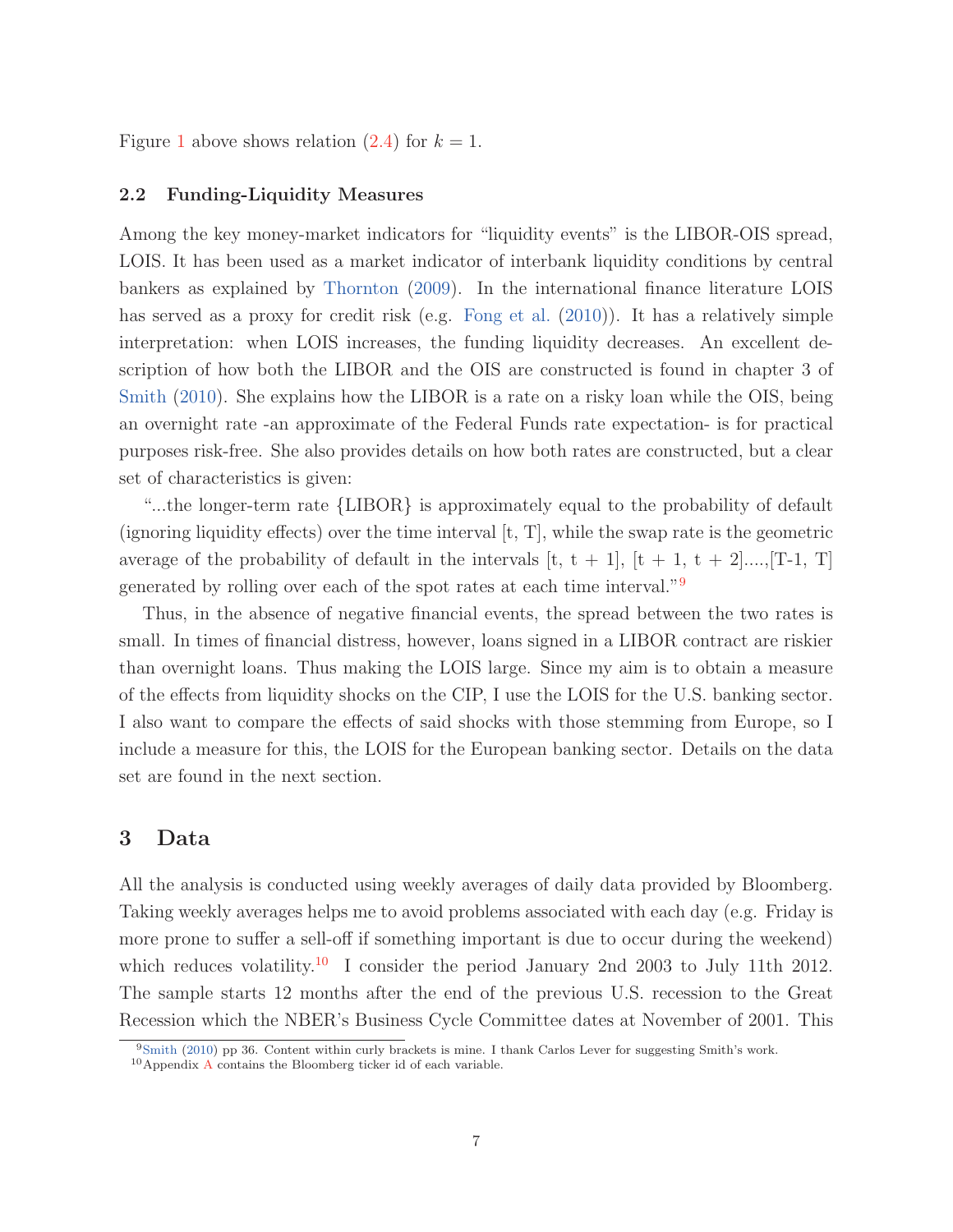Figure 1 above shows relation (2.4) for $k = 1$.

### 2.2 Funding-Liquidity Measures

Among the key money-market indicators for "liquidity events" is the LIBOR-OIS spread, LOIS. It has been used as a market indicator of interbank liquidity conditions by central bankers as explained by Thornton (2009). In the international finance literature LOIS has served as a proxy for credit risk (e.g. Fong et al. (2010)). It has a relatively simple interpretation: when LOIS increases, the funding liquidity decreases. An excellent description of how both the LIBOR and the OIS are constructed is found in chapter 3 of Smith (2010). She explains how the LIBOR is a rate on a risky loan while the OIS, being an overnight rate -an approximate of the Federal Funds rate expectation- is for practical purposes risk-free. She also provides details on how both rates are constructed, but a clear set of characteristics is given:

"...the longer-term rate {LIBOR} is approximately equal to the probability of default (ignoring liquidity effects) over the time interval [t, T], while the swap rate is the geometric average of the probability of default in the intervals [t, t + 1], [t + 1, t + 2]....,[T-1, T] generated by rolling over each of the spot rates at each time interval."[9]

Thus, in the absence of negative financial events, the spread between the two rates is small. In times of financial distress, however, loans signed in a LIBOR contract are riskier than overnight loans. Thus making the LOIS large. Since my aim is to obtain a measure of the effects from liquidity shocks on the CIP, I use the LOIS for the U.S. banking sector. I also want to compare the effects of said shocks with those stemming from Europe, so I include a measure for this, the LOIS for the European banking sector. Details on the data set are found in the next section.

## 3 Data

All the analysis is conducted using weekly averages of daily data provided by Bloomberg. Taking weekly averages helps me to avoid problems associated with each day (e.g. Friday is more prone to suffer a sell-off if something important is due to occur during the weekend) which reduces volatility.[10] I consider the period January 2nd 2003 to July 11th 2012. The sample starts 12 months after the end of the previous U.S. recession to the Great Recession which the NBER's Business Cycle Committee dates at November of 2001. This

[9] Smith (2010) pp 36. Content within curly brackets is mine. I thank Carlos Lever for suggesting Smith's work.

[10] Appendix A contains the Bloomberg ticker id of each variable.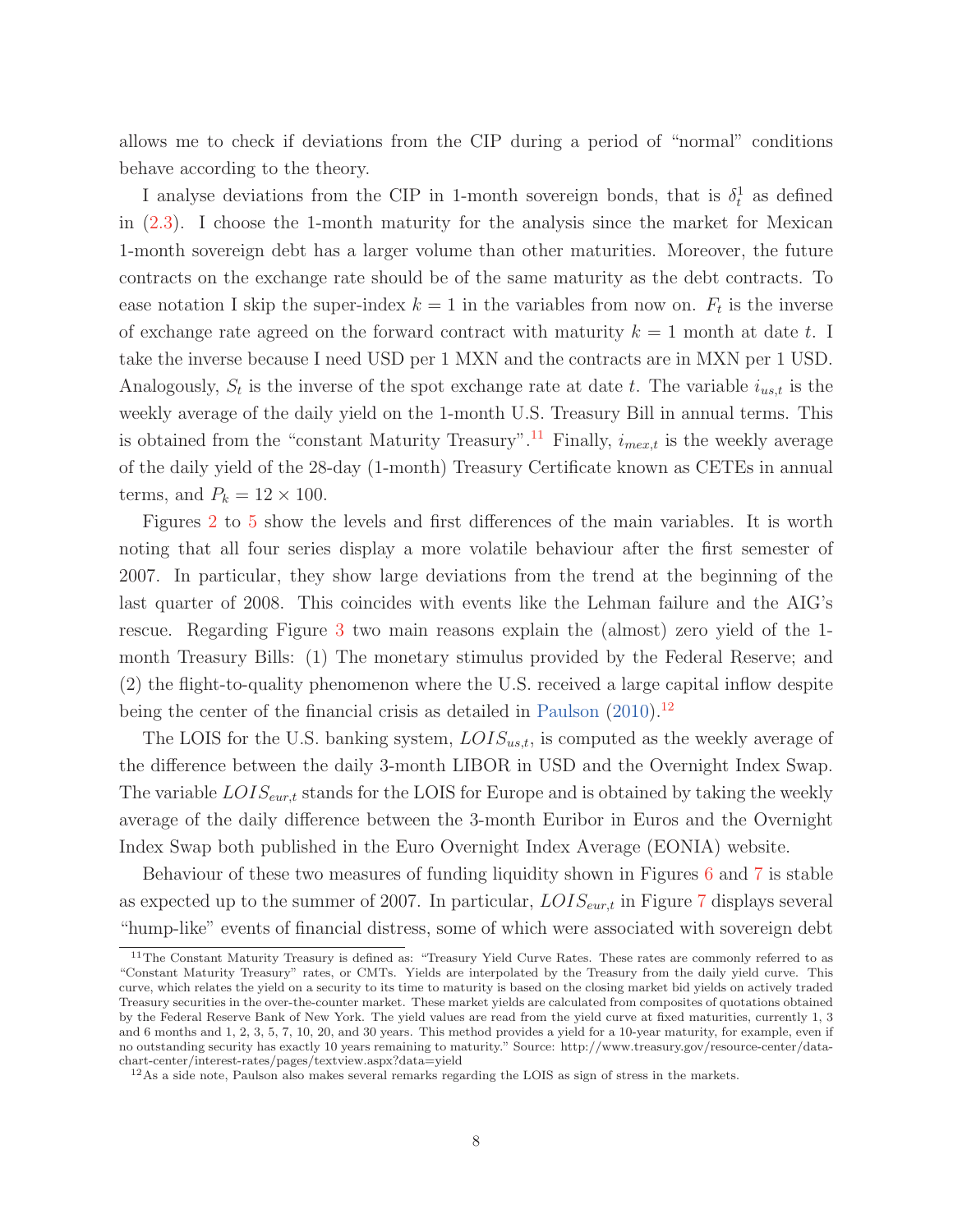allows me to check if deviations from the CIP during a period of "normal" conditions behave according to the theory.

I analyse deviations from the CIP in 1-month sovereign bonds, that is $\delta_t^1$ as defined in (2.3). I choose the 1-month maturity for the analysis since the market for Mexican 1-month sovereign debt has a larger volume than other maturities. Moreover, the future contracts on the exchange rate should be of the same maturity as the debt contracts. To ease notation I skip the super-index $k = 1$ in the variables from now on. $F_t$ is the inverse of exchange rate agreed on the forward contract with maturity $k = 1$ month at date $t$. I take the inverse because I need USD per 1 MXN and the contracts are in MXN per 1 USD. Analogously, $S_t$ is the inverse of the spot exchange rate at date $t$. The variable $i_{us,t}$ is the weekly average of the daily yield on the 1-month U.S. Treasury Bill in annual terms. This is obtained from the "constant Maturity Treasury".[11] Finally, $i_{mex,t}$ is the weekly average of the daily yield of the 28-day (1-month) Treasury Certificate known as CETEs in annual terms, and $P_k = 12 \times 100$.

Figures 2 to 5 show the levels and first differences of the main variables. It is worth noting that all four series display a more volatile behaviour after the first semester of 2007. In particular, they show large deviations from the trend at the beginning of the last quarter of 2008. This coincides with events like the Lehman failure and the AIG's rescue. Regarding Figure 3 two main reasons explain the (almost) zero yield of the 1-month Treasury Bills: (1) The monetary stimulus provided by the Federal Reserve; and (2) the flight-to-quality phenomenon where the U.S. received a large capital inflow despite being the center of the financial crisis as detailed in Paulson (2010).[12]

The LOIS for the U.S. banking system, $LOIS_{us,t}$, is computed as the weekly average of the difference between the daily 3-month LIBOR in USD and the Overnight Index Swap. The variable $LOIS_{eur,t}$ stands for the LOIS for Europe and is obtained by taking the weekly average of the daily difference between the 3-month Euribor in Euros and the Overnight Index Swap both published in the Euro Overnight Index Average (EONIA) website.

Behaviour of these two measures of funding liquidity shown in Figures 6 and 7 is stable as expected up to the summer of 2007. In particular, $LOIS_{eur,t}$ in Figure 7 displays several "hump-like" events of financial distress, some of which were associated with sovereign debt

[11] The Constant Maturity Treasury is defined as: "Treasury Yield Curve Rates. These rates are commonly referred to as "Constant Maturity Treasury" rates, or CMTs. Yields are interpolated by the Treasury from the daily yield curve. This curve, which relates the yield on a security to its time to maturity is based on the closing market bid yields on actively traded Treasury securities in the over-the-counter market. These market yields are calculated from composites of quotations obtained by the Federal Reserve Bank of New York. The yield values are read from the yield curve at fixed maturities, currently 1, 3 and 6 months and 1, 2, 3, 5, 7, 10, 20, and 30 years. This method provides a yield for a 10-year maturity, for example, even if no outstanding security has exactly 10 years remaining to maturity." Source: http://www.treasury.gov/resource-center/data-chart-center/interest-rates/pages/textview.aspx?data=yield

[12] As a side note, Paulson also makes several remarks regarding the LOIS as sign of stress in the markets.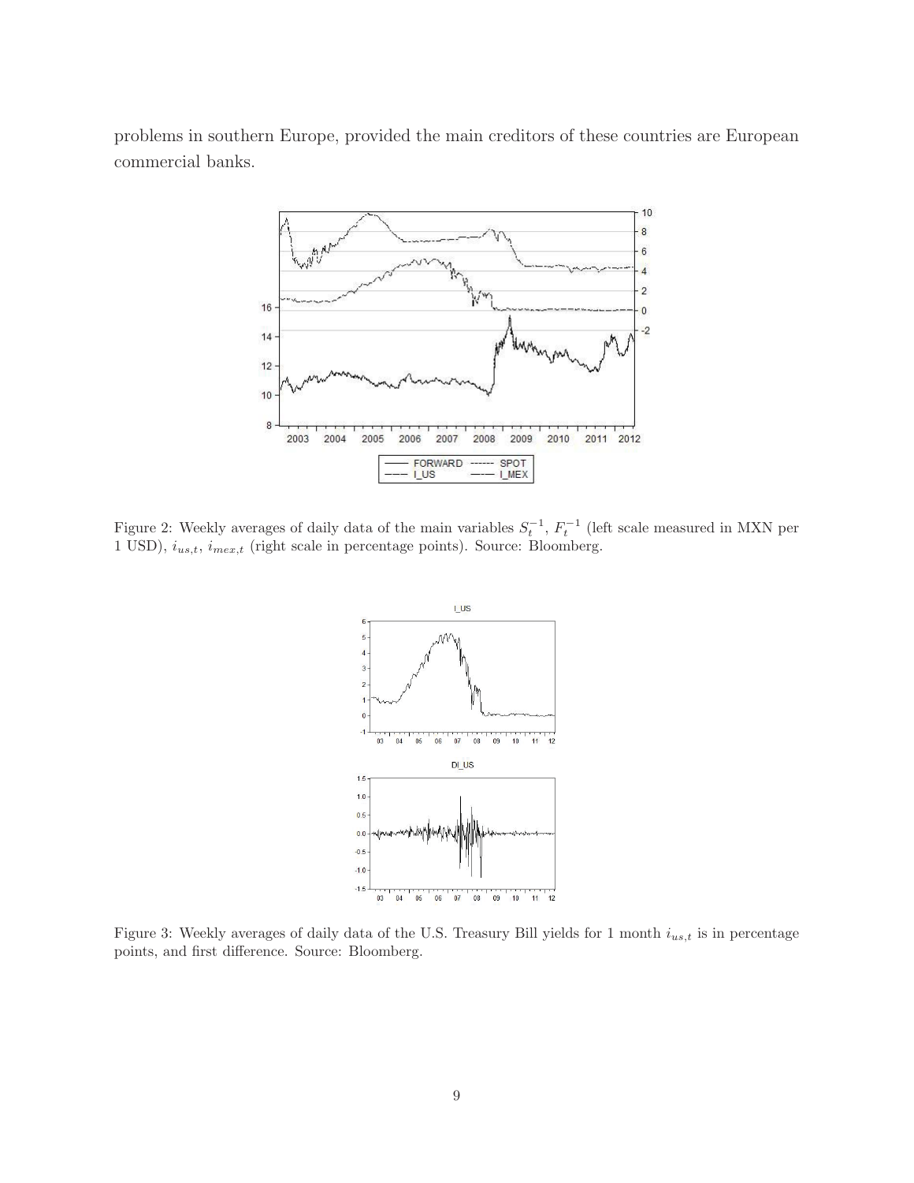problems in southern Europe, provided the main creditors of these countries are European commercial banks.

Figure 2: Weekly averages of daily data of the main variables $S_t^{-1}$, $F_t^{-1}$ (left scale measured in MXN per 1 USD), $i_{us,t}$, $i_{mex,t}$ (right scale in percentage points). Source: Bloomberg.

Figure 3: Weekly averages of daily data of the U.S. Treasury Bill yields for 1 month $i_{us,t}$ is in percentage points, and first difference. Source: Bloomberg.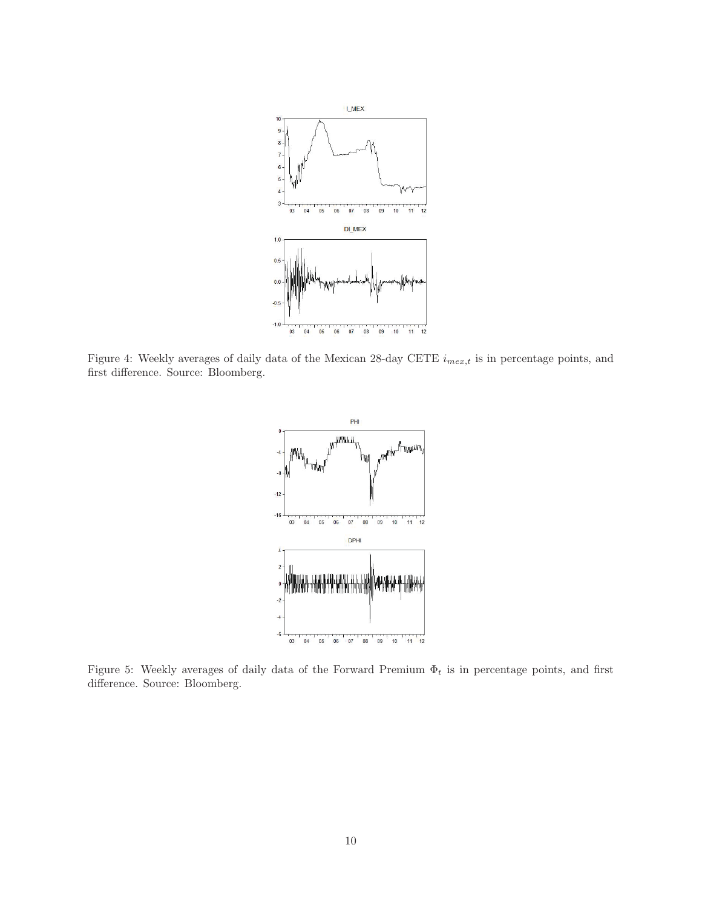Figure 4: Weekly averages of daily data of the Mexican 28-day CETE $i_{mex,t}$ is in percentage points, and first difference. Source: Bloomberg.

Figure 5: Weekly averages of daily data of the Forward Premium $\Phi_t$ is in percentage points, and first difference. Source: Bloomberg.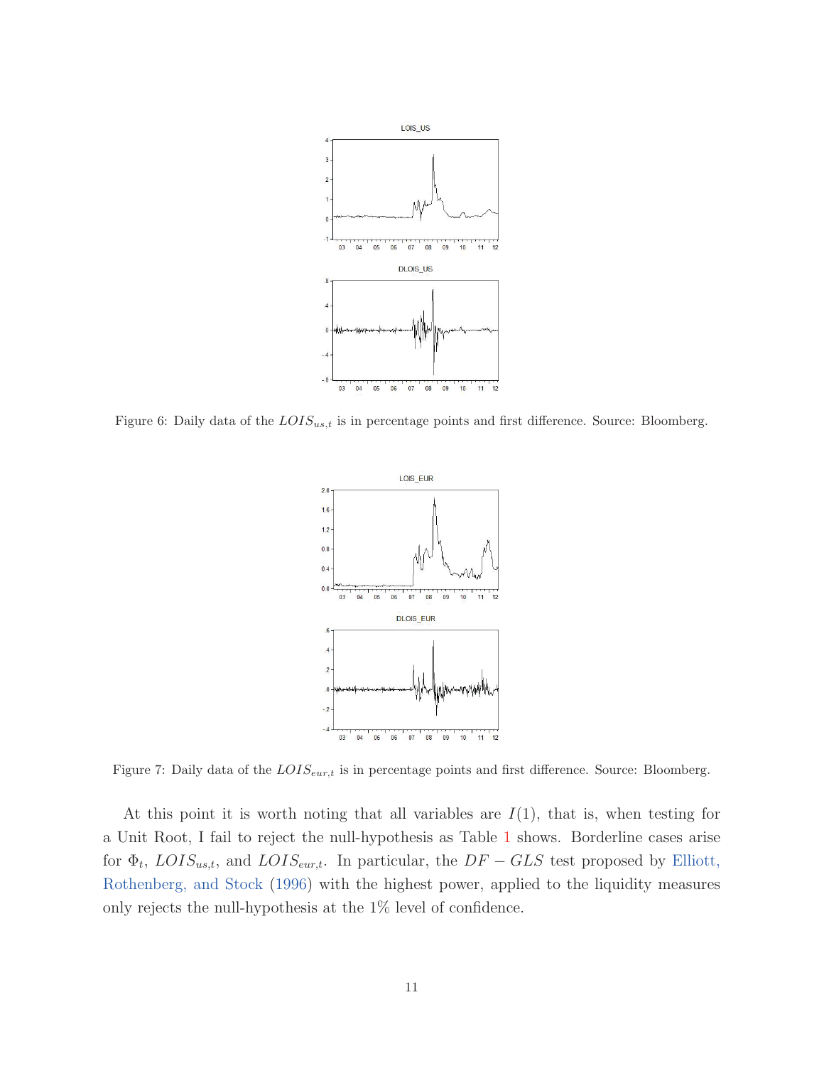Figure 6: Daily data of the $LOIS_{us,t}$ is in percentage points and first difference. Source: Bloomberg.

Figure 7: Daily data of the $LOIS_{eur,t}$ is in percentage points and first difference. Source: Bloomberg.

At this point it is worth noting that all variables are $I(1)$, that is, when testing for a Unit Root, I fail to reject the null-hypothesis as Table 1 shows. Borderline cases arise for $\Phi_t$, $LOIS_{us,t}$, and $LOIS_{eur,t}$. In particular, the $DF-GLS$ test proposed by Elliott, Rothenberg, and Stock (1996) with the highest power, applied to the liquidity measures only rejects the null-hypothesis at the 1% level of confidence.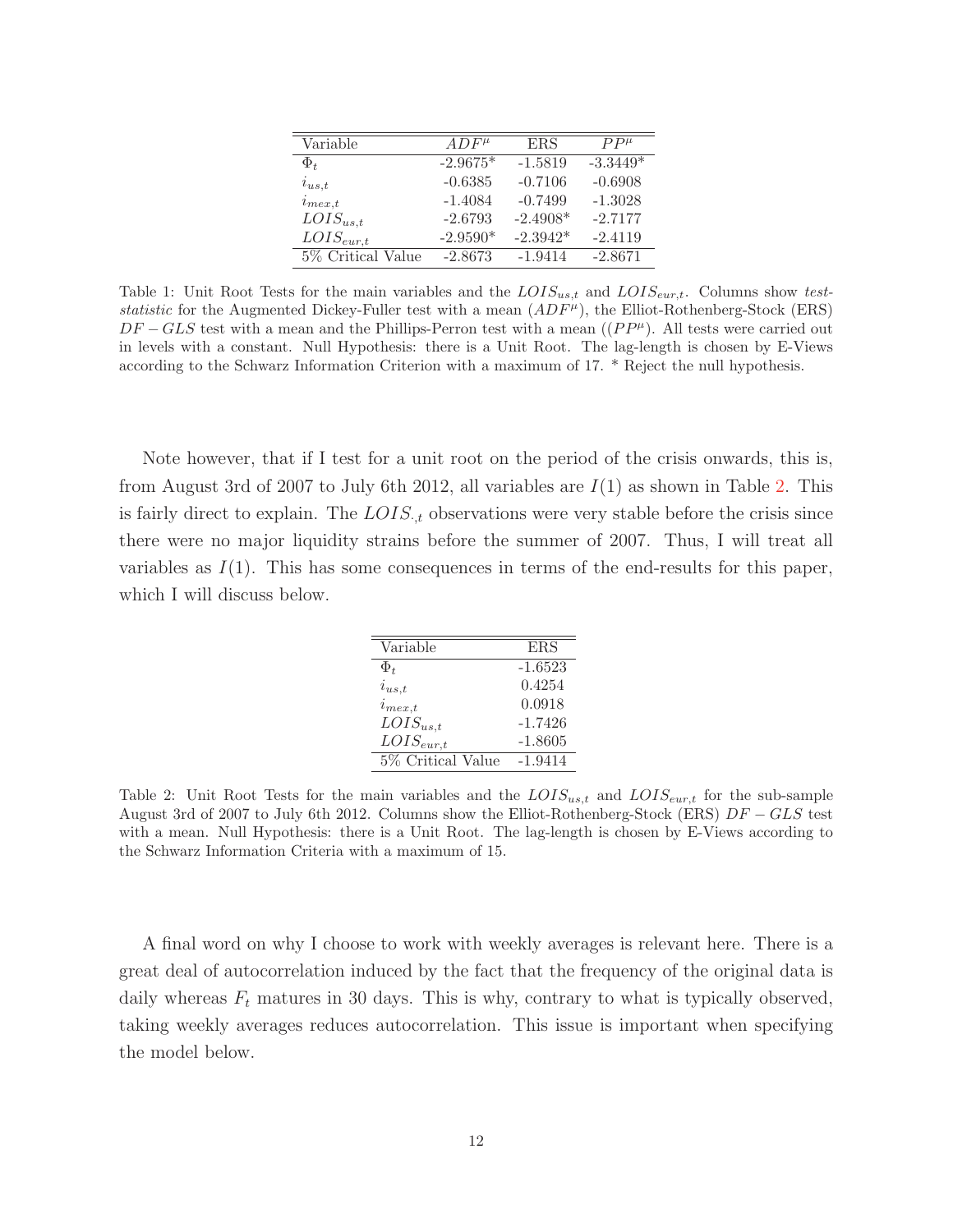| Variable | $ADF^{\mu}$ | ERS | $PP^{\mu}$ |
|---|---|---|---|
| $\Phi_t$ | -2.9675* | -1.5819 | -3.3449* |
| $i_{us,t}$ | -0.6385 | -0.7106 | -0.6908 |
| $i_{mex,t}$ | -1.4084 | -0.7499 | -1.3028 |
| $LOIS_{us,t}$ | -2.6793 | -2.4908* | -2.7177 |
| $LOIS_{eur,t}$ | -2.9590* | -2.3942* | -2.4119 |
| 5% Critical Value | -2.8673 | -1.9414 | -2.8671 |

Table 1: Unit Root Tests for the main variables and the $LOIS_{us,t}$ and $LOIS_{eur,t}$. Columns show *test-statistic* for the Augmented Dickey-Fuller test with a mean ($ADF^{\mu}$), the Elliot-Rothenberg-Stock (ERS) $DF-GLS$ test with a mean and the Phillips-Perron test with a mean (($PP^{\mu}$). All tests were carried out in levels with a constant. Null Hypothesis: there is a Unit Root. The lag-length is chosen by E-Views according to the Schwarz Information Criterion with a maximum of 17. * Reject the null hypothesis.

Note however, that if I test for a unit root on the period of the crisis onwards, this is, from August 3rd of 2007 to July 6th 2012, all variables are $I(1)$ as shown in Table 2. This is fairly direct to explain. The $LOIS_{\cdot,t}$ observations were very stable before the crisis since there were no major liquidity strains before the summer of 2007. Thus, I will treat all variables as $I(1)$. This has some consequences in terms of the end-results for this paper, which I will discuss below.

| Variable | ERS |
|---|---|
| $\Phi_t$ | -1.6523 |
| $i_{us,t}$ | 0.4254 |
| $i_{mex,t}$ | 0.0918 |
| $LOIS_{us,t}$ | -1.7426 |
| $LOIS_{eur,t}$ | -1.8605 |
| 5% Critical Value | -1.9414 |

Table 2: Unit Root Tests for the main variables and the $LOIS_{us,t}$ and $LOIS_{eur,t}$ for the sub-sample August 3rd of 2007 to July 6th 2012. Columns show the Elliot-Rothenberg-Stock (ERS) $DF-GLS$ test with a mean. Null Hypothesis: there is a Unit Root. The lag-length is chosen by E-Views according to the Schwarz Information Criteria with a maximum of 15.

A final word on why I choose to work with weekly averages is relevant here. There is a great deal of autocorrelation induced by the fact that the frequency of the original data is daily whereas $F_t$ matures in 30 days. This is why, contrary to what is typically observed, taking weekly averages reduces autocorrelation. This issue is important when specifying the model below.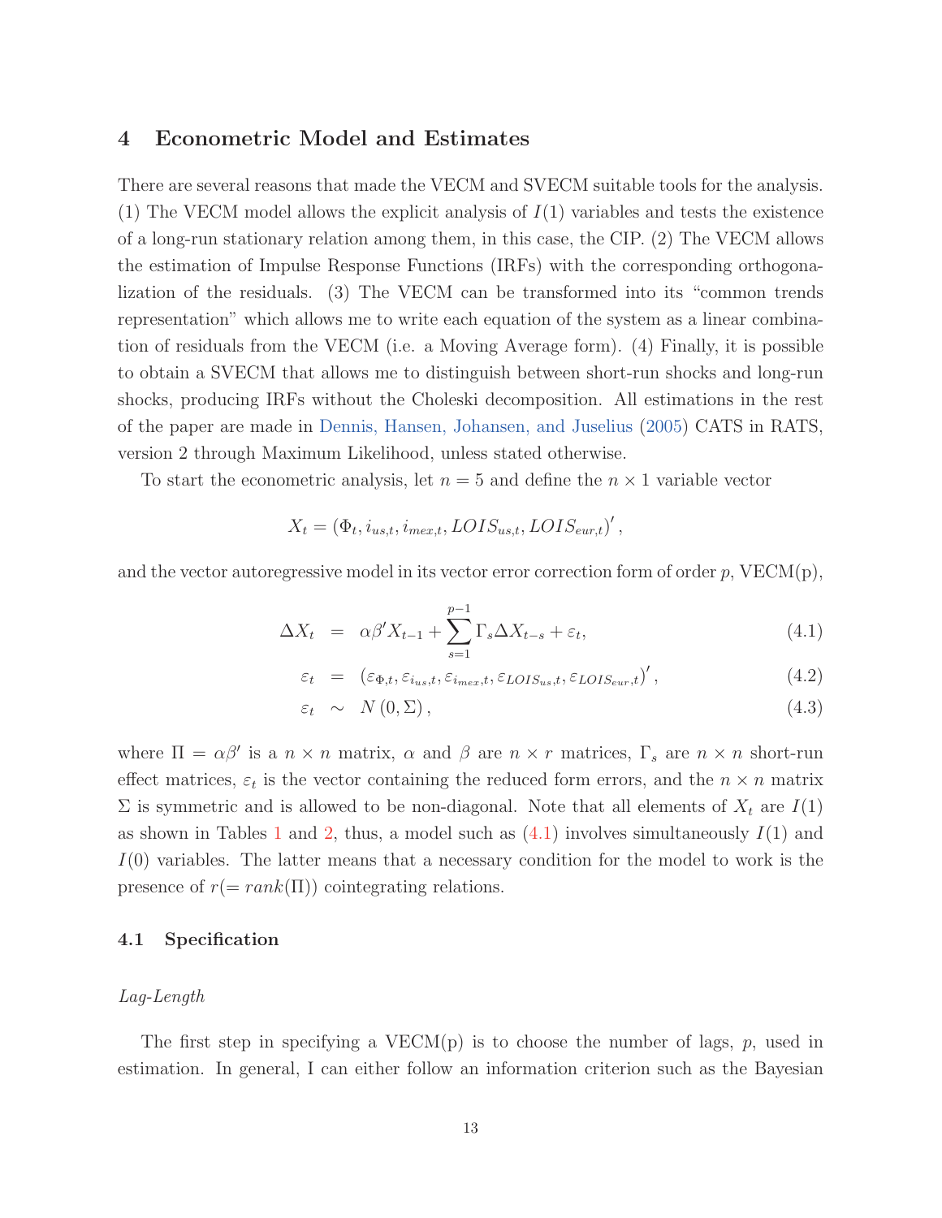## 4 Econometric Model and Estimates

There are several reasons that made the VECM and SVECM suitable tools for the analysis. (1) The VECM model allows the explicit analysis of $I(1)$ variables and tests the existence of a long-run stationary relation among them, in this case, the CIP. (2) The VECM allows the estimation of Impulse Response Functions (IRFs) with the corresponding orthogonalization of the residuals. (3) The VECM can be transformed into its "common trends representation" which allows me to write each equation of the system as a linear combination of residuals from the VECM (i.e. a Moving Average form). (4) Finally, it is possible to obtain a SVECM that allows me to distinguish between short-run shocks and long-run shocks, producing IRFs without the Choleski decomposition. All estimations in the rest of the paper are made in Dennis, Hansen, Johansen, and Juselius (2005) CATS in RATS, version 2 through Maximum Likelihood, unless stated otherwise.

To start the econometric analysis, let $n = 5$ and define the $n \times 1$ variable vector

$$X_t = (\Phi_t, i_{us,t}, i_{mex,t}, LOIS_{us,t}, LOIS_{eur,t})',$$

and the vector autoregressive model in its vector error correction form of order $p$, VECM(p),

$$\Delta X_t = \alpha\beta' X_{t-1} + \sum_{s=1}^{p-1} \Gamma_s \Delta X_{t-s} + \varepsilon_t, \tag{4.1}$$

$$\varepsilon_t = (\varepsilon_{\Phi,t}, \varepsilon_{i_{us},t}, \varepsilon_{i_{mex},t}, \varepsilon_{LOIS_{us},t}, \varepsilon_{LOIS_{eur},t})', \tag{4.2}$$

$$\varepsilon_t \sim N(0, \Sigma), \tag{4.3}$$

where $\Pi = \alpha\beta'$ is a $n \times n$ matrix, $\alpha$ and $\beta$ are $n \times r$ matrices, $\Gamma_s$ are $n \times n$ short-run effect matrices, $\varepsilon_t$ is the vector containing the reduced form errors, and the $n \times n$ matrix $\Sigma$ is symmetric and is allowed to be non-diagonal. Note that all elements of $X_t$ are $I(1)$ as shown in Tables 1 and 2, thus, a model such as (4.1) involves simultaneously $I(1)$ and $I(0)$ variables. The latter means that a necessary condition for the model to work is the presence of $r(= rank(\Pi))$ cointegrating relations.

### 4.1 Specification

*Lag-Length*

The first step in specifying a VECM(p) is to choose the number of lags, $p$, used in estimation. In general, I can either follow an information criterion such as the Bayesian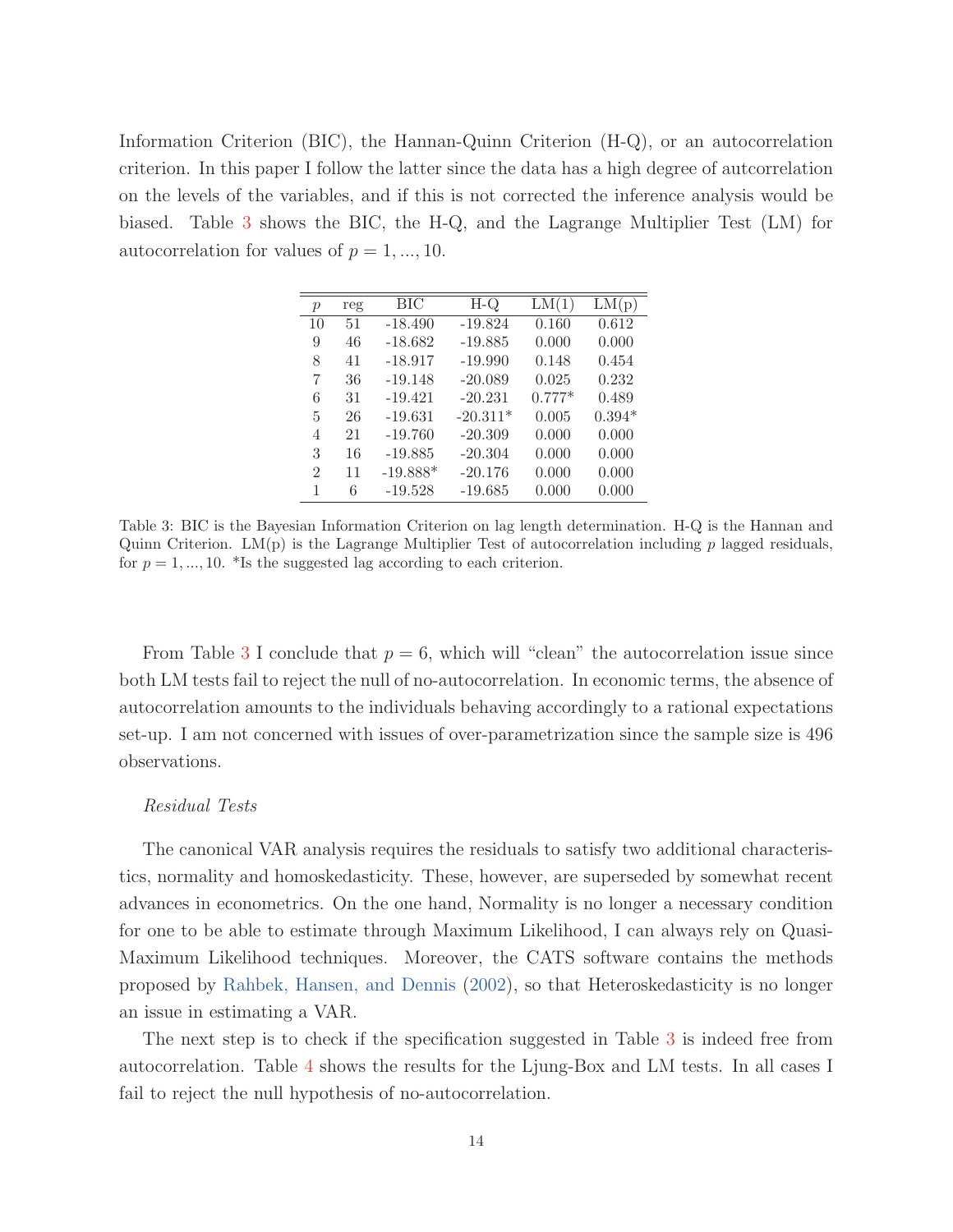Information Criterion (BIC), the Hannan-Quinn Criterion (H-Q), or an autocorrelation criterion. In this paper I follow the latter since the data has a high degree of autcorrelation on the levels of the variables, and if this is not corrected the inference analysis would be biased. Table 3 shows the BIC, the H-Q, and the Lagrange Multiplier Test (LM) for autocorrelation for values of $p = 1, ..., 10$.

| $p$ | reg | BIC | H-Q | LM(1) | LM(p) |
|---|---|---|---|---|---|
| 10 | 51 | -18.490 | -19.824 | 0.160 | 0.612 |
| 9 | 46 | -18.682 | -19.885 | 0.000 | 0.000 |
| 8 | 41 | -18.917 | -19.990 | 0.148 | 0.454 |
| 7 | 36 | -19.148 | -20.089 | 0.025 | 0.232 |
| 6 | 31 | -19.421 | -20.231 | 0.777* | 0.489 |
| 5 | 26 | -19.631 | -20.311* | 0.005 | 0.394* |
| 4 | 21 | -19.760 | -20.309 | 0.000 | 0.000 |
| 3 | 16 | -19.885 | -20.304 | 0.000 | 0.000 |
| 2 | 11 | -19.888* | -20.176 | 0.000 | 0.000 |
| 1 | 6 | -19.528 | -19.685 | 0.000 | 0.000 |

Table 3: BIC is the Bayesian Information Criterion on lag length determination. H-Q is the Hannan and Quinn Criterion. LM(p) is the Lagrange Multiplier Test of autocorrelation including $p$ lagged residuals, for $p = 1, ..., 10$. *Is the suggested lag according to each criterion.

From Table 3 I conclude that $p = 6$, which will "clean" the autocorrelation issue since both LM tests fail to reject the null of no-autocorrelation. In economic terms, the absence of autocorrelation amounts to the individuals behaving accordingly to a rational expectations set-up. I am not concerned with issues of over-parametrization since the sample size is 496 observations.

*Residual Tests*

The canonical VAR analysis requires the residuals to satisfy two additional characteristics, normality and homoskedasticity. These, however, are superseded by somewhat recent advances in econometrics. On the one hand, Normality is no longer a necessary condition for one to be able to estimate through Maximum Likelihood, I can always rely on Quasi-Maximum Likelihood techniques. Moreover, the CATS software contains the methods proposed by Rahbek, Hansen, and Dennis (2002), so that Heteroskedasticity is no longer an issue in estimating a VAR.

The next step is to check if the specification suggested in Table 3 is indeed free from autocorrelation. Table 4 shows the results for the Ljung-Box and LM tests. In all cases I fail to reject the null hypothesis of no-autocorrelation.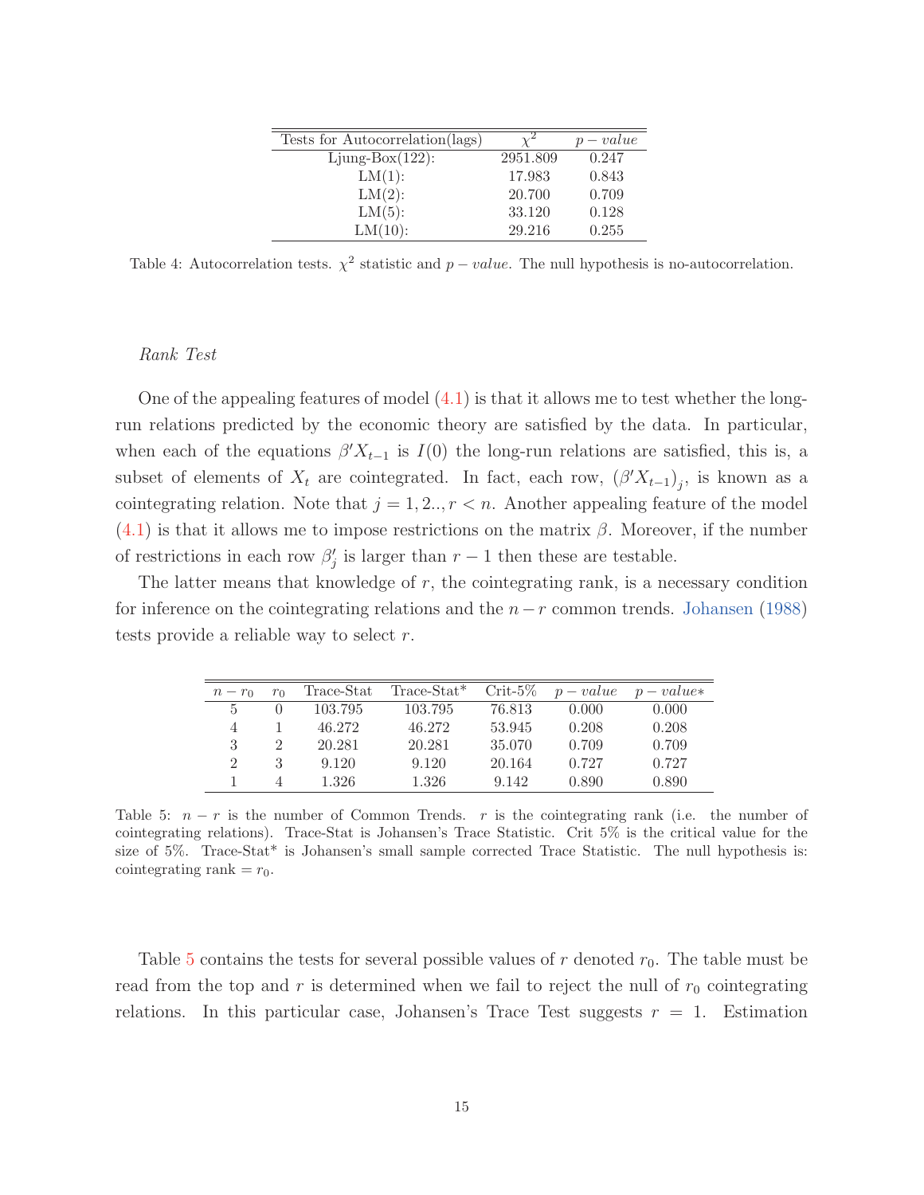| Tests for Autocorrelation(lags) | $\chi^2$ | $p-value$ |
|---|---|---|
| Ljung-Box(122): | 2951.809 | 0.247 |
| LM(1): | 17.983 | 0.843 |
| LM(2): | 20.700 | 0.709 |
| LM(5): | 33.120 | 0.128 |
| LM(10): | 29.216 | 0.255 |

Table 4: Autocorrelation tests. $\chi^2$ statistic and $p-value$. The null hypothesis is no-autocorrelation.

*Rank Test*

One of the appealing features of model (4.1) is that it allows me to test whether the long-run relations predicted by the economic theory are satisfied by the data. In particular, when each of the equations $\beta' X_{t-1}$ is $I(0)$ the long-run relations are satisfied, this is, a subset of elements of $X_t$ are cointegrated. In fact, each row, $(\beta' X_{t-1})_j$, is known as a cointegrating relation. Note that $j = 1, 2.., r < n$. Another appealing feature of the model (4.1) is that it allows me to impose restrictions on the matrix $\beta$. Moreover, if the number of restrictions in each row $\beta'_j$ is larger than $r-1$ then these are testable.

The latter means that knowledge of $r$, the cointegrating rank, is a necessary condition for inference on the cointegrating relations and the $n-r$ common trends. Johansen (1988) tests provide a reliable way to select $r$.

| $n-r_0$ | $r_0$ | Trace-Stat | Trace-Stat* | Crit-5% | $p-value$ | $p-value*$ |
|---|---|---|---|---|---|---|
| 5 | 0 | 103.795 | 103.795 | 76.813 | 0.000 | 0.000 |
| 4 | 1 | 46.272 | 46.272 | 53.945 | 0.208 | 0.208 |
| 3 | 2 | 20.281 | 20.281 | 35.070 | 0.709 | 0.709 |
| 2 | 3 | 9.120 | 9.120 | 20.164 | 0.727 | 0.727 |
| 1 | 4 | 1.326 | 1.326 | 9.142 | 0.890 | 0.890 |

Table 5: $n-r$ is the number of Common Trends. $r$ is the cointegrating rank (i.e. the number of cointegrating relations). Trace-Stat is Johansen's Trace Statistic. Crit 5% is the critical value for the size of 5%. Trace-Stat* is Johansen's small sample corrected Trace Statistic. The null hypothesis is: cointegrating rank = $r_0$.

Table 5 contains the tests for several possible values of $r$ denoted $r_0$. The table must be read from the top and $r$ is determined when we fail to reject the null of $r_0$ cointegrating relations. In this particular case, Johansen's Trace Test suggests $r = 1$. Estimation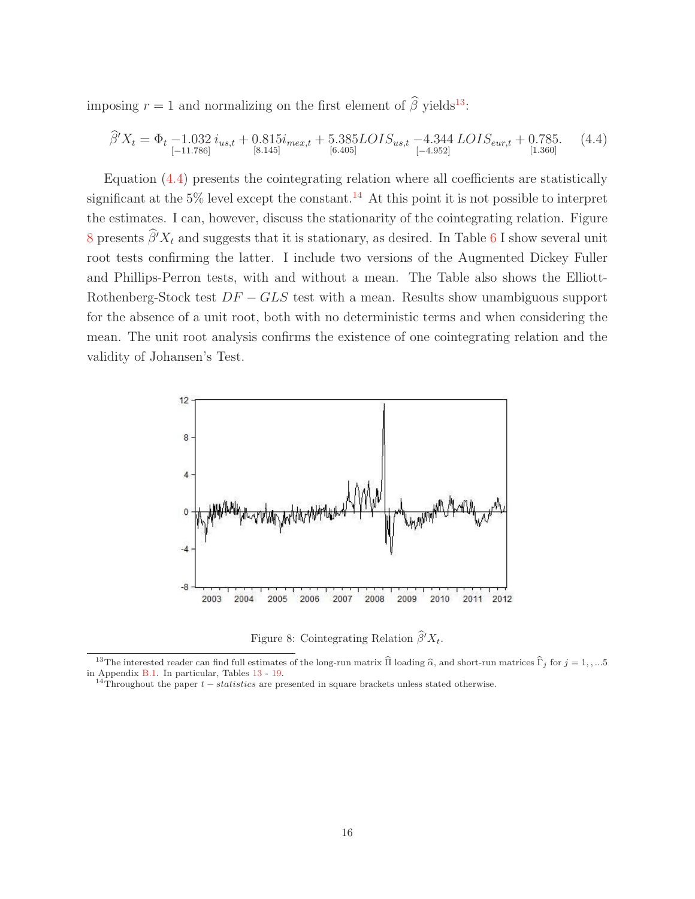imposing $r = 1$ and normalizing on the first element of $\widehat{\beta}$ yields[13]:

$$\widehat{\beta}' X_t = \Phi_t \underset{[-11.786]}{-1.032}\, i_{us,t} + \underset{[8.145]}{0.815} i_{mex,t} + \underset{[6.405]}{5.385} LOIS_{us,t} \underset{[-4.952]}{-4.344}\, LOIS_{eur,t} + \underset{[1.360]}{0.785}. \quad (4.4)$$

Equation (4.4) presents the cointegrating relation where all coefficients are statistically significant at the 5% level except the constant.[14] At this point it is not possible to interpret the estimates. I can, however, discuss the stationarity of the cointegrating relation. Figure 8 presents $\widehat{\beta}' X_t$ and suggests that it is stationary, as desired. In Table 6 I show several unit root tests confirming the latter. I include two versions of the Augmented Dickey Fuller and Phillips-Perron tests, with and without a mean. The Table also shows the Elliott-Rothenberg-Stock test $DF - GLS$ test with a mean. Results show unambiguous support for the absence of a unit root, both with no deterministic terms and when considering the mean. The unit root analysis confirms the existence of one cointegrating relation and the validity of Johansen's Test.

Figure 8: Cointegrating Relation $\widehat{\beta}' X_t$.

[13] The interested reader can find full estimates of the long-run matrix $\widehat{\Pi}$ loading $\widehat{\alpha}$, and short-run matrices $\widehat{\Gamma}_j$ for $j = 1, , ...5$ in Appendix B.1. In particular, Tables 13 - 19.

[14] Throughout the paper $t - statistics$ are presented in square brackets unless stated otherwise.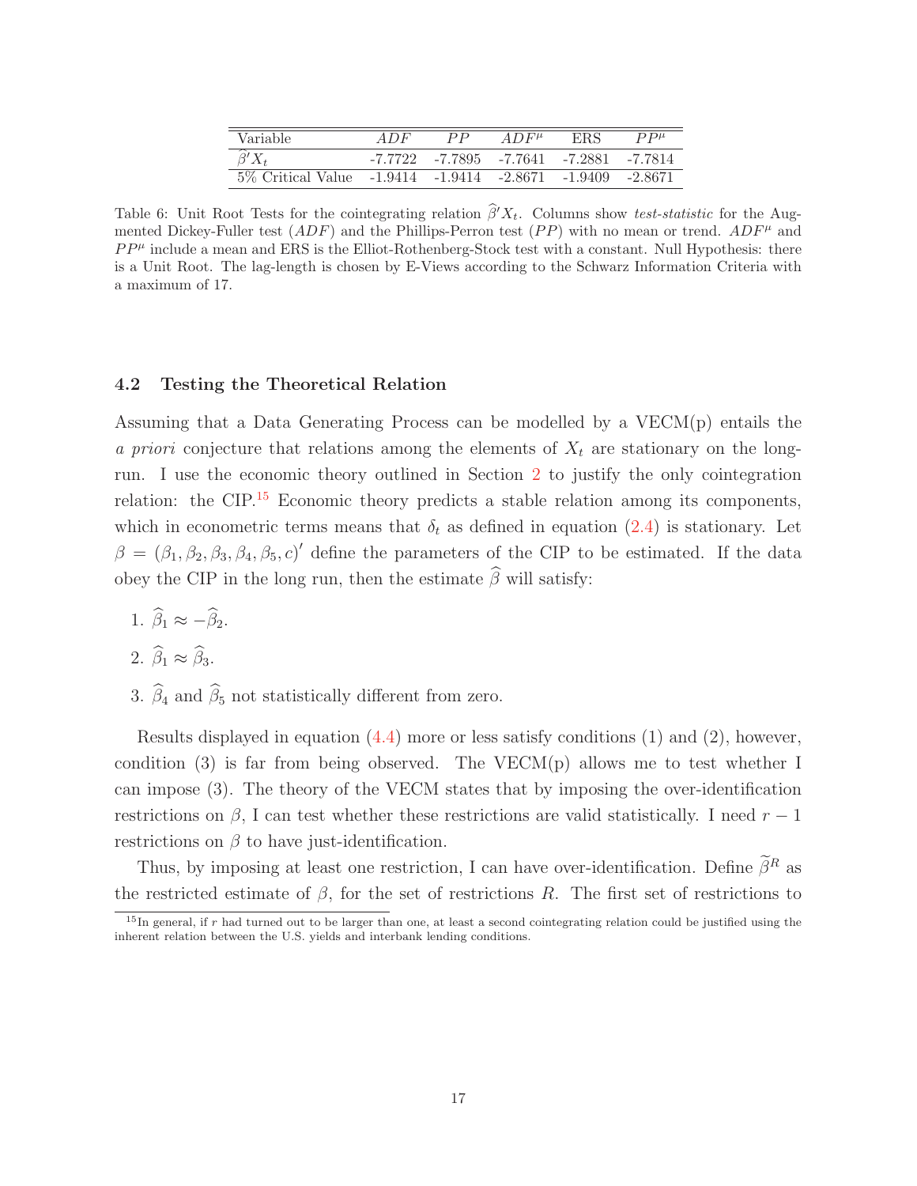| Variable | $ADF$ | $PP$ | $ADF^{\mu}$ | ERS | $PP^{\mu}$ |
|---|---|---|---|---|---|
| $\widehat{\beta}'X_t$ | -7.7722 | -7.7895 | -7.7641 | -7.2881 | -7.7814 |
| 5% Critical Value | -1.9414 | -1.9414 | -2.8671 | -1.9409 | -2.8671 |

Table 6: Unit Root Tests for the cointegrating relation $\widehat{\beta}'X_t$. Columns show *test-statistic* for the Augmented Dickey-Fuller test ($ADF$) and the Phillips-Perron test ($PP$) with no mean or trend. $ADF^{\mu}$ and $PP^{\mu}$ include a mean and ERS is the Elliot-Rothenberg-Stock test with a constant. Null Hypothesis: there is a Unit Root. The lag-length is chosen by E-Views according to the Schwarz Information Criteria with a maximum of 17.

### 4.2 Testing the Theoretical Relation

Assuming that a Data Generating Process can be modelled by a VECM(p) entails the *a priori* conjecture that relations among the elements of $X_t$ are stationary on the long-run. I use the economic theory outlined in Section 2 to justify the only cointegration relation: the CIP.[15] Economic theory predicts a stable relation among its components, which in econometric terms means that $\delta_t$ as defined in equation (2.4) is stationary. Let $\beta = (\beta_1, \beta_2, \beta_3, \beta_4, \beta_5, c)'$ define the parameters of the CIP to be estimated. If the data obey the CIP in the long run, then the estimate $\widehat{\beta}$ will satisfy:

1. $\widehat{\beta}_1 \approx -\widehat{\beta}_2$.
2. $\widehat{\beta}_1 \approx \widehat{\beta}_3$.
3. $\widehat{\beta}_4$ and $\widehat{\beta}_5$ not statistically different from zero.

Results displayed in equation (4.4) more or less satisfy conditions (1) and (2), however, condition (3) is far from being observed. The VECM(p) allows me to test whether I can impose (3). The theory of the VECM states that by imposing the over-identification restrictions on $\beta$, I can test whether these restrictions are valid statistically. I need $r-1$ restrictions on $\beta$ to have just-identification.

Thus, by imposing at least one restriction, I can have over-identification. Define $\widetilde{\beta}^R$ as the restricted estimate of $\beta$, for the set of restrictions $R$. The first set of restrictions to

[15] In general, if $r$ had turned out to be larger than one, at least a second cointegrating relation could be justified using the inherent relation between the U.S. yields and interbank lending conditions.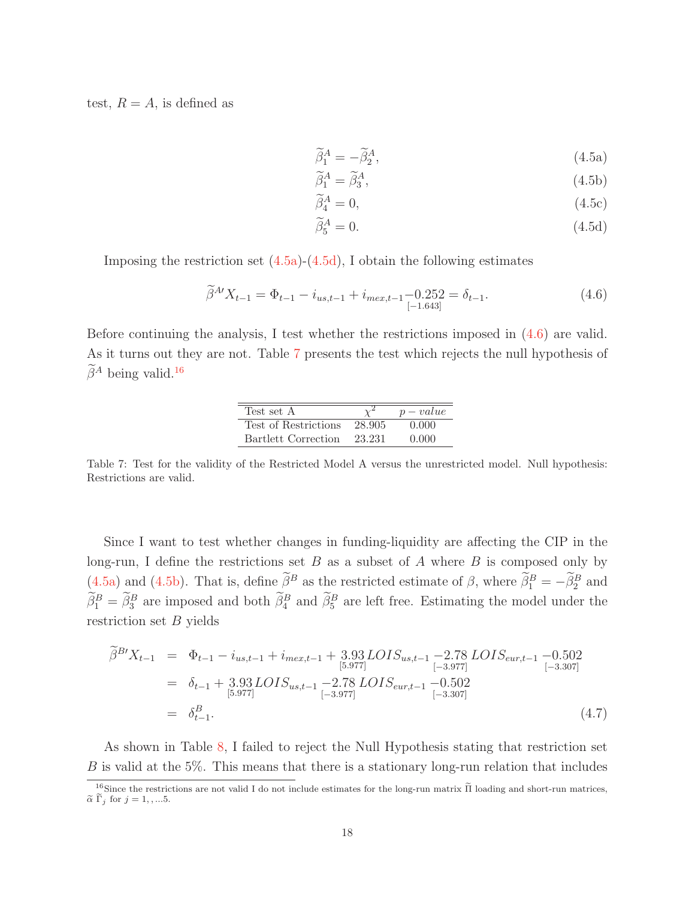test, $R = A$, is defined as

$$\widetilde{\beta}_1^A = -\widetilde{\beta}_2^A, \tag{4.5a}$$

$$\widetilde{\beta}_1^A = \widetilde{\beta}_3^A, \tag{4.5b}$$

$$\widetilde{\beta}_4^A = 0, \tag{4.5c}$$

$$\widetilde{\beta}_5^A = 0. \tag{4.5d}$$

Imposing the restriction set (4.5a)-(4.5d), I obtain the following estimates

$$\widetilde{\beta}^{A\prime} X_{t-1} = \Phi_{t-1} - i_{us,t-1} + i_{mex,t-1} \underset{[-1.643]}{-0.252} = \delta_{t-1}. \tag{4.6}$$

Before continuing the analysis, I test whether the restrictions imposed in (4.6) are valid. As it turns out they are not. Table 7 presents the test which rejects the null hypothesis of $\widetilde{\beta}^A$ being valid.[16]

| Test set A | $\chi^2$ | $p-value$ |
|---|---|---|
| Test of Restrictions | 28.905 | 0.000 |
| Bartlett Correction | 23.231 | 0.000 |

Table 7: Test for the validity of the Restricted Model A versus the unrestricted model. Null hypothesis: Restrictions are valid.

Since I want to test whether changes in funding-liquidity are affecting the CIP in the long-run, I define the restrictions set $B$ as a subset of $A$ where $B$ is composed only by (4.5a) and (4.5b). That is, define $\widetilde{\beta}^B$ as the restricted estimate of $\beta$, where $\widetilde{\beta}_1^B = -\widetilde{\beta}_2^B$ and $\widetilde{\beta}_1^B = \widetilde{\beta}_3^B$ are imposed and both $\widetilde{\beta}_4^B$ and $\widetilde{\beta}_5^B$ are left free. Estimating the model under the restriction set $B$ yields

$$\begin{aligned}
\widetilde{\beta}^{B\prime} X_{t-1} &= \Phi_{t-1} - i_{us,t-1} + i_{mex,t-1} + \underset{[5.977]}{3.93}\, LOIS_{us,t-1} \underset{[-3.977]}{-2.78}\, LOIS_{eur,t-1} \underset{[-3.307]}{-0.502} \\
&= \delta_{t-1} + \underset{[5.977]}{3.93}\, LOIS_{us,t-1} \underset{[-3.977]}{-2.78}\, LOIS_{eur,t-1} \underset{[-3.307]}{-0.502} \\
&= \delta_{t-1}^B.
\end{aligned} \tag{4.7}$$

As shown in Table 8, I failed to reject the Null Hypothesis stating that restriction set $B$ is valid at the 5%. This means that there is a stationary long-run relation that includes

[16] Since the restrictions are not valid I do not include estimates for the long-run matrix $\widetilde{\Pi}$ loading and short-run matrices, $\widetilde{\alpha}$ $\widetilde{\Gamma}_j$ for $j = 1, , ...5$.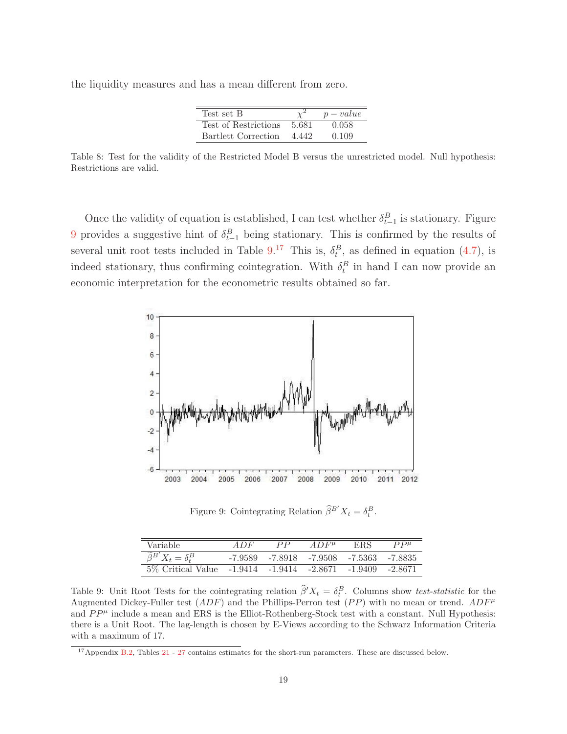the liquidity measures and has a mean different from zero.

| Test set B | $\chi^2$ | $p-value$ |
|---|---|---|
| Test of Restrictions | 5.681 | 0.058 |
| Bartlett Correction | 4.442 | 0.109 |

Table 8: Test for the validity of the Restricted Model B versus the unrestricted model. Null hypothesis: Restrictions are valid.

Once the validity of equation is established, I can test whether $\delta^B_{t-1}$ is stationary. Figure 9 provides a suggestive hint of $\delta^B_{t-1}$ being stationary. This is confirmed by the results of several unit root tests included in Table 9.[17] This is, $\delta^B_t$, as defined in equation (4.7), is indeed stationary, thus confirming cointegration. With $\delta^B_t$ in hand I can now provide an economic interpretation for the econometric results obtained so far.

Figure 9: Cointegrating Relation $\widehat{\beta}^{B'} X_t = \delta^B_t$.

| Variable | $ADF$ | $PP$ | $ADF^\mu$ | ERS | $PP^\mu$ |
|---|---|---|---|---|---|
| $\widehat{\beta}^{B'} X_t = \delta^B_t$ | -7.9589 | -7.8918 | -7.9508 | -7.5363 | -7.8835 |
| 5% Critical Value | -1.9414 | -1.9414 | -2.8671 | -1.9409 | -2.8671 |

Table 9: Unit Root Tests for the cointegrating relation $\widehat{\beta}' X_t = \delta^B_t$. Columns show *test-statistic* for the Augmented Dickey-Fuller test ($ADF$) and the Phillips-Perron test ($PP$) with no mean or trend. $ADF^\mu$ and $PP^\mu$ include a mean and ERS is the Elliot-Rothenberg-Stock test with a constant. Null Hypothesis: there is a Unit Root. The lag-length is chosen by E-Views according to the Schwarz Information Criteria with a maximum of 17.

[17] Appendix B.2, Tables 21 - 27 contains estimates for the short-run parameters. These are discussed below.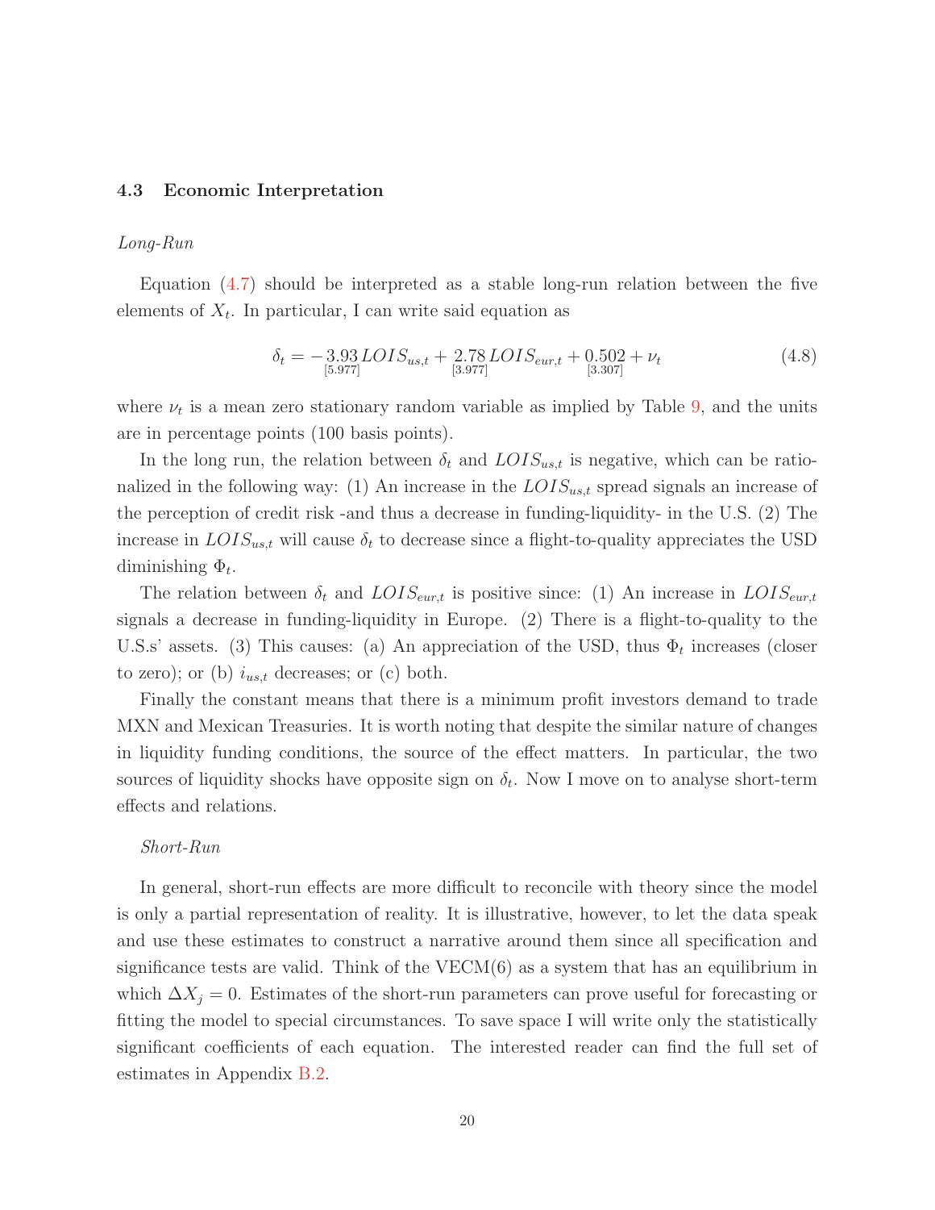### 4.3 Economic Interpretation

*Long-Run*

Equation (4.7) should be interpreted as a stable long-run relation between the five elements of $X_t$. In particular, I can write said equation as

$$\delta_t = -\underset{[5.977]}{3.93} LOIS_{us,t} + \underset{[3.977]}{2.78} LOIS_{eur,t} + \underset{[3.307]}{0.502} + \nu_t \tag{4.8}$$

where $\nu_t$ is a mean zero stationary random variable as implied by Table 9, and the units are in percentage points (100 basis points).

In the long run, the relation between $\delta_t$ and $LOIS_{us,t}$ is negative, which can be rationalized in the following way: (1) An increase in the $LOIS_{us,t}$ spread signals an increase of the perception of credit risk -and thus a decrease in funding-liquidity- in the U.S. (2) The increase in $LOIS_{us,t}$ will cause $\delta_t$ to decrease since a flight-to-quality appreciates the USD diminishing $\Phi_t$.

The relation between $\delta_t$ and $LOIS_{eur,t}$ is positive since: (1) An increase in $LOIS_{eur,t}$ signals a decrease in funding-liquidity in Europe. (2) There is a flight-to-quality to the U.S.s' assets. (3) This causes: (a) An appreciation of the USD, thus $\Phi_t$ increases (closer to zero); or (b) $i_{us,t}$ decreases; or (c) both.

Finally the constant means that there is a minimum profit investors demand to trade MXN and Mexican Treasuries. It is worth noting that despite the similar nature of changes in liquidity funding conditions, the source of the effect matters. In particular, the two sources of liquidity shocks have opposite sign on $\delta_t$. Now I move on to analyse short-term effects and relations.

*Short-Run*

In general, short-run effects are more difficult to reconcile with theory since the model is only a partial representation of reality. It is illustrative, however, to let the data speak and use these estimates to construct a narrative around them since all specification and significance tests are valid. Think of the VECM(6) as a system that has an equilibrium in which $\Delta X_j = 0$. Estimates of the short-run parameters can prove useful for forecasting or fitting the model to special circumstances. To save space I will write only the statistically significant coefficients of each equation. The interested reader can find the full set of estimates in Appendix B.2.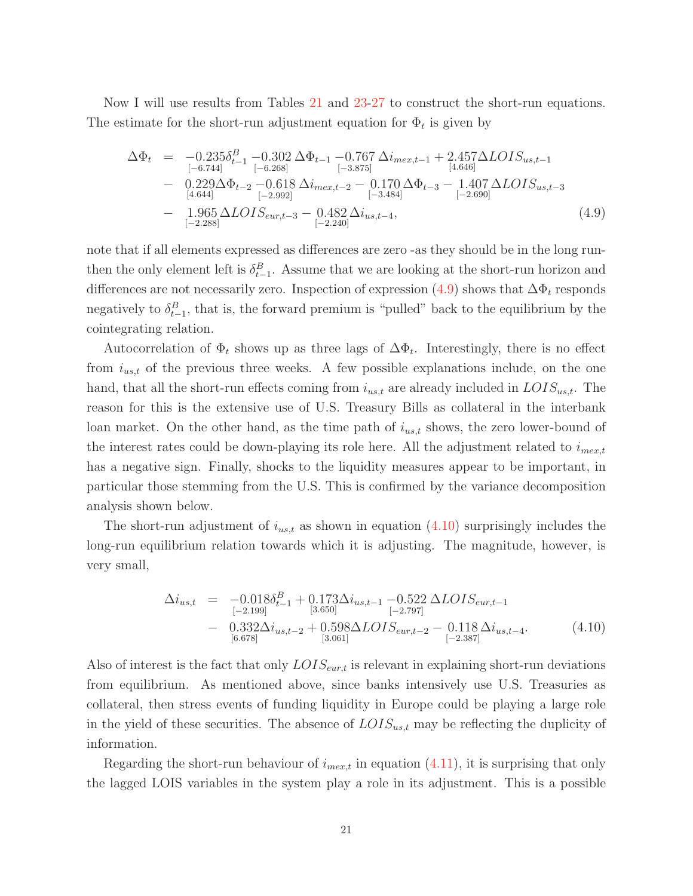Now I will use results from Tables 21 and 23-27 to construct the short-run equations. The estimate for the short-run adjustment equation for $\Phi_t$ is given by

$$
\begin{aligned}
\Delta\Phi_t &= \underset{[-6.744]}{-0.235}\delta^B_{t-1} \underset{[-6.268]}{-0.302}\,\Delta\Phi_{t-1} \underset{[-3.875]}{-0.767}\,\Delta i_{mex,t-1} + \underset{[4.646]}{2.457}\Delta LOIS_{us,t-1} \\
&- \underset{[4.644]}{0.229}\Delta\Phi_{t-2} \underset{[-2.992]}{-0.618}\,\Delta i_{mex,t-2} - \underset{[-3.484]}{0.170}\,\Delta\Phi_{t-3} - \underset{[-2.690]}{1.407}\,\Delta LOIS_{us,t-3} \\
&- \underset{[-2.288]}{1.965}\,\Delta LOIS_{eur,t-3} - \underset{[-2.240]}{0.482}\,\Delta i_{us,t-4},
\end{aligned}
\tag{4.9}
$$

note that if all elements expressed as differences are zero -as they should be in the long run- then the only element left is $\delta^B_{t-1}$. Assume that we are looking at the short-run horizon and differences are not necessarily zero. Inspection of expression (4.9) shows that $\Delta\Phi_t$ responds negatively to $\delta^B_{t-1}$, that is, the forward premium is "pulled" back to the equilibrium by the cointegrating relation.

Autocorrelation of $\Phi_t$ shows up as three lags of $\Delta\Phi_t$. Interestingly, there is no effect from $i_{us,t}$ of the previous three weeks. A few possible explanations include, on the one hand, that all the short-run effects coming from $i_{us,t}$ are already included in $LOIS_{us,t}$. The reason for this is the extensive use of U.S. Treasury Bills as collateral in the interbank loan market. On the other hand, as the time path of $i_{us,t}$ shows, the zero lower-bound of the interest rates could be down-playing its role here. All the adjustment related to $i_{mex,t}$ has a negative sign. Finally, shocks to the liquidity measures appear to be important, in particular those stemming from the U.S. This is confirmed by the variance decomposition analysis shown below.

The short-run adjustment of $i_{us,t}$ as shown in equation (4.10) surprisingly includes the long-run equilibrium relation towards which it is adjusting. The magnitude, however, is very small,

$$
\begin{aligned}
\Delta i_{us,t} &= \underset{[-2.199]}{-0.018}\delta^B_{t-1} + \underset{[3.650]}{0.173}\Delta i_{us,t-1} \underset{[-2.797]}{-0.522}\,\Delta LOIS_{eur,t-1} \\
&- \underset{[6.678]}{0.332}\Delta i_{us,t-2} + \underset{[3.061]}{0.598}\Delta LOIS_{eur,t-2} - \underset{[-2.387]}{0.118}\,\Delta i_{us,t-4}.
\end{aligned}
\tag{4.10}
$$

Also of interest is the fact that only $LOIS_{eur,t}$ is relevant in explaining short-run deviations from equilibrium. As mentioned above, since banks intensively use U.S. Treasuries as collateral, then stress events of funding liquidity in Europe could be playing a large role in the yield of these securities. The absence of $LOIS_{us,t}$ may be reflecting the duplicity of information.

Regarding the short-run behaviour of $i_{mex,t}$ in equation (4.11), it is surprising that only the lagged LOIS variables in the system play a role in its adjustment. This is a possible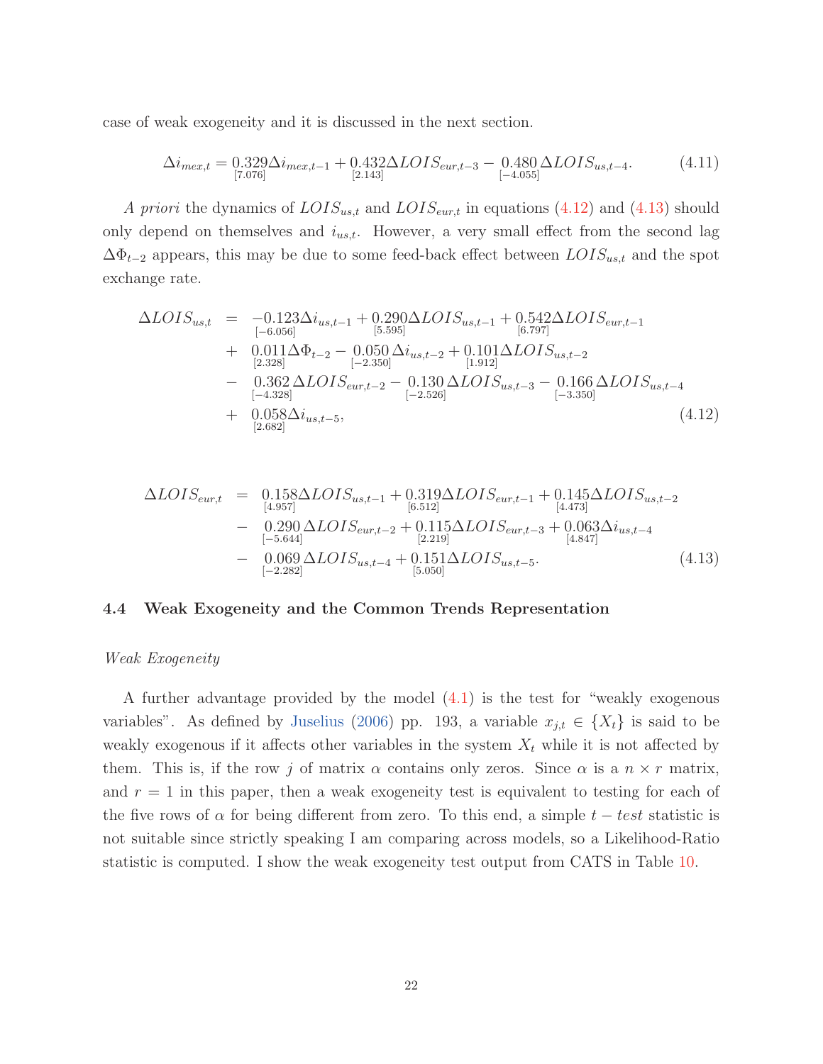case of weak exogeneity and it is discussed in the next section.

$$\Delta i_{mex,t} = \underset{[7.076]}{0.329}\Delta i_{mex,t-1} + \underset{[2.143]}{0.432}\Delta LOIS_{eur,t-3} - \underset{[-4.055]}{0.480}\Delta LOIS_{us,t-4}. \tag{4.11}$$

*A priori* the dynamics of $LOIS_{us,t}$ and $LOIS_{eur,t}$ in equations (4.12) and (4.13) should only depend on themselves and $i_{us,t}$. However, a very small effect from the second lag $\Delta\Phi_{t-2}$ appears, this may be due to some feed-back effect between $LOIS_{us,t}$ and the spot exchange rate.

$$\begin{aligned}
\Delta LOIS_{us,t} &= \underset{[-6.056]}{-0.123}\Delta i_{us,t-1} + \underset{[5.595]}{0.290}\Delta LOIS_{us,t-1} + \underset{[6.797]}{0.542}\Delta LOIS_{eur,t-1} \\
&+ \underset{[2.328]}{0.011}\Delta\Phi_{t-2} - \underset{[-2.350]}{0.050}\Delta i_{us,t-2} + \underset{[1.912]}{0.101}\Delta LOIS_{us,t-2} \\
&- \underset{[-4.328]}{0.362}\Delta LOIS_{eur,t-2} - \underset{[-2.526]}{0.130}\Delta LOIS_{us,t-3} - \underset{[-3.350]}{0.166}\Delta LOIS_{us,t-4} \\
&+ \underset{[2.682]}{0.058}\Delta i_{us,t-5},
\end{aligned} \tag{4.12}$$

$$\begin{aligned}
\Delta LOIS_{eur,t} &= \underset{[4.957]}{0.158}\Delta LOIS_{us,t-1} + \underset{[6.512]}{0.319}\Delta LOIS_{eur,t-1} + \underset{[4.473]}{0.145}\Delta LOIS_{us,t-2} \\
&- \underset{[-5.644]}{0.290}\Delta LOIS_{eur,t-2} + \underset{[2.219]}{0.115}\Delta LOIS_{eur,t-3} + \underset{[4.847]}{0.063}\Delta i_{us,t-4} \\
&- \underset{[-2.282]}{0.069}\Delta LOIS_{us,t-4} + \underset{[5.050]}{0.151}\Delta LOIS_{us,t-5}.
\end{aligned} \tag{4.13}$$

### 4.4 Weak Exogeneity and the Common Trends Representation

*Weak Exogeneity*

A further advantage provided by the model (4.1) is the test for "weakly exogenous variables". As defined by Juselius (2006) pp. 193, a variable $x_{j,t} \in \{X_t\}$ is said to be weakly exogenous if it affects other variables in the system $X_t$ while it is not affected by them. This is, if the row $j$ of matrix $\alpha$ contains only zeros. Since $\alpha$ is a $n \times r$ matrix, and $r = 1$ in this paper, then a weak exogeneity test is equivalent to testing for each of the five rows of $\alpha$ for being different from zero. To this end, a simple $t - test$ statistic is not suitable since strictly speaking I am comparing across models, so a Likelihood-Ratio statistic is computed. I show the weak exogeneity test output from CATS in Table 10.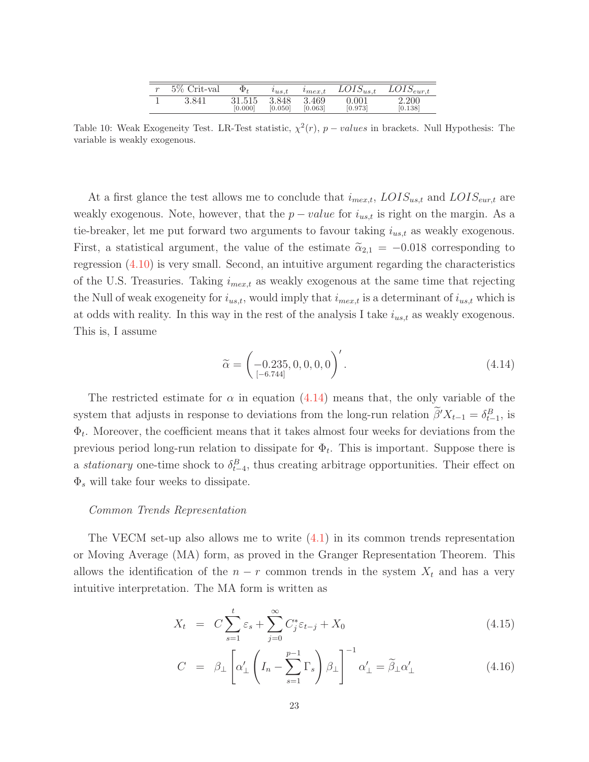| $r$ | 5% Crit-val | $\Phi_t$ | $i_{us,t}$ | $i_{mex,t}$ | $LOIS_{us,t}$ | $LOIS_{eur,t}$ |
|---|---|---|---|---|---|---|
| 1 | 3.841 | 31.515 [0.000] | 3.848 [0.050] | 3.469 [0.063] | 0.001 [0.973] | 2.200 [0.138] |

Table 10: Weak Exogeneity Test. LR-Test statistic, $\chi^2(r)$, $p-values$ in brackets. Null Hypothesis: The variable is weakly exogenous.

At a first glance the test allows me to conclude that $i_{mex,t}$, $LOIS_{us,t}$ and $LOIS_{eur,t}$ are weakly exogenous. Note, however, that the $p-value$ for $i_{us,t}$ is right on the margin. As a tie-breaker, let me put forward two arguments to favour taking $i_{us,t}$ as weakly exogenous. First, a statistical argument, the value of the estimate $\widetilde{\alpha}_{2,1} = -0.018$ corresponding to regression (4.10) is very small. Second, an intuitive argument regarding the characteristics of the U.S. Treasuries. Taking $i_{mex,t}$ as weakly exogenous at the same time that rejecting the Null of weak exogeneity for $i_{us,t}$, would imply that $i_{mex,t}$ is a determinant of $i_{us,t}$ which is at odds with reality. In this way in the rest of the analysis I take $i_{us,t}$ as weakly exogenous. This is, I assume

$$
\widetilde{\alpha} = \Big(\underset{[-6.744]}{-0.235}, 0, 0, 0, 0\Big)'. \tag{4.14}
$$

The restricted estimate for $\alpha$ in equation (4.14) means that, the only variable of the system that adjusts in response to deviations from the long-run relation $\widetilde{\beta}' X_{t-1} = \delta^B_{t-1}$, is $\Phi_t$. Moreover, the coefficient means that it takes almost four weeks for deviations from the previous period long-run relation to dissipate for $\Phi_t$. This is important. Suppose there is a *stationary* one-time shock to $\delta^B_{t-4}$, thus creating arbitrage opportunities. Their effect on $\Phi_s$ will take four weeks to dissipate.

*Common Trends Representation*

The VECM set-up also allows me to write (4.1) in its common trends representation or Moving Average (MA) form, as proved in the Granger Representation Theorem. This allows the identification of the $n-r$ common trends in the system $X_t$ and has a very intuitive interpretation. The MA form is written as

$$
X_t = C \sum_{s=1}^{t} \varepsilon_s + \sum_{j=0}^{\infty} C^*_j \varepsilon_{t-j} + X_0 \tag{4.15}
$$

$$
C = \beta_\perp \left[ \alpha'_\perp \left( I_n - \sum_{s=1}^{p-1} \Gamma_s \right) \beta_\perp \right]^{-1} \alpha'_\perp = \widetilde{\beta}_\perp \alpha'_\perp \tag{4.16}
$$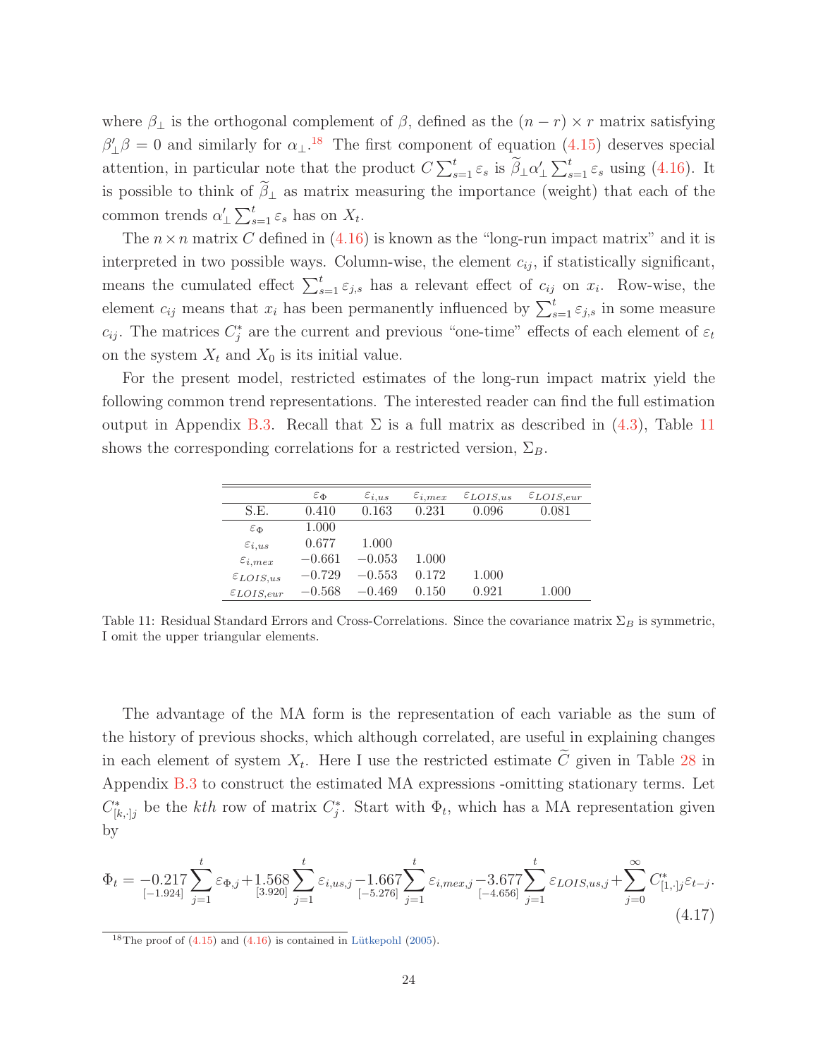where $\beta_{\perp}$ is the orthogonal complement of $\beta$, defined as the $(n-r) \times r$ matrix satisfying $\beta_{\perp}'\beta = 0$ and similarly for $\alpha_{\perp}$.[18] The first component of equation (4.15) deserves special attention, in particular note that the product $C\sum_{s=1}^{t}\varepsilon_s$ is $\widetilde{\beta}_{\perp}\alpha_{\perp}'\sum_{s=1}^{t}\varepsilon_s$ using (4.16). It is possible to think of $\widetilde{\beta}_{\perp}$ as matrix measuring the importance (weight) that each of the common trends $\alpha_{\perp}'\sum_{s=1}^{t}\varepsilon_s$ has on $X_t$.

The $n \times n$ matrix $C$ defined in (4.16) is known as the "long-run impact matrix" and it is interpreted in two possible ways. Column-wise, the element $c_{ij}$, if statistically significant, means the cumulated effect $\sum_{s=1}^{t}\varepsilon_{j,s}$ has a relevant effect of $c_{ij}$ on $x_i$. Row-wise, the element $c_{ij}$ means that $x_i$ has been permanently influenced by $\sum_{s=1}^{t}\varepsilon_{j,s}$ in some measure $c_{ij}$. The matrices $C_j^*$ are the current and previous "one-time" effects of each element of $\varepsilon_t$ on the system $X_t$ and $X_0$ is its initial value.

For the present model, restricted estimates of the long-run impact matrix yield the following common trend representations. The interested reader can find the full estimation output in Appendix B.3. Recall that $\Sigma$ is a full matrix as described in (4.3), Table 11 shows the corresponding correlations for a restricted version, $\Sigma_B$.

| | $\varepsilon_{\Phi}$ | $\varepsilon_{i,us}$ | $\varepsilon_{i,mex}$ | $\varepsilon_{LOIS,us}$ | $\varepsilon_{LOIS,eur}$ |
|---|---|---|---|---|---|
| S.E. | 0.410 | 0.163 | 0.231 | 0.096 | 0.081 |
| $\varepsilon_{\Phi}$ | 1.000 | | | | |
| $\varepsilon_{i,us}$ | 0.677 | 1.000 | | | |
| $\varepsilon_{i,mex}$ | $-0.661$ | $-0.053$ | 1.000 | | |
| $\varepsilon_{LOIS,us}$ | $-0.729$ | $-0.553$ | 0.172 | 1.000 | |
| $\varepsilon_{LOIS,eur}$ | $-0.568$ | $-0.469$ | 0.150 | 0.921 | 1.000 |

Table 11: Residual Standard Errors and Cross-Correlations. Since the covariance matrix $\Sigma_B$ is symmetric, I omit the upper triangular elements.

The advantage of the MA form is the representation of each variable as the sum of the history of previous shocks, which although correlated, are useful in explaining changes in each element of system $X_t$. Here I use the restricted estimate $\widetilde{C}$ given in Table 28 in Appendix B.3 to construct the estimated MA expressions -omitting stationary terms. Let $C_{[k,\cdot]j}^*$ be the $kth$ row of matrix $C_j^*$. Start with $\Phi_t$, which has a MA representation given by

$$\Phi_t = \underset{[-1.924]}{-0.217}\sum_{j=1}^{t}\varepsilon_{\Phi,j} + \underset{[3.920]}{1.568}\sum_{j=1}^{t}\varepsilon_{i,us,j} \underset{[-5.276]}{-1.667}\sum_{j=1}^{t}\varepsilon_{i,mex,j} \underset{[-4.656]}{-3.677}\sum_{j=1}^{t}\varepsilon_{LOIS,us,j} + \sum_{j=0}^{\infty}C_{[1,\cdot]j}^*\varepsilon_{t-j}. \tag{4.17}$$

[18] The proof of (4.15) and (4.16) is contained in Lütkepohl (2005).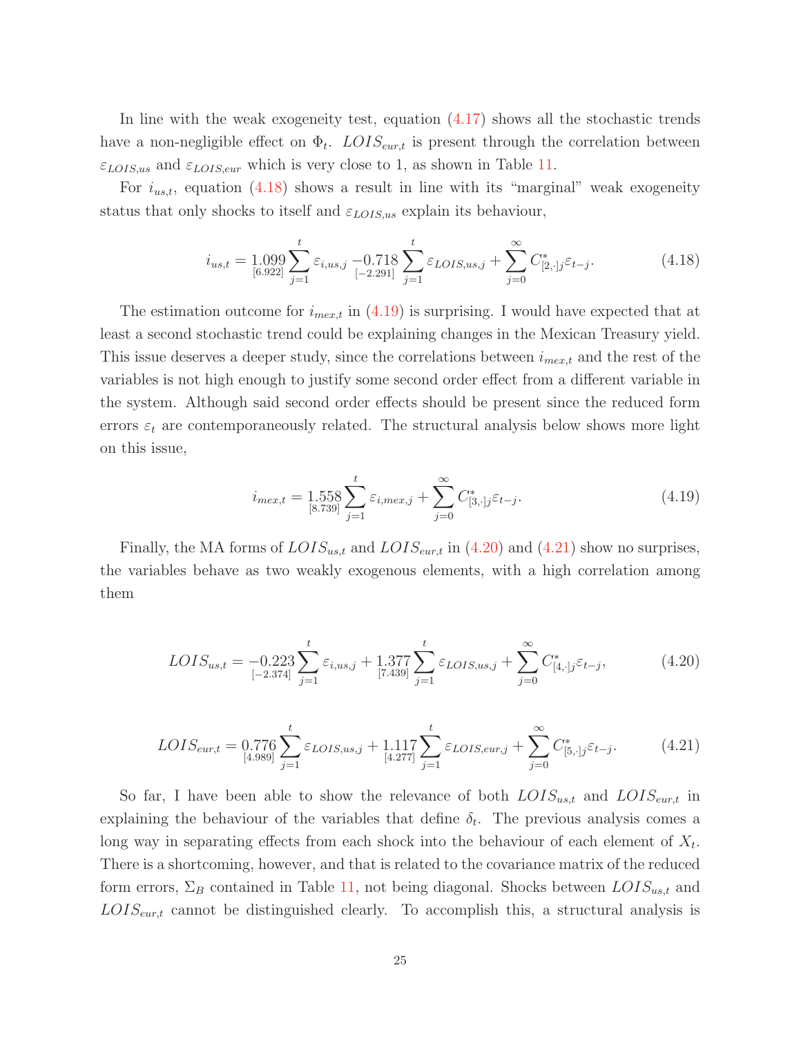In line with the weak exogeneity test, equation (4.17) shows all the stochastic trends have a non-negligible effect on $\Phi_t$. $LOIS_{eur,t}$ is present through the correlation between $\varepsilon_{LOIS,us}$ and $\varepsilon_{LOIS,eur}$ which is very close to 1, as shown in Table 11.

For $i_{us,t}$, equation (4.18) shows a result in line with its "marginal" weak exogeneity status that only shocks to itself and $\varepsilon_{LOIS,us}$ explain its behaviour,

$$i_{us,t} = \underset{[6.922]}{1.099} \sum_{j=1}^{t} \varepsilon_{i,us,j} \underset{[-2.291]}{-0.718} \sum_{j=1}^{t} \varepsilon_{LOIS,us,j} + \sum_{j=0}^{\infty} C^{*}_{[2,\cdot]j} \varepsilon_{t-j}. \tag{4.18}$$

The estimation outcome for $i_{mex,t}$ in (4.19) is surprising. I would have expected that at least a second stochastic trend could be explaining changes in the Mexican Treasury yield. This issue deserves a deeper study, since the correlations between $i_{mex,t}$ and the rest of the variables is not high enough to justify some second order effect from a different variable in the system. Although said second order effects should be present since the reduced form errors $\varepsilon_t$ are contemporaneously related. The structural analysis below shows more light on this issue,

$$i_{mex,t} = \underset{[8.739]}{1.558} \sum_{j=1}^{t} \varepsilon_{i,mex,j} + \sum_{j=0}^{\infty} C^{*}_{[3,\cdot]j} \varepsilon_{t-j}. \tag{4.19}$$

Finally, the MA forms of $LOIS_{us,t}$ and $LOIS_{eur,t}$ in (4.20) and (4.21) show no surprises, the variables behave as two weakly exogenous elements, with a high correlation among them

$$LOIS_{us,t} = \underset{[-2.374]}{-0.223} \sum_{j=1}^{t} \varepsilon_{i,us,j} + \underset{[7.439]}{1.377} \sum_{j=1}^{t} \varepsilon_{LOIS,us,j} + \sum_{j=0}^{\infty} C^{*}_{[4,\cdot]j} \varepsilon_{t-j}, \tag{4.20}$$

$$LOIS_{eur,t} = \underset{[4.989]}{0.776} \sum_{j=1}^{t} \varepsilon_{LOIS,us,j} + \underset{[4.277]}{1.117} \sum_{j=1}^{t} \varepsilon_{LOIS,eur,j} + \sum_{j=0}^{\infty} C^{*}_{[5,\cdot]j} \varepsilon_{t-j}. \tag{4.21}$$

So far, I have been able to show the relevance of both $LOIS_{us,t}$ and $LOIS_{eur,t}$ in explaining the behaviour of the variables that define $\delta_t$. The previous analysis comes a long way in separating effects from each shock into the behaviour of each element of $X_t$. There is a shortcoming, however, and that is related to the covariance matrix of the reduced form errors, $\Sigma_B$ contained in Table 11, not being diagonal. Shocks between $LOIS_{us,t}$ and $LOIS_{eur,t}$ cannot be distinguished clearly. To accomplish this, a structural analysis is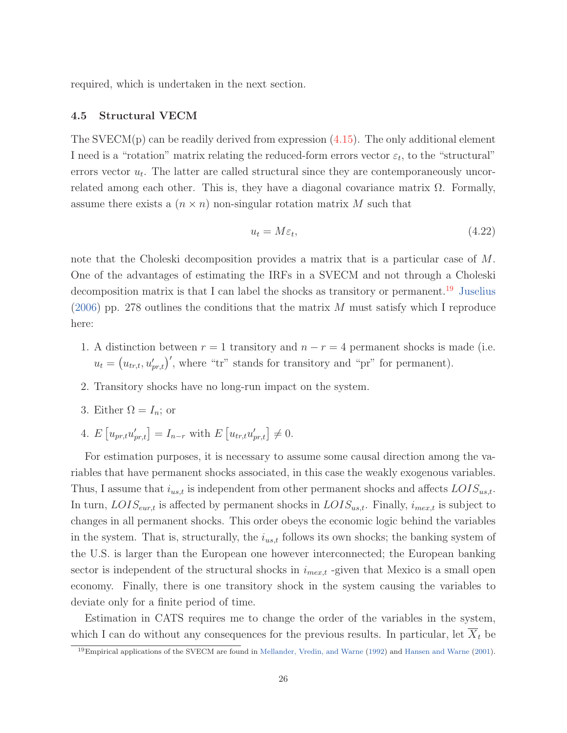required, which is undertaken in the next section.

### 4.5 Structural VECM

The SVECM(p) can be readily derived from expression (4.15). The only additional element I need is a "rotation" matrix relating the reduced-form errors vector $\varepsilon_t$, to the "structural" errors vector $u_t$. The latter are called structural since they are contemporaneously uncorrelated among each other. This is, they have a diagonal covariance matrix $\Omega$. Formally, assume there exists a $(n \times n)$ non-singular rotation matrix $M$ such that

$$u_t = M\varepsilon_t, \tag{4.22}$$

note that the Choleski decomposition provides a matrix that is a particular case of $M$. One of the advantages of estimating the IRFs in a SVECM and not through a Choleski decomposition matrix is that I can label the shocks as transitory or permanent.[19] Juselius (2006) pp. 278 outlines the conditions that the matrix $M$ must satisfy which I reproduce here:

1. A distinction between $r = 1$ transitory and $n - r = 4$ permanent shocks is made (i.e. $u_t = \left(u_{tr,t}, u'_{pr,t}\right)'$, where "tr" stands for transitory and "pr" for permanent).
2. Transitory shocks have no long-run impact on the system.
3. Either $\Omega = I_n$; or
4. $E\left[u_{pr,t}u'_{pr,t}\right] = I_{n-r}$ with $E\left[u_{tr,t}u'_{pr,t}\right] \neq 0$.

For estimation purposes, it is necessary to assume some causal direction among the variables that have permanent shocks associated, in this case the weakly exogenous variables. Thus, I assume that $i_{us,t}$ is independent from other permanent shocks and affects $LOIS_{us,t}$. In turn, $LOIS_{eur,t}$ is affected by permanent shocks in $LOIS_{us,t}$. Finally, $i_{mex,t}$ is subject to changes in all permanent shocks. This order obeys the economic logic behind the variables in the system. That is, structurally, the $i_{us,t}$ follows its own shocks; the banking system of the U.S. is larger than the European one however interconnected; the European banking sector is independent of the structural shocks in $i_{mex,t}$ -given that Mexico is a small open economy. Finally, there is one transitory shock in the system causing the variables to deviate only for a finite period of time.

Estimation in CATS requires me to change the order of the variables in the system, which I can do without any consequences for the previous results. In particular, let $\overline{X}_t$ be

[19] Empirical applications of the SVECM are found in Mellander, Vredin, and Warne (1992) and Hansen and Warne (2001).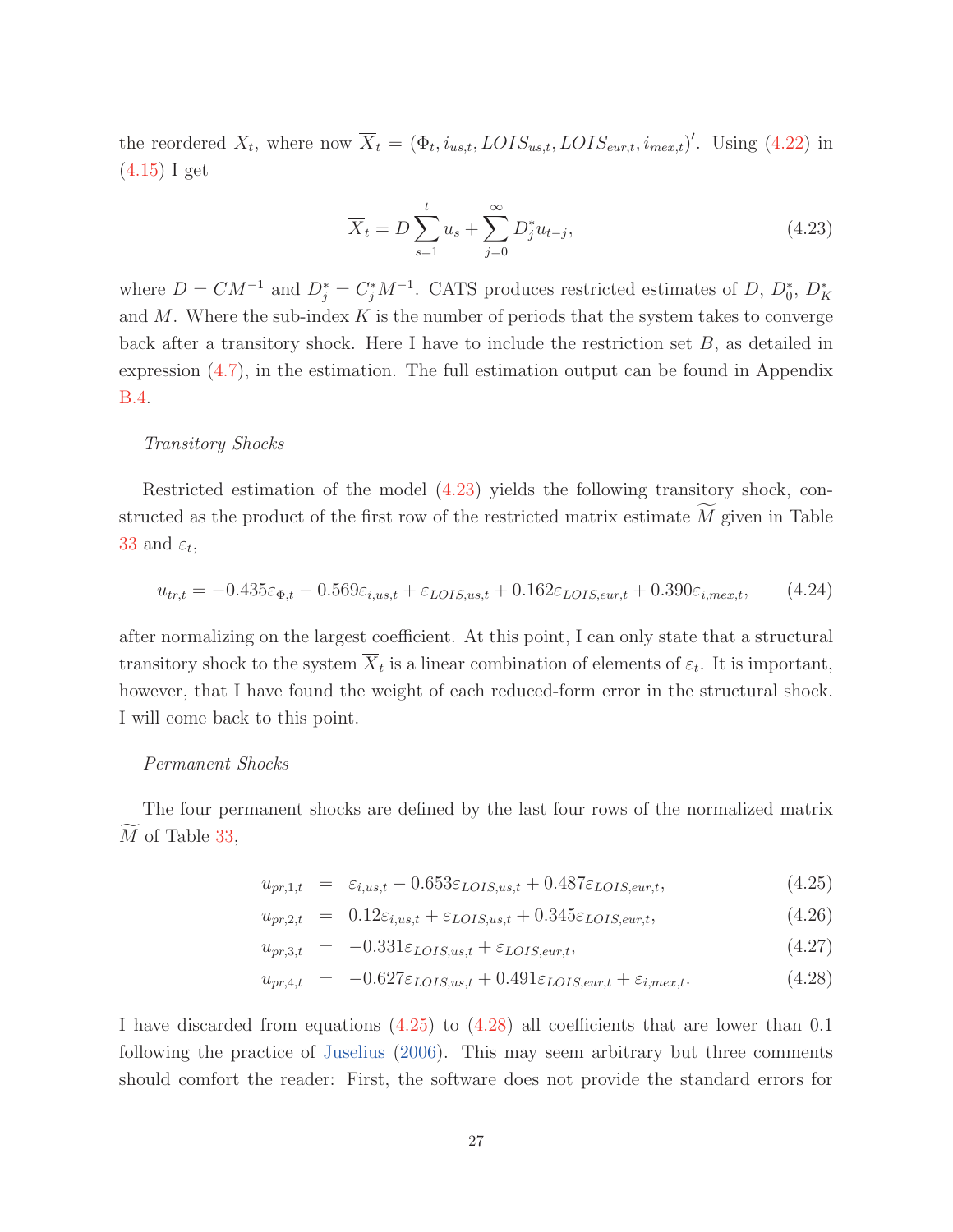the reordered $X_t$, where now $\overline{X}_t = (\Phi_t, i_{us,t}, LOIS_{us,t}, LOIS_{eur,t}, i_{mex,t})'$. Using (4.22) in (4.15) I get

$$\overline{X}_t = D \sum_{s=1}^{t} u_s + \sum_{j=0}^{\infty} D_j^* u_{t-j}, \tag{4.23}$$

where $D = CM^{-1}$ and $D_j^* = C_j^* M^{-1}$. CATS produces restricted estimates of $D$, $D_0^*$, $D_K^*$ and $M$. Where the sub-index $K$ is the number of periods that the system takes to converge back after a transitory shock. Here I have to include the restriction set $B$, as detailed in expression (4.7), in the estimation. The full estimation output can be found in Appendix B.4.

*Transitory Shocks*

Restricted estimation of the model (4.23) yields the following transitory shock, constructed as the product of the first row of the restricted matrix estimate $\widetilde{M}$ given in Table 33 and $\varepsilon_t$,

$$u_{tr,t} = -0.435\varepsilon_{\Phi,t} - 0.569\varepsilon_{i,us,t} + \varepsilon_{LOIS,us,t} + 0.162\varepsilon_{LOIS,eur,t} + 0.390\varepsilon_{i,mex,t}, \tag{4.24}$$

after normalizing on the largest coefficient. At this point, I can only state that a structural transitory shock to the system $\overline{X}_t$ is a linear combination of elements of $\varepsilon_t$. It is important, however, that I have found the weight of each reduced-form error in the structural shock. I will come back to this point.

*Permanent Shocks*

The four permanent shocks are defined by the last four rows of the normalized matrix $\widetilde{M}$ of Table 33,

$$u_{pr,1,t} = \varepsilon_{i,us,t} - 0.653\varepsilon_{LOIS,us,t} + 0.487\varepsilon_{LOIS,eur,t}, \tag{4.25}$$

$$u_{pr,2,t} = 0.12\varepsilon_{i,us,t} + \varepsilon_{LOIS,us,t} + 0.345\varepsilon_{LOIS,eur,t}, \tag{4.26}$$

$$u_{pr,3,t} = -0.331\varepsilon_{LOIS,us,t} + \varepsilon_{LOIS,eur,t}, \tag{4.27}$$

$$u_{pr,4,t} = -0.627\varepsilon_{LOIS,us,t} + 0.491\varepsilon_{LOIS,eur,t} + \varepsilon_{i,mex,t}. \tag{4.28}$$

I have discarded from equations (4.25) to (4.28) all coefficients that are lower than 0.1 following the practice of Juselius (2006). This may seem arbitrary but three comments should comfort the reader: First, the software does not provide the standard errors for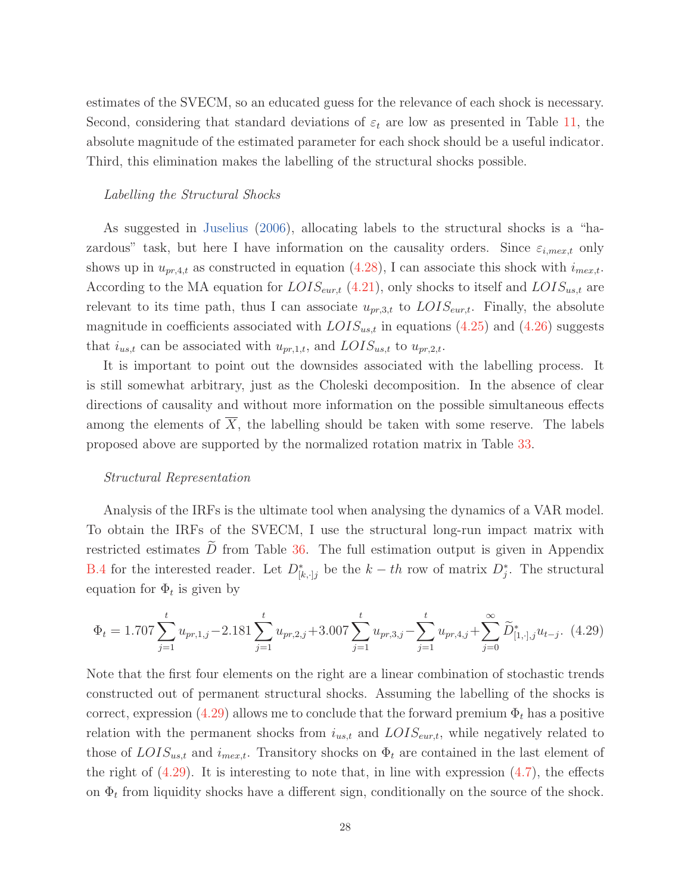estimates of the SVECM, so an educated guess for the relevance of each shock is necessary. Second, considering that standard deviations of $\varepsilon_t$ are low as presented in Table 11, the absolute magnitude of the estimated parameter for each shock should be a useful indicator. Third, this elimination makes the labelling of the structural shocks possible.

*Labelling the Structural Shocks*

As suggested in Juselius (2006), allocating labels to the structural shocks is a "hazardous" task, but here I have information on the causality orders. Since $\varepsilon_{i,mex,t}$ only shows up in $u_{pr,4,t}$ as constructed in equation (4.28), I can associate this shock with $i_{mex,t}$. According to the MA equation for $LOIS_{eur,t}$ (4.21), only shocks to itself and $LOIS_{us,t}$ are relevant to its time path, thus I can associate $u_{pr,3,t}$ to $LOIS_{eur,t}$. Finally, the absolute magnitude in coefficients associated with $LOIS_{us,t}$ in equations (4.25) and (4.26) suggests that $i_{us,t}$ can be associated with $u_{pr,1,t}$, and $LOIS_{us,t}$ to $u_{pr,2,t}$.

It is important to point out the downsides associated with the labelling process. It is still somewhat arbitrary, just as the Choleski decomposition. In the absence of clear directions of causality and without more information on the possible simultaneous effects among the elements of $\overline{X}$, the labelling should be taken with some reserve. The labels proposed above are supported by the normalized rotation matrix in Table 33.

*Structural Representation*

Analysis of the IRFs is the ultimate tool when analysing the dynamics of a VAR model. To obtain the IRFs of the SVECM, I use the structural long-run impact matrix with restricted estimates $\widetilde{D}$ from Table 36. The full estimation output is given in Appendix B.4 for the interested reader. Let $D^*_{[k,\cdot]j}$ be the $k-th$ row of matrix $D^*_j$. The structural equation for $\Phi_t$ is given by

$$\Phi_t = 1.707\sum_{j=1}^{t} u_{pr,1,j} - 2.181\sum_{j=1}^{t} u_{pr,2,j} + 3.007\sum_{j=1}^{t} u_{pr,3,j} - \sum_{j=1}^{t} u_{pr,4,j} + \sum_{j=0}^{\infty} \widetilde{D}^*_{[1,\cdot],j} u_{t-j}. \quad (4.29)$$

Note that the first four elements on the right are a linear combination of stochastic trends constructed out of permanent structural shocks. Assuming the labelling of the shocks is correct, expression (4.29) allows me to conclude that the forward premium $\Phi_t$ has a positive relation with the permanent shocks from $i_{us,t}$ and $LOIS_{eur,t}$, while negatively related to those of $LOIS_{us,t}$ and $i_{mex,t}$. Transitory shocks on $\Phi_t$ are contained in the last element of the right of (4.29). It is interesting to note that, in line with expression (4.7), the effects on $\Phi_t$ from liquidity shocks have a different sign, conditionally on the source of the shock.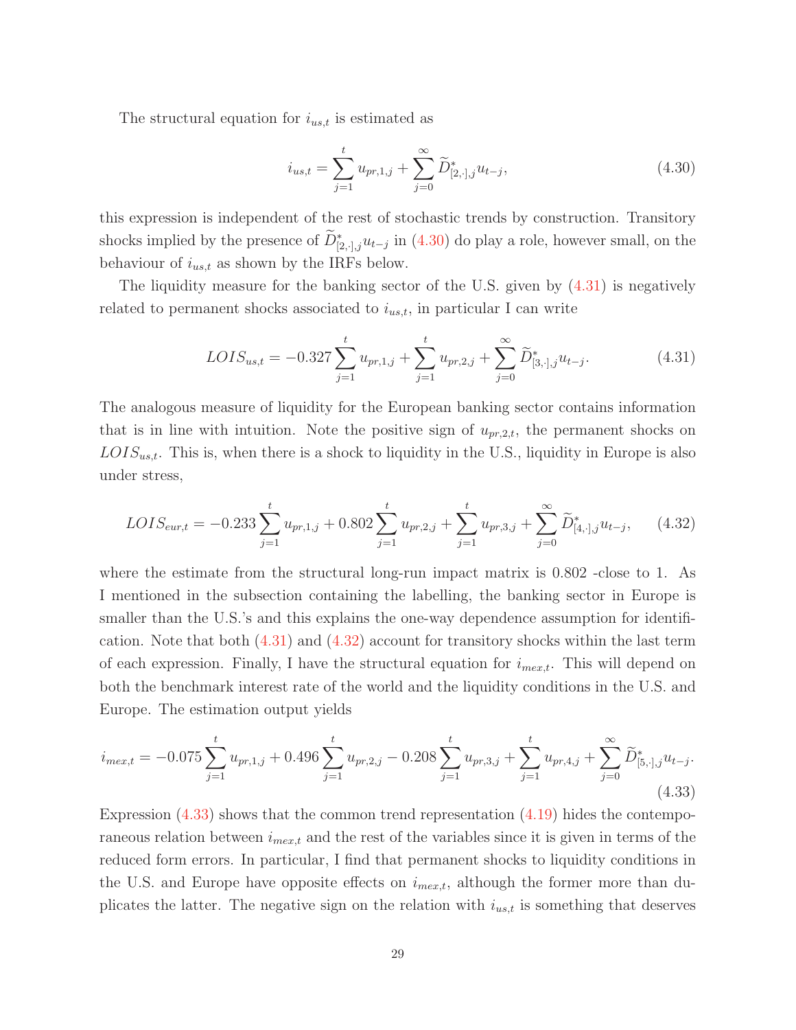The structural equation for $i_{us,t}$ is estimated as

$$i_{us,t} = \sum_{j=1}^{t} u_{pr,1,j} + \sum_{j=0}^{\infty} \widetilde{D}^{*}_{[2,\cdot],j} u_{t-j}, \tag{4.30}$$

this expression is independent of the rest of stochastic trends by construction. Transitory shocks implied by the presence of $\widetilde{D}^{*}_{[2,\cdot],j} u_{t-j}$ in (4.30) do play a role, however small, on the behaviour of $i_{us,t}$ as shown by the IRFs below.

The liquidity measure for the banking sector of the U.S. given by (4.31) is negatively related to permanent shocks associated to $i_{us,t}$, in particular I can write

$$LOIS_{us,t} = -0.327 \sum_{j=1}^{t} u_{pr,1,j} + \sum_{j=1}^{t} u_{pr,2,j} + \sum_{j=0}^{\infty} \widetilde{D}^{*}_{[3,\cdot],j} u_{t-j}. \tag{4.31}$$

The analogous measure of liquidity for the European banking sector contains information that is in line with intuition. Note the positive sign of $u_{pr,2,t}$, the permanent shocks on $LOIS_{us,t}$. This is, when there is a shock to liquidity in the U.S., liquidity in Europe is also under stress,

$$LOIS_{eur,t} = -0.233 \sum_{j=1}^{t} u_{pr,1,j} + 0.802 \sum_{j=1}^{t} u_{pr,2,j} + \sum_{j=1}^{t} u_{pr,3,j} + \sum_{j=0}^{\infty} \widetilde{D}^{*}_{[4,\cdot],j} u_{t-j}, \tag{4.32}$$

where the estimate from the structural long-run impact matrix is 0.802 -close to 1. As I mentioned in the subsection containing the labelling, the banking sector in Europe is smaller than the U.S.'s and this explains the one-way dependence assumption for identification. Note that both (4.31) and (4.32) account for transitory shocks within the last term of each expression. Finally, I have the structural equation for $i_{mex,t}$. This will depend on both the benchmark interest rate of the world and the liquidity conditions in the U.S. and Europe. The estimation output yields

$$i_{mex,t} = -0.075 \sum_{j=1}^{t} u_{pr,1,j} + 0.496 \sum_{j=1}^{t} u_{pr,2,j} - 0.208 \sum_{j=1}^{t} u_{pr,3,j} + \sum_{j=1}^{t} u_{pr,4,j} + \sum_{j=0}^{\infty} \widetilde{D}^{*}_{[5,\cdot],j} u_{t-j}. \tag{4.33}$$

Expression (4.33) shows that the common trend representation (4.19) hides the contemporaneous relation between $i_{mex,t}$ and the rest of the variables since it is given in terms of the reduced form errors. In particular, I find that permanent shocks to liquidity conditions in the U.S. and Europe have opposite effects on $i_{mex,t}$, although the former more than duplicates the latter. The negative sign on the relation with $i_{us,t}$ is something that deserves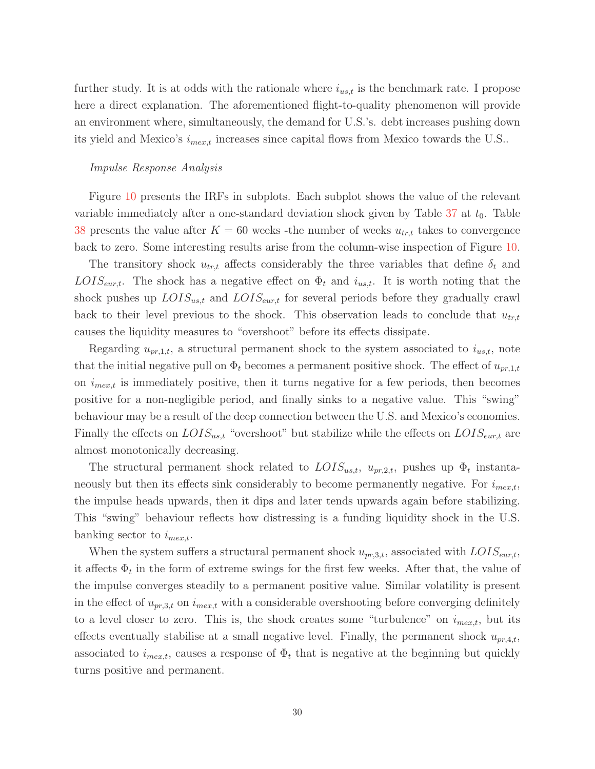further study. It is at odds with the rationale where $i_{us,t}$ is the benchmark rate. I propose here a direct explanation. The aforementioned flight-to-quality phenomenon will provide an environment where, simultaneously, the demand for U.S.'s. debt increases pushing down its yield and Mexico's $i_{mex,t}$ increases since capital flows from Mexico towards the U.S..

*Impulse Response Analysis*

Figure 10 presents the IRFs in subplots. Each subplot shows the value of the relevant variable immediately after a one-standard deviation shock given by Table 37 at $t_0$. Table 38 presents the value after $K = 60$ weeks -the number of weeks $u_{tr,t}$ takes to convergence back to zero. Some interesting results arise from the column-wise inspection of Figure 10.

The transitory shock $u_{tr,t}$ affects considerably the three variables that define $\delta_t$ and $LOIS_{eur,t}$. The shock has a negative effect on $\Phi_t$ and $i_{us,t}$. It is worth noting that the shock pushes up $LOIS_{us,t}$ and $LOIS_{eur,t}$ for several periods before they gradually crawl back to their level previous to the shock. This observation leads to conclude that $u_{tr,t}$ causes the liquidity measures to "overshoot" before its effects dissipate.

Regarding $u_{pr,1,t}$, a structural permanent shock to the system associated to $i_{us,t}$, note that the initial negative pull on $\Phi_t$ becomes a permanent positive shock. The effect of $u_{pr,1,t}$ on $i_{mex,t}$ is immediately positive, then it turns negative for a few periods, then becomes positive for a non-negligible period, and finally sinks to a negative value. This "swing" behaviour may be a result of the deep connection between the U.S. and Mexico's economies. Finally the effects on $LOIS_{us,t}$ "overshoot" but stabilize while the effects on $LOIS_{eur,t}$ are almost monotonically decreasing.

The structural permanent shock related to $LOIS_{us,t}$, $u_{pr,2,t}$, pushes up $\Phi_t$ instantaneously but then its effects sink considerably to become permanently negative. For $i_{mex,t}$, the impulse heads upwards, then it dips and later tends upwards again before stabilizing. This "swing" behaviour reflects how distressing is a funding liquidity shock in the U.S. banking sector to $i_{mex,t}$.

When the system suffers a structural permanent shock $u_{pr,3,t}$, associated with $LOIS_{eur,t}$, it affects $\Phi_t$ in the form of extreme swings for the first few weeks. After that, the value of the impulse converges steadily to a permanent positive value. Similar volatility is present in the effect of $u_{pr,3,t}$ on $i_{mex,t}$ with a considerable overshooting before converging definitely to a level closer to zero. This is, the shock creates some "turbulence" on $i_{mex,t}$, but its effects eventually stabilise at a small negative level. Finally, the permanent shock $u_{pr,4,t}$, associated to $i_{mex,t}$, causes a response of $\Phi_t$ that is negative at the beginning but quickly turns positive and permanent.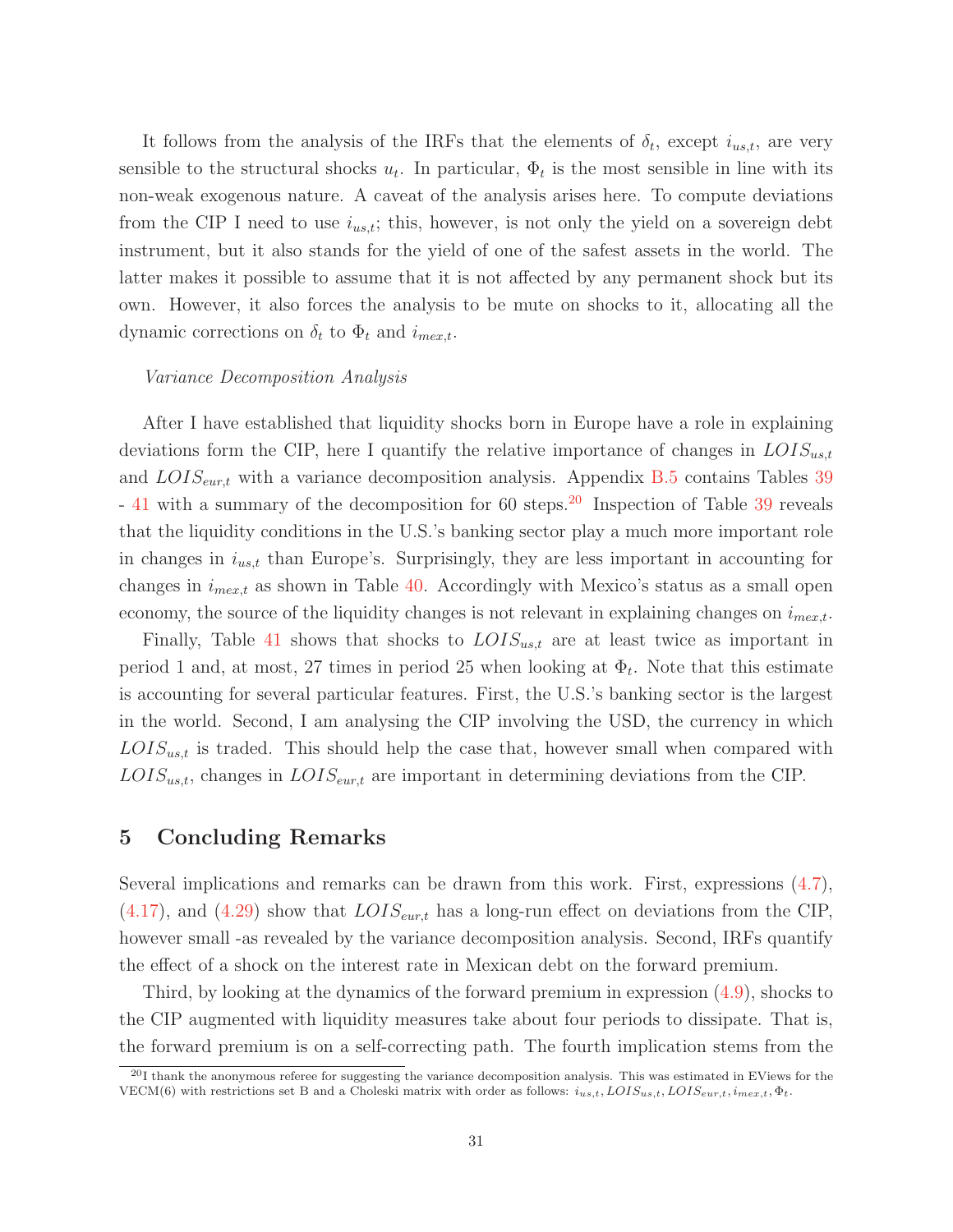It follows from the analysis of the IRFs that the elements of $\delta_t$, except $i_{us,t}$, are very sensible to the structural shocks $u_t$. In particular, $\Phi_t$ is the most sensible in line with its non-weak exogenous nature. A caveat of the analysis arises here. To compute deviations from the CIP I need to use $i_{us,t}$; this, however, is not only the yield on a sovereign debt instrument, but it also stands for the yield of one of the safest assets in the world. The latter makes it possible to assume that it is not affected by any permanent shock but its own. However, it also forces the analysis to be mute on shocks to it, allocating all the dynamic corrections on $\delta_t$ to $\Phi_t$ and $i_{mex,t}$.

*Variance Decomposition Analysis*

After I have established that liquidity shocks born in Europe have a role in explaining deviations form the CIP, here I quantify the relative importance of changes in $LOIS_{us,t}$ and $LOIS_{eur,t}$ with a variance decomposition analysis. Appendix B.5 contains Tables 39 - 41 with a summary of the decomposition for 60 steps.[20] Inspection of Table 39 reveals that the liquidity conditions in the U.S.'s banking sector play a much more important role in changes in $i_{us,t}$ than Europe's. Surprisingly, they are less important in accounting for changes in $i_{mex,t}$ as shown in Table 40. Accordingly with Mexico's status as a small open economy, the source of the liquidity changes is not relevant in explaining changes on $i_{mex,t}$.

Finally, Table 41 shows that shocks to $LOIS_{us,t}$ are at least twice as important in period 1 and, at most, 27 times in period 25 when looking at $\Phi_t$. Note that this estimate is accounting for several particular features. First, the U.S.'s banking sector is the largest in the world. Second, I am analysing the CIP involving the USD, the currency in which $LOIS_{us,t}$ is traded. This should help the case that, however small when compared with $LOIS_{us,t}$, changes in $LOIS_{eur,t}$ are important in determining deviations from the CIP.

## 5 Concluding Remarks

Several implications and remarks can be drawn from this work. First, expressions (4.7), (4.17), and (4.29) show that $LOIS_{eur,t}$ has a long-run effect on deviations from the CIP, however small -as revealed by the variance decomposition analysis. Second, IRFs quantify the effect of a shock on the interest rate in Mexican debt on the forward premium.

Third, by looking at the dynamics of the forward premium in expression (4.9), shocks to the CIP augmented with liquidity measures take about four periods to dissipate. That is, the forward premium is on a self-correcting path. The fourth implication stems from the

[20] I thank the anonymous referee for suggesting the variance decomposition analysis. This was estimated in EViews for the VECM(6) with restrictions set B and a Choleski matrix with order as follows: $i_{us,t}, LOIS_{us,t}, LOIS_{eur,t}, i_{mex,t}, \Phi_t$.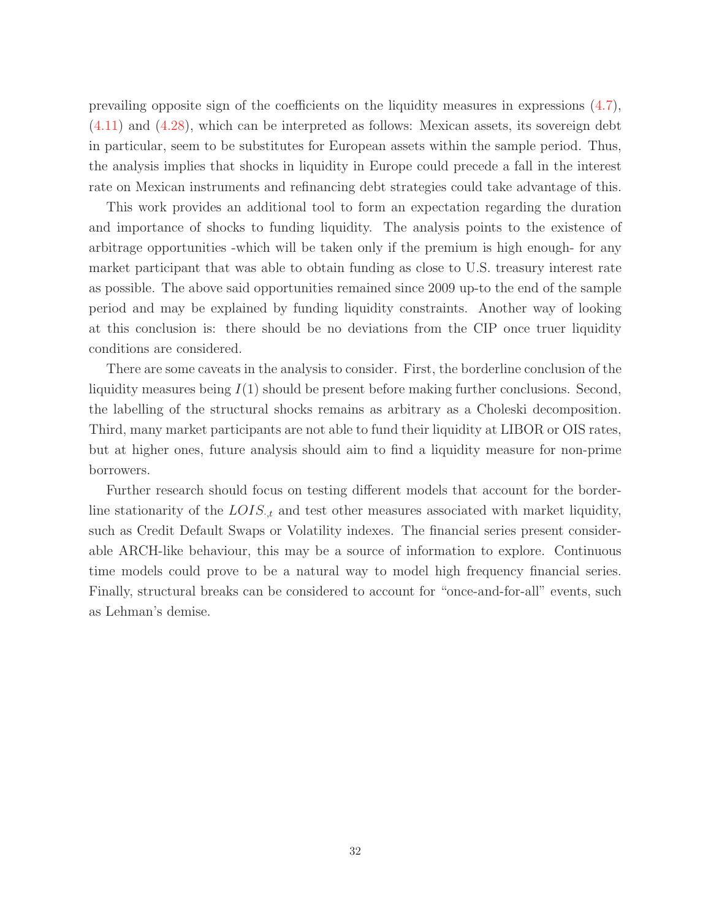prevailing opposite sign of the coefficients on the liquidity measures in expressions (4.7), (4.11) and (4.28), which can be interpreted as follows: Mexican assets, its sovereign debt in particular, seem to be substitutes for European assets within the sample period. Thus, the analysis implies that shocks in liquidity in Europe could precede a fall in the interest rate on Mexican instruments and refinancing debt strategies could take advantage of this.

This work provides an additional tool to form an expectation regarding the duration and importance of shocks to funding liquidity. The analysis points to the existence of arbitrage opportunities -which will be taken only if the premium is high enough- for any market participant that was able to obtain funding as close to U.S. treasury interest rate as possible. The above said opportunities remained since 2009 up-to the end of the sample period and may be explained by funding liquidity constraints. Another way of looking at this conclusion is: there should be no deviations from the CIP once truer liquidity conditions are considered.

There are some caveats in the analysis to consider. First, the borderline conclusion of the liquidity measures being $I(1)$ should be present before making further conclusions. Second, the labelling of the structural shocks remains as arbitrary as a Choleski decomposition. Third, many market participants are not able to fund their liquidity at LIBOR or OIS rates, but at higher ones, future analysis should aim to find a liquidity measure for non-prime borrowers.

Further research should focus on testing different models that account for the borderline stationarity of the $LOIS_{.,t}$ and test other measures associated with market liquidity, such as Credit Default Swaps or Volatility indexes. The financial series present considerable ARCH-like behaviour, this may be a source of information to explore. Continuous time models could prove to be a natural way to model high frequency financial series. Finally, structural breaks can be considered to account for "once-and-for-all" events, such as Lehman's demise.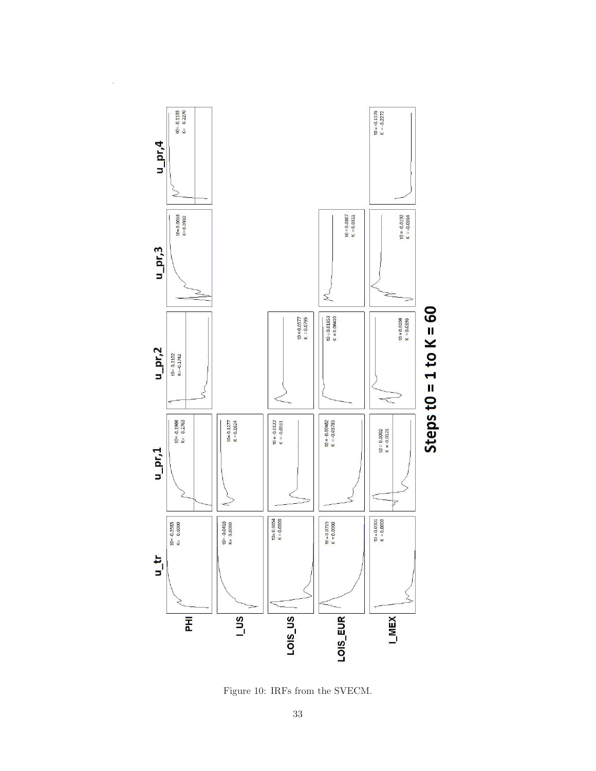Figure 10: IRFs from the SVECM.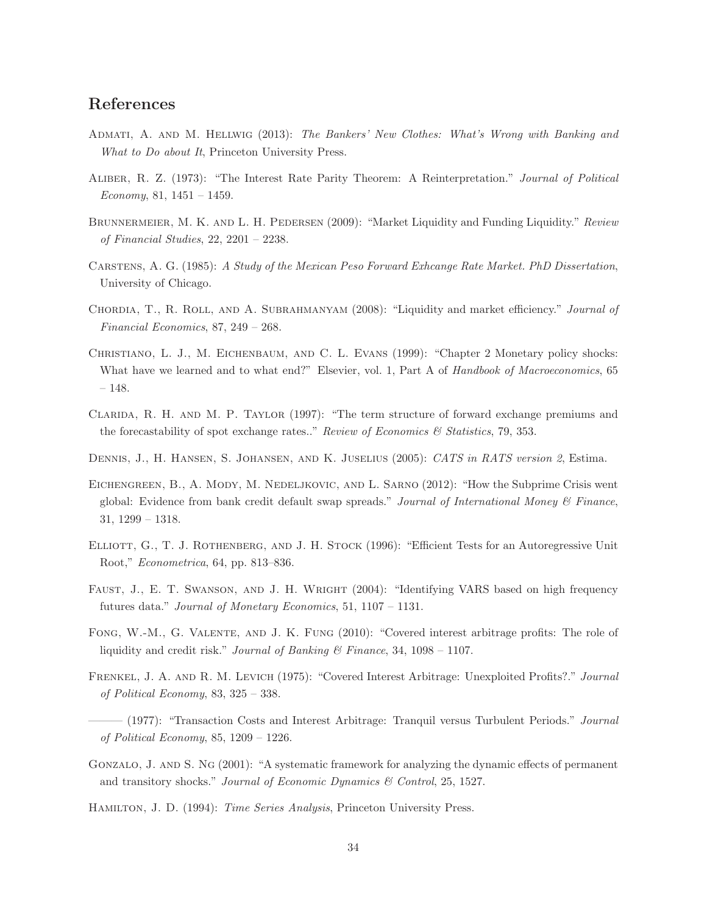## References

Admati, A. and M. Hellwig (2013): *The Bankers' New Clothes: What's Wrong with Banking and What to Do about It*, Princeton University Press.

Aliber, R. Z. (1973): "The Interest Rate Parity Theorem: A Reinterpretation." *Journal of Political Economy*, 81, 1451 – 1459.

Brunnermeier, M. K. and L. H. Pedersen (2009): "Market Liquidity and Funding Liquidity." *Review of Financial Studies*, 22, 2201 – 2238.

Carstens, A. G. (1985): *A Study of the Mexican Peso Forward Exhcange Rate Market. PhD Dissertation*, University of Chicago.

Chordia, T., R. Roll, and A. Subrahmanyam (2008): "Liquidity and market efficiency." *Journal of Financial Economics*, 87, 249 – 268.

Christiano, L. J., M. Eichenbaum, and C. L. Evans (1999): "Chapter 2 Monetary policy shocks: What have we learned and to what end?" Elsevier, vol. 1, Part A of *Handbook of Macroeconomics*, 65 – 148.

Clarida, R. H. and M. P. Taylor (1997): "The term structure of forward exchange premiums and the forecastability of spot exchange rates.." *Review of Economics & Statistics*, 79, 353.

Dennis, J., H. Hansen, S. Johansen, and K. Juselius (2005): *CATS in RATS version 2*, Estima.

Eichengreen, B., A. Mody, M. Nedeljkovic, and L. Sarno (2012): "How the Subprime Crisis went global: Evidence from bank credit default swap spreads." *Journal of International Money & Finance*, 31, 1299 – 1318.

Elliott, G., T. J. Rothenberg, and J. H. Stock (1996): "Efficient Tests for an Autoregressive Unit Root," *Econometrica*, 64, pp. 813–836.

Faust, J., E. T. Swanson, and J. H. Wright (2004): "Identifying VARS based on high frequency futures data." *Journal of Monetary Economics*, 51, 1107 – 1131.

Fong, W.-M., G. Valente, and J. K. Fung (2010): "Covered interest arbitrage profits: The role of liquidity and credit risk." *Journal of Banking & Finance*, 34, 1098 – 1107.

Frenkel, J. A. and R. M. Levich (1975): "Covered Interest Arbitrage: Unexploited Profits?." *Journal of Political Economy*, 83, 325 – 338.

——— (1977): "Transaction Costs and Interest Arbitrage: Tranquil versus Turbulent Periods." *Journal of Political Economy*, 85, 1209 – 1226.

Gonzalo, J. and S. Ng (2001): "A systematic framework for analyzing the dynamic effects of permanent and transitory shocks." *Journal of Economic Dynamics & Control*, 25, 1527.

Hamilton, J. D. (1994): *Time Series Analysis*, Princeton University Press.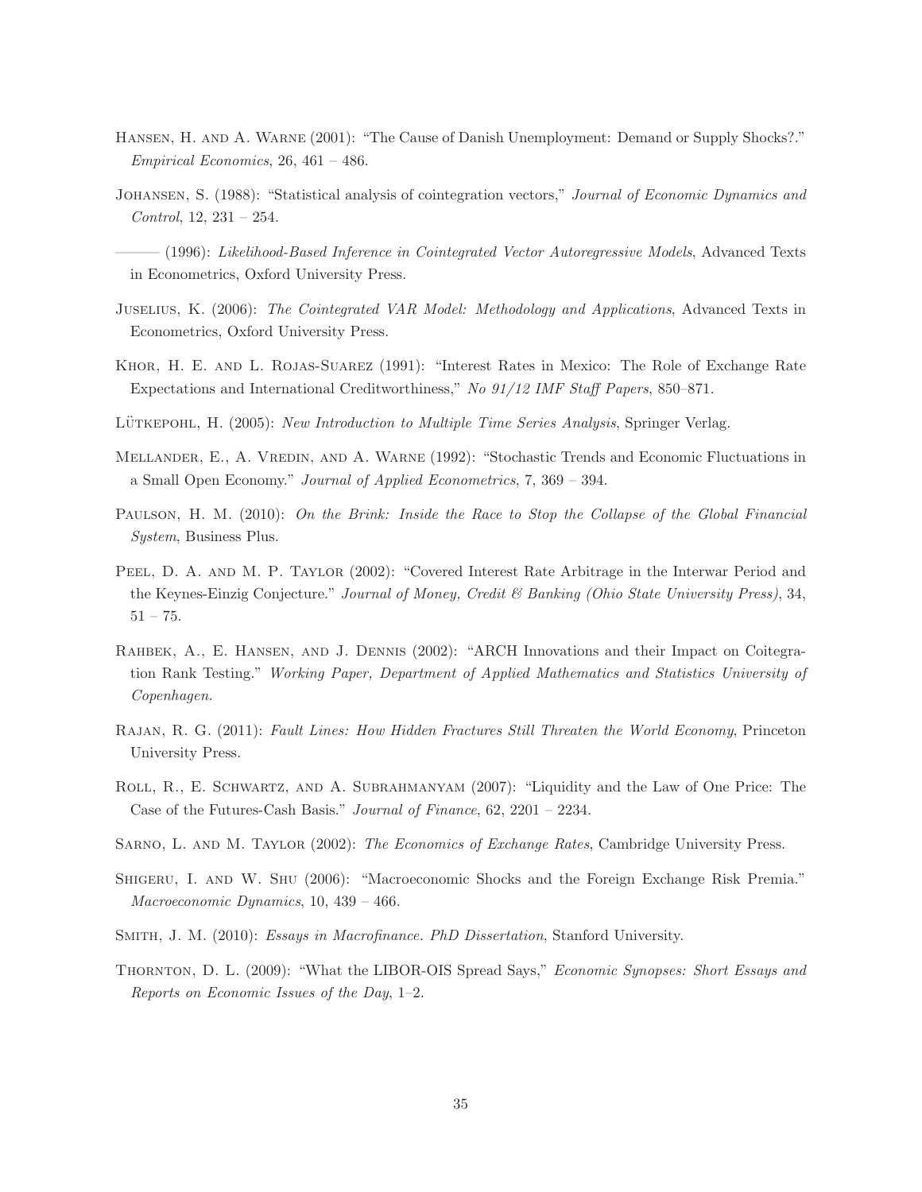Hansen, H. and A. Warne (2001): "The Cause of Danish Unemployment: Demand or Supply Shocks?." *Empirical Economics*, 26, 461 – 486.

Johansen, S. (1988): "Statistical analysis of cointegration vectors," *Journal of Economic Dynamics and Control*, 12, 231 – 254.

——— (1996): *Likelihood-Based Inference in Cointegrated Vector Autoregressive Models*, Advanced Texts in Econometrics, Oxford University Press.

Juselius, K. (2006): *The Cointegrated VAR Model: Methodology and Applications*, Advanced Texts in Econometrics, Oxford University Press.

Khor, H. E. and L. Rojas-Suarez (1991): "Interest Rates in Mexico: The Role of Exchange Rate Expectations and International Creditworthiness," *No 91/12 IMF Staff Papers*, 850–871.

Lütkepohl, H. (2005): *New Introduction to Multiple Time Series Analysis*, Springer Verlag.

Mellander, E., A. Vredin, and A. Warne (1992): "Stochastic Trends and Economic Fluctuations in a Small Open Economy." *Journal of Applied Econometrics*, 7, 369 – 394.

Paulson, H. M. (2010): *On the Brink: Inside the Race to Stop the Collapse of the Global Financial System*, Business Plus.

Peel, D. A. and M. P. Taylor (2002): "Covered Interest Rate Arbitrage in the Interwar Period and the Keynes-Einzig Conjecture." *Journal of Money, Credit & Banking (Ohio State University Press)*, 34, 51 – 75.

Rahbek, A., E. Hansen, and J. Dennis (2002): "ARCH Innovations and their Impact on Coitegration Rank Testing." *Working Paper, Department of Applied Mathematics and Statistics University of Copenhagen.*

Rajan, R. G. (2011): *Fault Lines: How Hidden Fractures Still Threaten the World Economy*, Princeton University Press.

Roll, R., E. Schwartz, and A. Subrahmanyam (2007): "Liquidity and the Law of One Price: The Case of the Futures-Cash Basis." *Journal of Finance*, 62, 2201 – 2234.

Sarno, L. and M. Taylor (2002): *The Economics of Exchange Rates*, Cambridge University Press.

Shigeru, I. and W. Shu (2006): "Macroeconomic Shocks and the Foreign Exchange Risk Premia." *Macroeconomic Dynamics*, 10, 439 – 466.

Smith, J. M. (2010): *Essays in Macrofinance. PhD Dissertation*, Stanford University.

Thornton, D. L. (2009): "What the LIBOR-OIS Spread Says," *Economic Synopses: Short Essays and Reports on Economic Issues of the Day*, 1–2.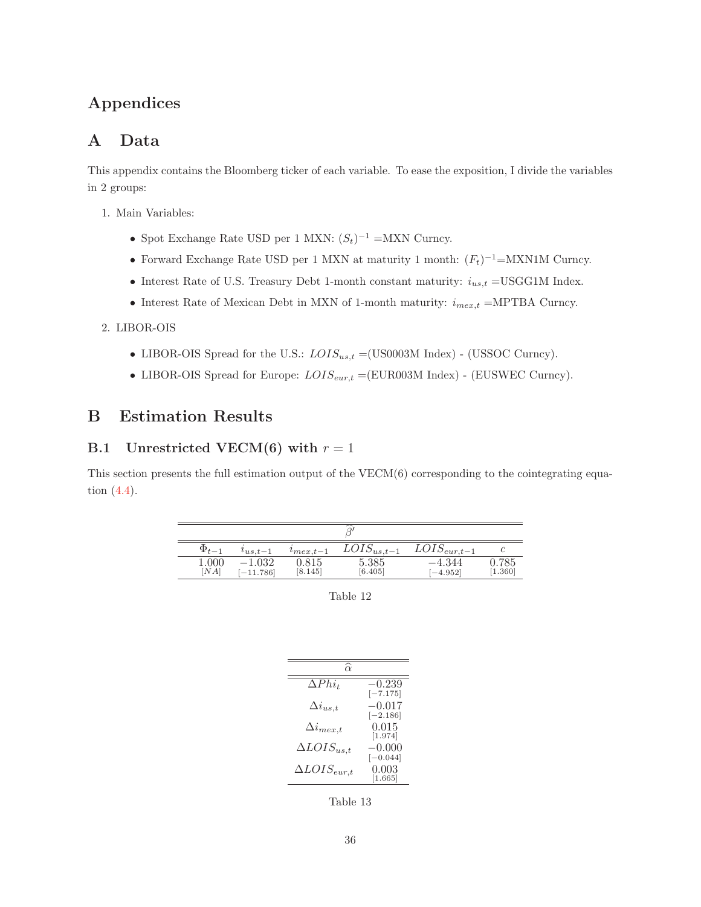# Appendices

## A Data

This appendix contains the Bloomberg ticker of each variable. To ease the exposition, I divide the variables in 2 groups:

1. Main Variables:
   - Spot Exchange Rate USD per 1 MXN: $(S_t)^{-1}$ =MXN Curncy.
   - Forward Exchange Rate USD per 1 MXN at maturity 1 month: $(F_t)^{-1}$=MXN1M Curncy.
   - Interest Rate of U.S. Treasury Debt 1-month constant maturity: $i_{us,t}$ =USGG1M Index.
   - Interest Rate of Mexican Debt in MXN of 1-month maturity: $i_{mex,t}$ =MPTBA Curncy.
2. LIBOR-OIS
   - LIBOR-OIS Spread for the U.S.: $LOIS_{us,t}$ =(US0003M Index) - (USSOC Curncy).
   - LIBOR-OIS Spread for Europe: $LOIS_{eur,t}$ =(EUR003M Index) - (EUSWEC Curncy).

## B Estimation Results

### B.1 Unrestricted VECM(6) with $r = 1$

This section presents the full estimation output of the VECM(6) corresponding to the cointegrating equation (4.4).

| $\widehat{\beta}'$ | | | | | |
|---|---|---|---|---|---|
| $\Phi_{t-1}$ | $i_{us,t-1}$ | $i_{mex,t-1}$ | $LOIS_{us,t-1}$ | $LOIS_{eur,t-1}$ | $c$ |
| 1.000 [NA] | −1.032 [−11.786] | 0.815 [8.145] | 5.385 [6.405] | −4.344 [−4.952] | 0.785 [1.360] |

Table 12

| $\widehat{\alpha}$ | |
|---|---|
| $\Delta Phi_t$ | −0.239 [−7.175] |
| $\Delta i_{us,t}$ | −0.017 [−2.186] |
| $\Delta i_{mex,t}$ | 0.015 [1.974] |
| $\Delta LOIS_{us,t}$ | −0.000 [−0.044] |
| $\Delta LOIS_{eur,t}$ | 0.003 [1.665] |

Table 13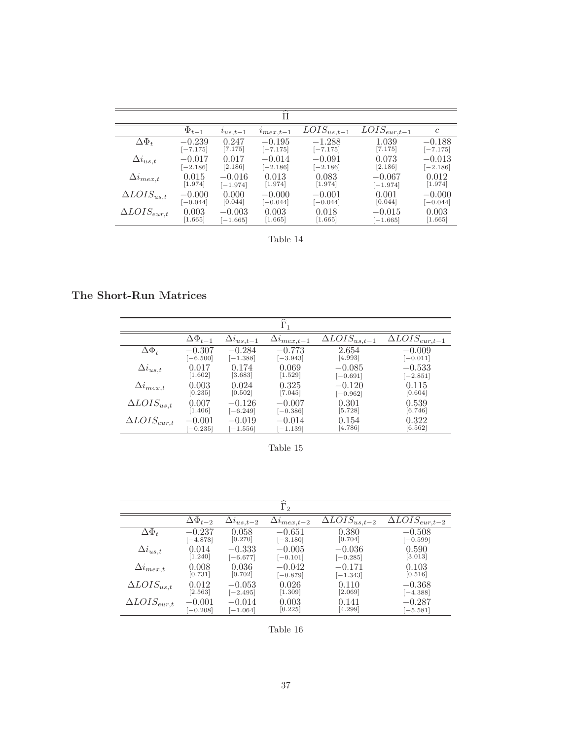| | | | $\widehat{\Pi}$ | | | |
|---|---|---|---|---|---|---|
| | $\Phi_{t-1}$ | $i_{us,t-1}$ | $i_{mex,t-1}$ | $LOIS_{us,t-1}$ | $LOIS_{eur,t-1}$ | $c$ |
| $\Delta\Phi_t$ | $-0.239$ [$-7.175$] | $0.247$ [$7.175$] | $-0.195$ [$-7.175$] | $-1.288$ [$-7.175$] | $1.039$ [$7.175$] | $-0.188$ [$-7.175$] |
| $\Delta i_{us,t}$ | $-0.017$ [$-2.186$] | $0.017$ [$2.186$] | $-0.014$ [$-2.186$] | $-0.091$ [$-2.186$] | $0.073$ [$2.186$] | $-0.013$ [$-2.186$] |
| $\Delta i_{mex,t}$ | $0.015$ [$1.974$] | $-0.016$ [$-1.974$] | $0.013$ [$1.974$] | $0.083$ [$1.974$] | $-0.067$ [$-1.974$] | $0.012$ [$1.974$] |
| $\Delta LOIS_{us,t}$ | $-0.000$ [$-0.044$] | $0.000$ [$0.044$] | $-0.000$ [$-0.044$] | $-0.001$ [$-0.044$] | $0.001$ [$0.044$] | $-0.000$ [$-0.044$] |
| $\Delta LOIS_{eur,t}$ | $0.003$ [$1.665$] | $-0.003$ [$-1.665$] | $0.003$ [$1.665$] | $0.018$ [$1.665$] | $-0.015$ [$-1.665$] | $0.003$ [$1.665$] |

Table 14

## The Short-Run Matrices

| | | | $\widehat{\Gamma}_1$ | | |
|---|---|---|---|---|---|
| | $\Delta\Phi_{t-1}$ | $\Delta i_{us,t-1}$ | $\Delta i_{mex,t-1}$ | $\Delta LOIS_{us,t-1}$ | $\Delta LOIS_{eur,t-1}$ |
| $\Delta\Phi_t$ | $-0.307$ [$-6.500$] | $-0.284$ [$-1.388$] | $-0.773$ [$-3.943$] | $2.654$ [$4.993$] | $-0.009$ [$-0.011$] |
| $\Delta i_{us,t}$ | $0.017$ [$1.602$] | $0.174$ [$3.683$] | $0.069$ [$1.529$] | $-0.085$ [$-0.691$] | $-0.533$ [$-2.851$] |
| $\Delta i_{mex,t}$ | $0.003$ [$0.235$] | $0.024$ [$0.502$] | $0.325$ [$7.045$] | $-0.120$ [$-0.962$] | $0.115$ [$0.604$] |
| $\Delta LOIS_{us,t}$ | $0.007$ [$1.406$] | $-0.126$ [$-6.249$] | $-0.007$ [$-0.386$] | $0.301$ [$5.728$] | $0.539$ [$6.746$] |
| $\Delta LOIS_{eur,t}$ | $-0.001$ [$-0.235$] | $-0.019$ [$-1.556$] | $-0.014$ [$-1.139$] | $0.154$ [$4.786$] | $0.322$ [$6.562$] |

Table 15

| | | | $\widehat{\Gamma}_2$ | | |
|---|---|---|---|---|---|
| | $\Delta\Phi_{t-2}$ | $\Delta i_{us,t-2}$ | $\Delta i_{mex,t-2}$ | $\Delta LOIS_{us,t-2}$ | $\Delta LOIS_{eur,t-2}$ |
| $\Delta\Phi_t$ | $-0.237$ [$-4.878$] | $0.058$ [$0.270$] | $-0.651$ [$-3.180$] | $0.380$ [$0.704$] | $-0.508$ [$-0.599$] |
| $\Delta i_{us,t}$ | $0.014$ [$1.240$] | $-0.333$ [$-6.677$] | $-0.005$ [$-0.101$] | $-0.036$ [$-0.285$] | $0.590$ [$3.013$] |
| $\Delta i_{mex,t}$ | $0.008$ [$0.731$] | $0.036$ [$0.702$] | $-0.042$ [$-0.879$] | $-0.171$ [$-1.343$] | $0.103$ [$0.516$] |
| $\Delta LOIS_{us,t}$ | $0.012$ [$2.563$] | $-0.053$ [$-2.495$] | $0.026$ [$1.309$] | $0.110$ [$2.069$] | $-0.368$ [$-4.388$] |
| $\Delta LOIS_{eur,t}$ | $-0.001$ [$-0.208$] | $-0.014$ [$-1.064$] | $0.003$ [$0.225$] | $0.141$ [$4.299$] | $-0.287$ [$-5.581$] |

Table 16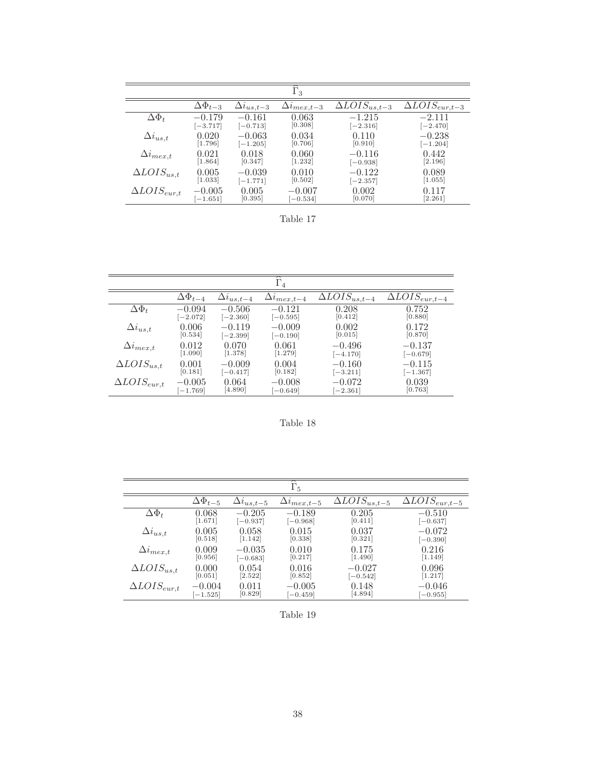| $\widehat{\Gamma}_3$ | | | | | |
|---|---|---|---|---|---|
| | $\Delta\Phi_{t-3}$ | $\Delta i_{us,t-3}$ | $\Delta i_{mex,t-3}$ | $\Delta LOIS_{us,t-3}$ | $\Delta LOIS_{eur,t-3}$ |
| $\Delta\Phi_t$ | $-0.179$ [$-3.717$] | $-0.161$ [$-0.713$] | $0.063$ [$0.308$] | $-1.215$ [$-2.316$] | $-2.111$ [$-2.470$] |
| $\Delta i_{us,t}$ | $0.020$ [$1.796$] | $-0.063$ [$-1.205$] | $0.034$ [$0.706$] | $0.110$ [$0.910$] | $-0.238$ [$-1.204$] |
| $\Delta i_{mex,t}$ | $0.021$ [$1.864$] | $0.018$ [$0.347$] | $0.060$ [$1.232$] | $-0.116$ [$-0.938$] | $0.442$ [$2.196$] |
| $\Delta LOIS_{us,t}$ | $0.005$ [$1.033$] | $-0.039$ [$-1.771$] | $0.010$ [$0.502$] | $-0.122$ [$-2.357$] | $0.089$ [$1.055$] |
| $\Delta LOIS_{eur,t}$ | $-0.005$ [$-1.651$] | $0.005$ [$0.395$] | $-0.007$ [$-0.534$] | $0.002$ [$0.070$] | $0.117$ [$2.261$] |

Table 17

| $\widehat{\Gamma}_4$ | | | | | |
|---|---|---|---|---|---|
| | $\Delta\Phi_{t-4}$ | $\Delta i_{us,t-4}$ | $\Delta i_{mex,t-4}$ | $\Delta LOIS_{us,t-4}$ | $\Delta LOIS_{eur,t-4}$ |
| $\Delta\Phi_t$ | $-0.094$ [$-2.072$] | $-0.506$ [$-2.360$] | $-0.121$ [$-0.595$] | $0.208$ [$0.412$] | $0.752$ [$0.880$] |
| $\Delta i_{us,t}$ | $0.006$ [$0.534$] | $-0.119$ [$-2.399$] | $-0.009$ [$-0.190$] | $0.002$ [$0.015$] | $0.172$ [$0.870$] |
| $\Delta i_{mex,t}$ | $0.012$ [$1.090$] | $0.070$ [$1.378$] | $0.061$ [$1.279$] | $-0.496$ [$-4.170$] | $-0.137$ [$-0.679$] |
| $\Delta LOIS_{us,t}$ | $0.001$ [$0.181$] | $-0.009$ [$-0.417$] | $0.004$ [$0.182$] | $-0.160$ [$-3.211$] | $-0.115$ [$-1.367$] |
| $\Delta LOIS_{eur,t}$ | $-0.005$ [$-1.769$] | $0.064$ [$4.890$] | $-0.008$ [$-0.649$] | $-0.072$ [$-2.361$] | $0.039$ [$0.763$] |

Table 18

| $\widehat{\Gamma}_5$ | | | | | |
|---|---|---|---|---|---|
| | $\Delta\Phi_{t-5}$ | $\Delta i_{us,t-5}$ | $\Delta i_{mex,t-5}$ | $\Delta LOIS_{us,t-5}$ | $\Delta LOIS_{eur,t-5}$ |
| $\Delta\Phi_t$ | $0.068$ [$1.671$] | $-0.205$ [$-0.937$] | $-0.189$ [$-0.968$] | $0.205$ [$0.411$] | $-0.510$ [$-0.637$] |
| $\Delta i_{us,t}$ | $0.005$ [$0.518$] | $0.058$ [$1.142$] | $0.015$ [$0.338$] | $0.037$ [$0.321$] | $-0.072$ [$-0.390$] |
| $\Delta i_{mex,t}$ | $0.009$ [$0.956$] | $-0.035$ [$-0.683$] | $0.010$ [$0.217$] | $0.175$ [$1.490$] | $0.216$ [$1.149$] |
| $\Delta LOIS_{us,t}$ | $0.000$ [$0.051$] | $0.054$ [$2.522$] | $0.016$ [$0.852$] | $-0.027$ [$-0.542$] | $0.096$ [$1.217$] |
| $\Delta LOIS_{eur,t}$ | $-0.004$ [$-1.525$] | $0.011$ [$0.829$] | $-0.005$ [$-0.459$] | $0.148$ [$4.894$] | $-0.046$ [$-0.955$] |

Table 19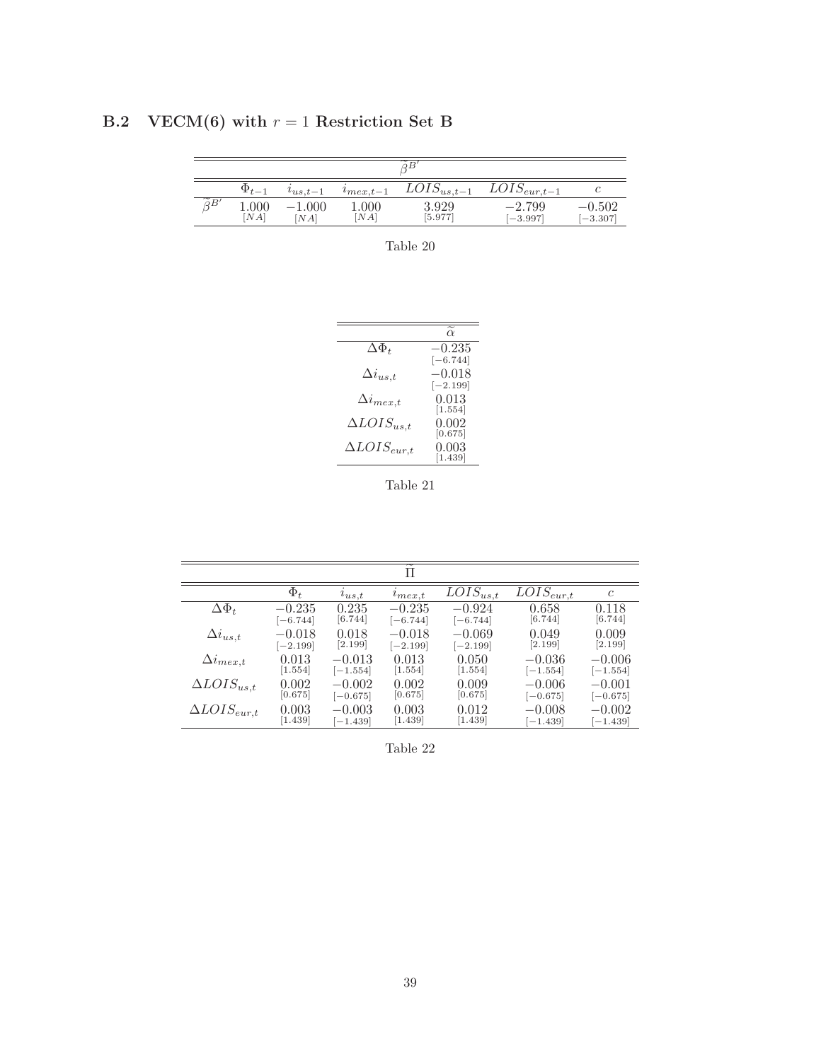## B.2 VECM(6) with $r = 1$ Restriction Set B

| $\widetilde{\beta}^{B'}$ | | | | | | |
|---|---|---|---|---|---|---|
| | $\Phi_{t-1}$ | $i_{us,t-1}$ | $i_{mex,t-1}$ | $LOIS_{us,t-1}$ | $LOIS_{eur,t-1}$ | $c$ |
| $\widetilde{\beta}^{B'}$ | 1.000 [NA] | −1.000 [NA] | 1.000 [NA] | 3.929 [5.977] | −2.799 [−3.997] | −0.502 [−3.307] |

Table 20

| | $\widetilde{\alpha}$ |
|---|---|
| $\Delta\Phi_t$ | −0.235 [−6.744] |
| $\Delta i_{us,t}$ | −0.018 [−2.199] |
| $\Delta i_{mex,t}$ | 0.013 [1.554] |
| $\Delta LOIS_{us,t}$ | 0.002 [0.675] |
| $\Delta LOIS_{eur,t}$ | 0.003 [1.439] |

Table 21

| $\widetilde{\Pi}$ | | | | | | |
|---|---|---|---|---|---|---|
| | $\Phi_t$ | $i_{us,t}$ | $i_{mex,t}$ | $LOIS_{us,t}$ | $LOIS_{eur,t}$ | $c$ |
| $\Delta\Phi_t$ | −0.235 [−6.744] | 0.235 [6.744] | −0.235 [−6.744] | −0.924 [−6.744] | 0.658 [6.744] | 0.118 [6.744] |
| $\Delta i_{us,t}$ | −0.018 [−2.199] | 0.018 [2.199] | −0.018 [−2.199] | −0.069 [−2.199] | 0.049 [2.199] | 0.009 [2.199] |
| $\Delta i_{mex,t}$ | 0.013 [1.554] | −0.013 [−1.554] | 0.013 [1.554] | 0.050 [1.554] | −0.036 [−1.554] | −0.006 [−1.554] |
| $\Delta LOIS_{us,t}$ | 0.002 [0.675] | −0.002 [−0.675] | 0.002 [0.675] | 0.009 [0.675] | −0.006 [−0.675] | −0.001 [−0.675] |
| $\Delta LOIS_{eur,t}$ | 0.003 [1.439] | −0.003 [−1.439] | 0.003 [1.439] | 0.012 [1.439] | −0.008 [−1.439] | −0.002 [−1.439] |

Table 22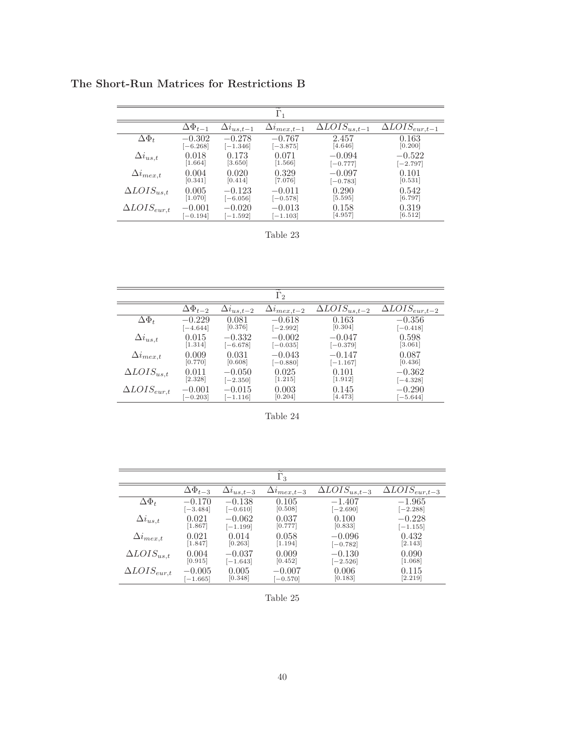### The Short-Run Matrices for Restrictions B

| $\widetilde{\Gamma}_1$ | | | | | |
|---|---|---|---|---|---|
| | $\Delta\Phi_{t-1}$ | $\Delta i_{us,t-1}$ | $\Delta i_{mex,t-1}$ | $\Delta LOIS_{us,t-1}$ | $\Delta LOIS_{eur,t-1}$ |
| $\Delta\Phi_t$ | $-0.302$ [$-6.268$] | $-0.278$ [$-1.346$] | $-0.767$ [$-3.875$] | $2.457$ [$4.646$] | $0.163$ [$0.200$] |
| $\Delta i_{us,t}$ | $0.018$ [$1.664$] | $0.173$ [$3.650$] | $0.071$ [$1.566$] | $-0.094$ [$-0.777$] | $-0.522$ [$-2.797$] |
| $\Delta i_{mex,t}$ | $0.004$ [$0.341$] | $0.020$ [$0.414$] | $0.329$ [$7.076$] | $-0.097$ [$-0.783$] | $0.101$ [$0.531$] |
| $\Delta LOIS_{us,t}$ | $0.005$ [$1.070$] | $-0.123$ [$-6.056$] | $-0.011$ [$-0.578$] | $0.290$ [$5.595$] | $0.542$ [$6.797$] |
| $\Delta LOIS_{eur,t}$ | $-0.001$ [$-0.194$] | $-0.020$ [$-1.592$] | $-0.013$ [$-1.103$] | $0.158$ [$4.957$] | $0.319$ [$6.512$] |

Table 23

| $\widetilde{\Gamma}_2$ | | | | | |
|---|---|---|---|---|---|
| | $\Delta\Phi_{t-2}$ | $\Delta i_{us,t-2}$ | $\Delta i_{mex,t-2}$ | $\Delta LOIS_{us,t-2}$ | $\Delta LOIS_{eur,t-2}$ |
| $\Delta\Phi_t$ | $-0.229$ [$-4.644$] | $0.081$ [$0.376$] | $-0.618$ [$-2.992$] | $0.163$ [$0.304$] | $-0.356$ [$-0.418$] |
| $\Delta i_{us,t}$ | $0.015$ [$1.314$] | $-0.332$ [$-6.678$] | $-0.002$ [$-0.035$] | $-0.047$ [$-0.379$] | $0.598$ [$3.061$] |
| $\Delta i_{mex,t}$ | $0.009$ [$0.770$] | $0.031$ [$0.608$] | $-0.043$ [$-0.880$] | $-0.147$ [$-1.167$] | $0.087$ [$0.436$] |
| $\Delta LOIS_{us,t}$ | $0.011$ [$2.328$] | $-0.050$ [$-2.350$] | $0.025$ [$1.215$] | $0.101$ [$1.912$] | $-0.362$ [$-4.328$] |
| $\Delta LOIS_{eur,t}$ | $-0.001$ [$-0.203$] | $-0.015$ [$-1.116$] | $0.003$ [$0.204$] | $0.145$ [$4.473$] | $-0.290$ [$-5.644$] |

Table 24

| $\widetilde{\Gamma}_3$ | | | | | |
|---|---|---|---|---|---|
| | $\Delta\Phi_{t-3}$ | $\Delta i_{us,t-3}$ | $\Delta i_{mex,t-3}$ | $\Delta LOIS_{us,t-3}$ | $\Delta LOIS_{eur,t-3}$ |
| $\Delta\Phi_t$ | $-0.170$ [$-3.484$] | $-0.138$ [$-0.610$] | $0.105$ [$0.508$] | $-1.407$ [$-2.690$] | $-1.965$ [$-2.288$] |
| $\Delta i_{us,t}$ | $0.021$ [$1.867$] | $-0.062$ [$-1.199$] | $0.037$ [$0.777$] | $0.100$ [$0.833$] | $-0.228$ [$-1.155$] |
| $\Delta i_{mex,t}$ | $0.021$ [$1.847$] | $0.014$ [$0.263$] | $0.058$ [$1.194$] | $-0.096$ [$-0.782$] | $0.432$ [$2.143$] |
| $\Delta LOIS_{us,t}$ | $0.004$ [$0.915$] | $-0.037$ [$-1.643$] | $0.009$ [$0.452$] | $-0.130$ [$-2.526$] | $0.090$ [$1.068$] |
| $\Delta LOIS_{eur,t}$ | $-0.005$ [$-1.665$] | $0.005$ [$0.348$] | $-0.007$ [$-0.570$] | $0.006$ [$0.183$] | $0.115$ [$2.219$] |

Table 25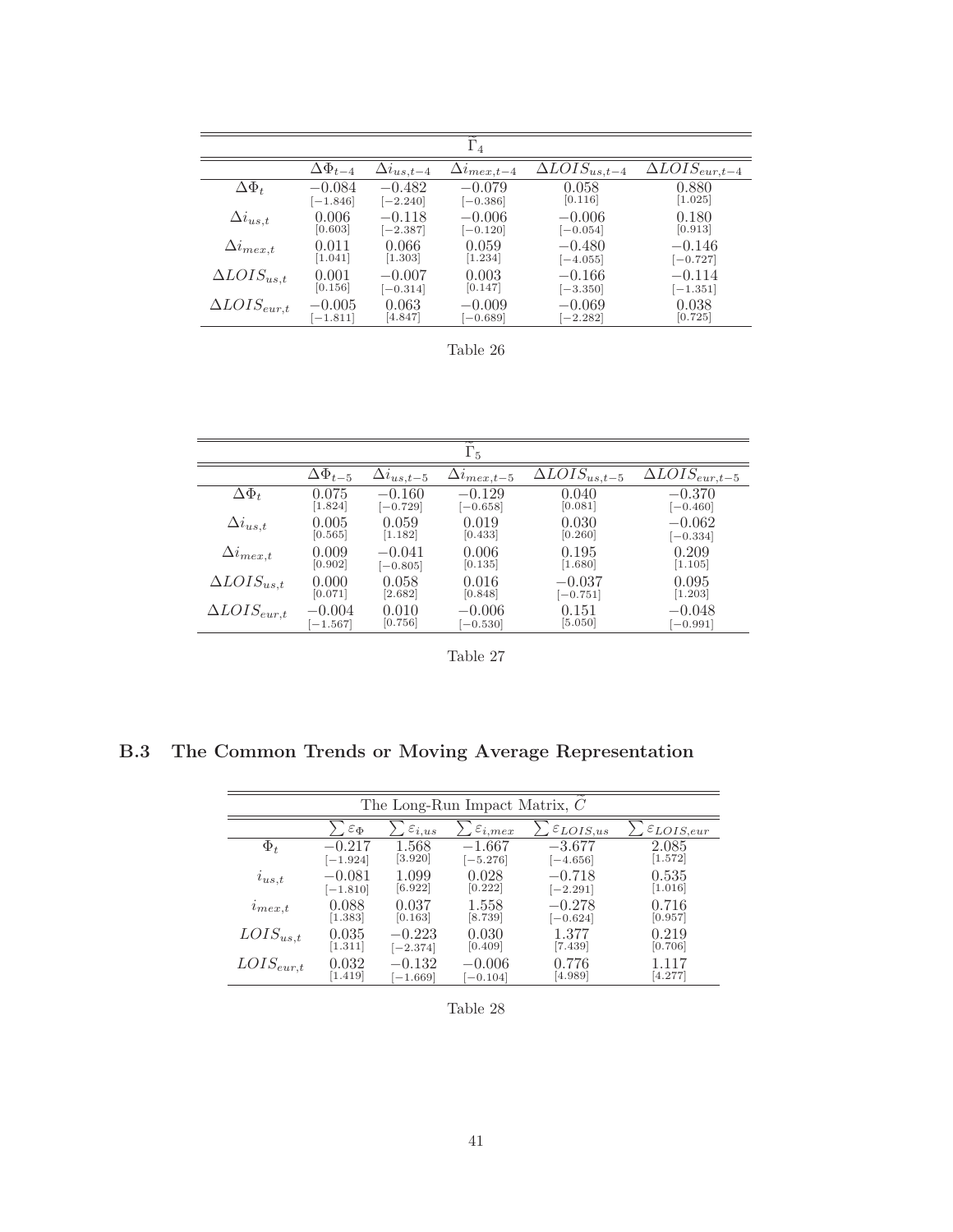| $\tilde{\Gamma}_4$ | | | | | |
|---|---|---|---|---|---|
| | $\Delta\Phi_{t-4}$ | $\Delta i_{us,t-4}$ | $\Delta i_{mex,t-4}$ | $\Delta LOIS_{us,t-4}$ | $\Delta LOIS_{eur,t-4}$ |
| $\Delta\Phi_t$ | $-0.084$ [$-1.846$] | $-0.482$ [$-2.240$] | $-0.079$ [$-0.386$] | $0.058$ [$0.116$] | $0.880$ [$1.025$] |
| $\Delta i_{us,t}$ | $0.006$ [$0.603$] | $-0.118$ [$-2.387$] | $-0.006$ [$-0.120$] | $-0.006$ [$-0.054$] | $0.180$ [$0.913$] |
| $\Delta i_{mex,t}$ | $0.011$ [$1.041$] | $0.066$ [$1.303$] | $0.059$ [$1.234$] | $-0.480$ [$-4.055$] | $-0.146$ [$-0.727$] |
| $\Delta LOIS_{us,t}$ | $0.001$ [$0.156$] | $-0.007$ [$-0.314$] | $0.003$ [$0.147$] | $-0.166$ [$-3.350$] | $-0.114$ [$-1.351$] |
| $\Delta LOIS_{eur,t}$ | $-0.005$ [$-1.811$] | $0.063$ [$4.847$] | $-0.009$ [$-0.689$] | $-0.069$ [$-2.282$] | $0.038$ [$0.725$] |

Table 26

| $\tilde{\Gamma}_5$ | | | | | |
|---|---|---|---|---|---|
| | $\Delta\Phi_{t-5}$ | $\Delta i_{us,t-5}$ | $\Delta i_{mex,t-5}$ | $\Delta LOIS_{us,t-5}$ | $\Delta LOIS_{eur,t-5}$ |
| $\Delta\Phi_t$ | $0.075$ [$1.824$] | $-0.160$ [$-0.729$] | $-0.129$ [$-0.658$] | $0.040$ [$0.081$] | $-0.370$ [$-0.460$] |
| $\Delta i_{us,t}$ | $0.005$ [$0.565$] | $0.059$ [$1.182$] | $0.019$ [$0.433$] | $0.030$ [$0.260$] | $-0.062$ [$-0.334$] |
| $\Delta i_{mex,t}$ | $0.009$ [$0.902$] | $-0.041$ [$-0.805$] | $0.006$ [$0.135$] | $0.195$ [$1.680$] | $0.209$ [$1.105$] |
| $\Delta LOIS_{us,t}$ | $0.000$ [$0.071$] | $0.058$ [$2.682$] | $0.016$ [$0.848$] | $-0.037$ [$-0.751$] | $0.095$ [$1.203$] |
| $\Delta LOIS_{eur,t}$ | $-0.004$ [$-1.567$] | $0.010$ [$0.756$] | $-0.006$ [$-0.530$] | $0.151$ [$5.050$] | $-0.048$ [$-0.991$] |

Table 27

## B.3 The Common Trends or Moving Average Representation

| The Long-Run Impact Matrix, $\tilde{C}$ | | | | | |
|---|---|---|---|---|---|
| | $\sum\varepsilon_{\Phi}$ | $\sum\varepsilon_{i,us}$ | $\sum\varepsilon_{i,mex}$ | $\sum\varepsilon_{LOIS,us}$ | $\sum\varepsilon_{LOIS,eur}$ |
| $\Phi_t$ | $-0.217$ [$-1.924$] | $1.568$ [$3.920$] | $-1.667$ [$-5.276$] | $-3.677$ [$-4.656$] | $2.085$ [$1.572$] |
| $i_{us,t}$ | $-0.081$ [$-1.810$] | $1.099$ [$6.922$] | $0.028$ [$0.222$] | $-0.718$ [$-2.291$] | $0.535$ [$1.016$] |
| $i_{mex,t}$ | $0.088$ [$1.383$] | $0.037$ [$0.163$] | $1.558$ [$8.739$] | $-0.278$ [$-0.624$] | $0.716$ [$0.957$] |
| $LOIS_{us,t}$ | $0.035$ [$1.311$] | $-0.223$ [$-2.374$] | $0.030$ [$0.409$] | $1.377$ [$7.439$] | $0.219$ [$0.706$] |
| $LOIS_{eur,t}$ | $0.032$ [$1.419$] | $-0.132$ [$-1.669$] | $-0.006$ [$-0.104$] | $0.776$ [$4.989$] | $1.117$ [$4.277$] |

Table 28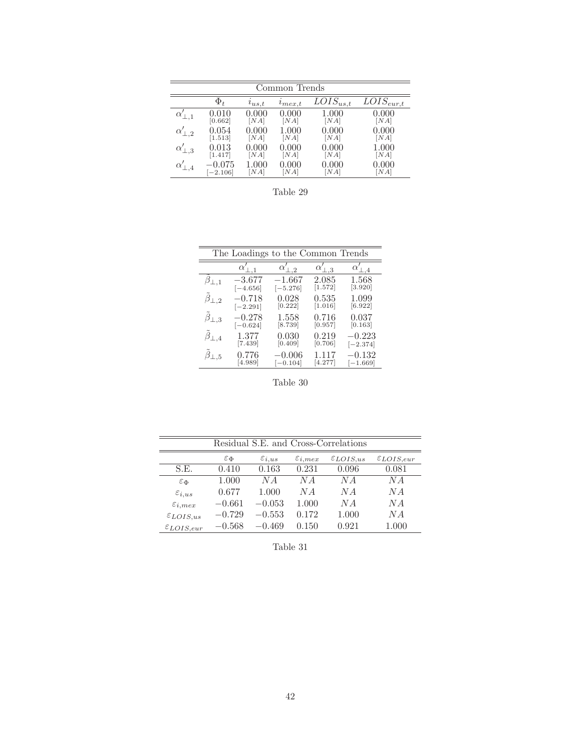| Common Trends | | | | | |
|---|---|---|---|---|---|
| | $\Phi_t$ | $i_{us,t}$ | $i_{mex,t}$ | $LOIS_{us,t}$ | $LOIS_{eur,t}$ |
| $\alpha'_{\perp,1}$ | 0.010 [0.662] | 0.000 [NA] | 0.000 [NA] | 1.000 [NA] | 0.000 [NA] |
| $\alpha'_{\perp,2}$ | 0.054 [1.513] | 0.000 [NA] | 1.000 [NA] | 0.000 [NA] | 0.000 [NA] |
| $\alpha'_{\perp,3}$ | 0.013 [1.417] | 0.000 [NA] | 0.000 [NA] | 0.000 [NA] | 1.000 [NA] |
| $\alpha'_{\perp,4}$ | −0.075 [−2.106] | 1.000 [NA] | 0.000 [NA] | 0.000 [NA] | 0.000 [NA] |

Table 29

| The Loadings to the Common Trends | | | | |
|---|---|---|---|---|
| | $\alpha'_{\perp,1}$ | $\alpha'_{\perp,2}$ | $\alpha'_{\perp,3}$ | $\alpha'_{\perp,4}$ |
| $\tilde{\beta}_{\perp,1}$ | −3.677 [−4.656] | −1.667 [−5.276] | 2.085 [1.572] | 1.568 [3.920] |
| $\tilde{\beta}_{\perp,2}$ | −0.718 [−2.291] | 0.028 [0.222] | 0.535 [1.016] | 1.099 [6.922] |
| $\tilde{\beta}_{\perp,3}$ | −0.278 [−0.624] | 1.558 [8.739] | 0.716 [0.957] | 0.037 [0.163] |
| $\tilde{\beta}_{\perp,4}$ | 1.377 [7.439] | 0.030 [0.409] | 0.219 [0.706] | −0.223 [−2.374] |
| $\tilde{\beta}_{\perp,5}$ | 0.776 [4.989] | −0.006 [−0.104] | 1.117 [4.277] | −0.132 [−1.669] |

Table 30

| Residual S.E. and Cross-Correlations | | | | | |
|---|---|---|---|---|---|
| | $\varepsilon_{\Phi}$ | $\varepsilon_{i,us}$ | $\varepsilon_{i,mex}$ | $\varepsilon_{LOIS,us}$ | $\varepsilon_{LOIS,eur}$ |
| S.E. | 0.410 | 0.163 | 0.231 | 0.096 | 0.081 |
| $\varepsilon_{\Phi}$ | 1.000 | $NA$ | $NA$ | $NA$ | $NA$ |
| $\varepsilon_{i,us}$ | 0.677 | 1.000 | $NA$ | $NA$ | $NA$ |
| $\varepsilon_{i,mex}$ | −0.661 | −0.053 | 1.000 | $NA$ | $NA$ |
| $\varepsilon_{LOIS,us}$ | −0.729 | −0.553 | 0.172 | 1.000 | $NA$ |
| $\varepsilon_{LOIS,eur}$ | −0.568 | −0.469 | 0.150 | 0.921 | 1.000 |

Table 31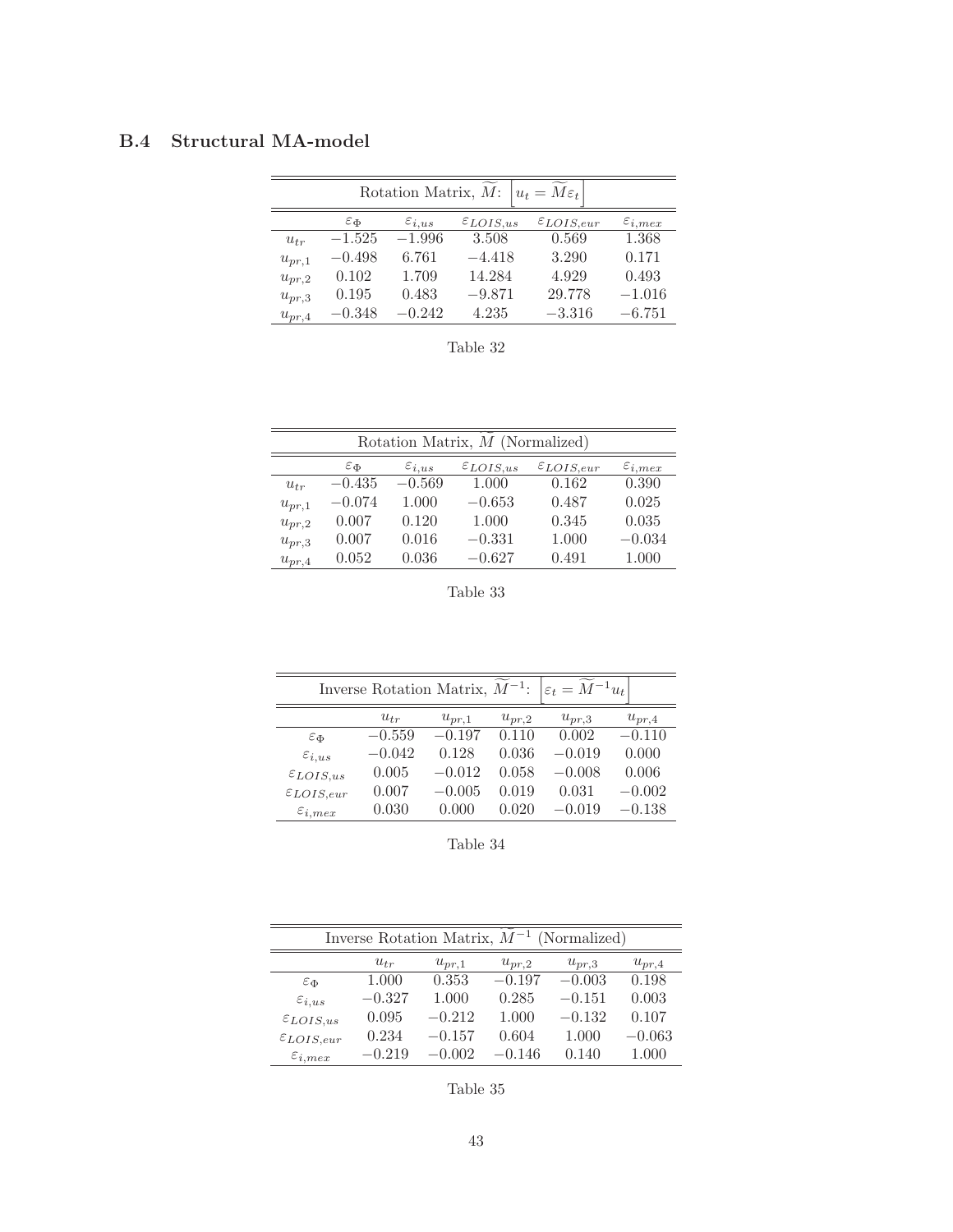### B.4 Structural MA-model

| Rotation Matrix, $\widetilde{M}$: $u_t = \widetilde{M}\varepsilon_t$ | | | | | |
|---|---|---|---|---|---|
| | $\varepsilon_{\Phi}$ | $\varepsilon_{i,us}$ | $\varepsilon_{LOIS,us}$ | $\varepsilon_{LOIS,eur}$ | $\varepsilon_{i,mex}$ |
| $u_{tr}$ | $-1.525$ | $-1.996$ | $3.508$ | $0.569$ | $1.368$ |
| $u_{pr,1}$ | $-0.498$ | $6.761$ | $-4.418$ | $3.290$ | $0.171$ |
| $u_{pr,2}$ | $0.102$ | $1.709$ | $14.284$ | $4.929$ | $0.493$ |
| $u_{pr,3}$ | $0.195$ | $0.483$ | $-9.871$ | $29.778$ | $-1.016$ |
| $u_{pr,4}$ | $-0.348$ | $-0.242$ | $4.235$ | $-3.316$ | $-6.751$ |

Table 32

| Rotation Matrix, $\widetilde{M}$ (Normalized) | | | | | |
|---|---|---|---|---|---|
| | $\varepsilon_{\Phi}$ | $\varepsilon_{i,us}$ | $\varepsilon_{LOIS,us}$ | $\varepsilon_{LOIS,eur}$ | $\varepsilon_{i,mex}$ |
| $u_{tr}$ | $-0.435$ | $-0.569$ | $1.000$ | $0.162$ | $0.390$ |
| $u_{pr,1}$ | $-0.074$ | $1.000$ | $-0.653$ | $0.487$ | $0.025$ |
| $u_{pr,2}$ | $0.007$ | $0.120$ | $1.000$ | $0.345$ | $0.035$ |
| $u_{pr,3}$ | $0.007$ | $0.016$ | $-0.331$ | $1.000$ | $-0.034$ |
| $u_{pr,4}$ | $0.052$ | $0.036$ | $-0.627$ | $0.491$ | $1.000$ |

Table 33

| Inverse Rotation Matrix, $\widetilde{M}^{-1}$: $\varepsilon_t = \widetilde{M}^{-1}u_t$ | | | | | |
|---|---|---|---|---|---|
| | $u_{tr}$ | $u_{pr,1}$ | $u_{pr,2}$ | $u_{pr,3}$ | $u_{pr,4}$ |
| $\varepsilon_{\Phi}$ | $-0.559$ | $-0.197$ | $0.110$ | $0.002$ | $-0.110$ |
| $\varepsilon_{i,us}$ | $-0.042$ | $0.128$ | $0.036$ | $-0.019$ | $0.000$ |
| $\varepsilon_{LOIS,us}$ | $0.005$ | $-0.012$ | $0.058$ | $-0.008$ | $0.006$ |
| $\varepsilon_{LOIS,eur}$ | $0.007$ | $-0.005$ | $0.019$ | $0.031$ | $-0.002$ |
| $\varepsilon_{i,mex}$ | $0.030$ | $0.000$ | $0.020$ | $-0.019$ | $-0.138$ |

Table 34

| Inverse Rotation Matrix, $\widetilde{M}^{-1}$ (Normalized) | | | | | |
|---|---|---|---|---|---|
| | $u_{tr}$ | $u_{pr,1}$ | $u_{pr,2}$ | $u_{pr,3}$ | $u_{pr,4}$ |
| $\varepsilon_{\Phi}$ | $1.000$ | $0.353$ | $-0.197$ | $-0.003$ | $0.198$ |
| $\varepsilon_{i,us}$ | $-0.327$ | $1.000$ | $0.285$ | $-0.151$ | $0.003$ |
| $\varepsilon_{LOIS,us}$ | $0.095$ | $-0.212$ | $1.000$ | $-0.132$ | $0.107$ |
| $\varepsilon_{LOIS,eur}$ | $0.234$ | $-0.157$ | $0.604$ | $1.000$ | $-0.063$ |
| $\varepsilon_{i,mex}$ | $-0.219$ | $-0.002$ | $-0.146$ | $0.140$ | $1.000$ |

Table 35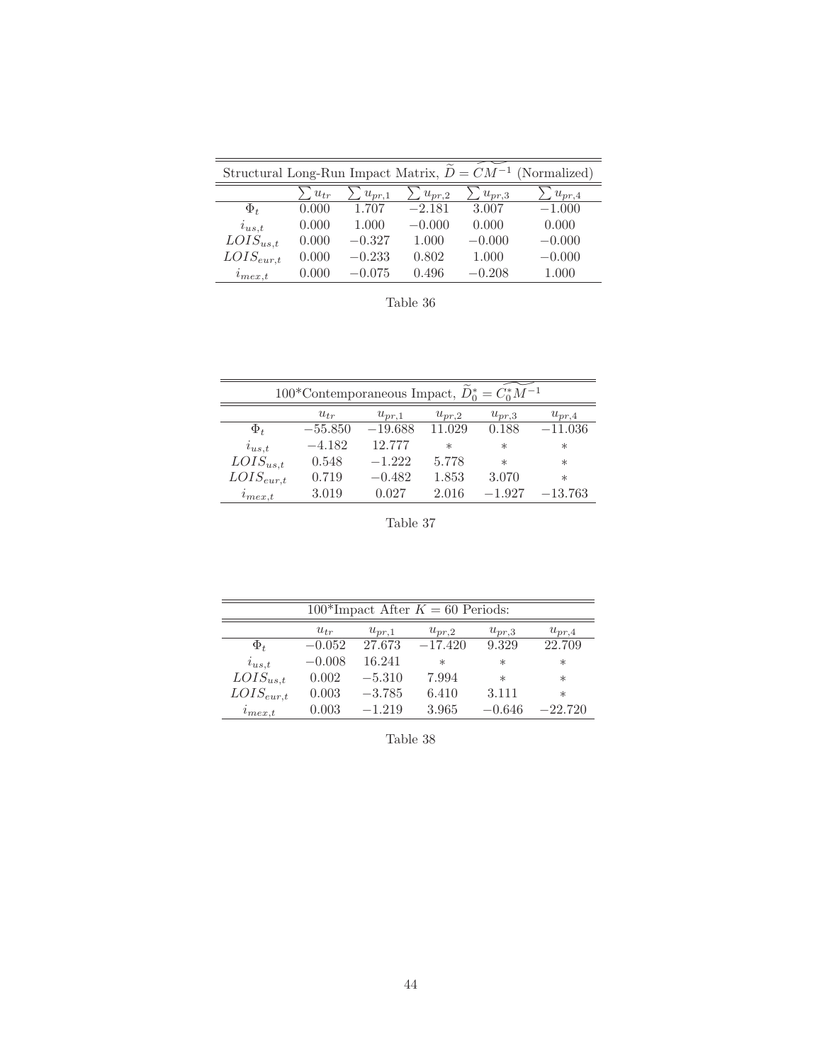| Structural Long-Run Impact Matrix, $\widetilde{D} = \widetilde{CM^{-1}}$ (Normalized) | | | | | |
|---|---|---|---|---|---|
| | $\sum u_{tr}$ | $\sum u_{pr,1}$ | $\sum u_{pr,2}$ | $\sum u_{pr,3}$ | $\sum u_{pr,4}$ |
| $\Phi_t$ | 0.000 | 1.707 | $-2.181$ | 3.007 | $-1.000$ |
| $i_{us,t}$ | 0.000 | 1.000 | $-0.000$ | 0.000 | 0.000 |
| $LOIS_{us,t}$ | 0.000 | $-0.327$ | 1.000 | $-0.000$ | $-0.000$ |
| $LOIS_{eur,t}$ | 0.000 | $-0.233$ | 0.802 | 1.000 | $-0.000$ |
| $i_{mex,t}$ | 0.000 | $-0.075$ | 0.496 | $-0.208$ | 1.000 |

Table 36

| 100*Contemporaneous Impact, $\widetilde{D}_0^* = \widetilde{C_0^* M^{-1}}$ | | | | | |
|---|---|---|---|---|---|
| | $u_{tr}$ | $u_{pr,1}$ | $u_{pr,2}$ | $u_{pr,3}$ | $u_{pr,4}$ |
| $\Phi_t$ | $-55.850$ | $-19.688$ | 11.029 | 0.188 | $-11.036$ |
| $i_{us,t}$ | $-4.182$ | 12.777 | * | * | * |
| $LOIS_{us,t}$ | 0.548 | $-1.222$ | 5.778 | * | * |
| $LOIS_{eur,t}$ | 0.719 | $-0.482$ | 1.853 | 3.070 | * |
| $i_{mex,t}$ | 3.019 | 0.027 | 2.016 | $-1.927$ | $-13.763$ |

Table 37

| 100*Impact After $K = 60$ Periods: | | | | | |
|---|---|---|---|---|---|
| | $u_{tr}$ | $u_{pr,1}$ | $u_{pr,2}$ | $u_{pr,3}$ | $u_{pr,4}$ |
| $\Phi_t$ | $-0.052$ | 27.673 | $-17.420$ | 9.329 | 22.709 |
| $i_{us,t}$ | $-0.008$ | 16.241 | * | * | * |
| $LOIS_{us,t}$ | 0.002 | $-5.310$ | 7.994 | * | * |
| $LOIS_{eur,t}$ | 0.003 | $-3.785$ | 6.410 | 3.111 | * |
| $i_{mex,t}$ | 0.003 | $-1.219$ | 3.965 | $-0.646$ | $-22.720$ |

Table 38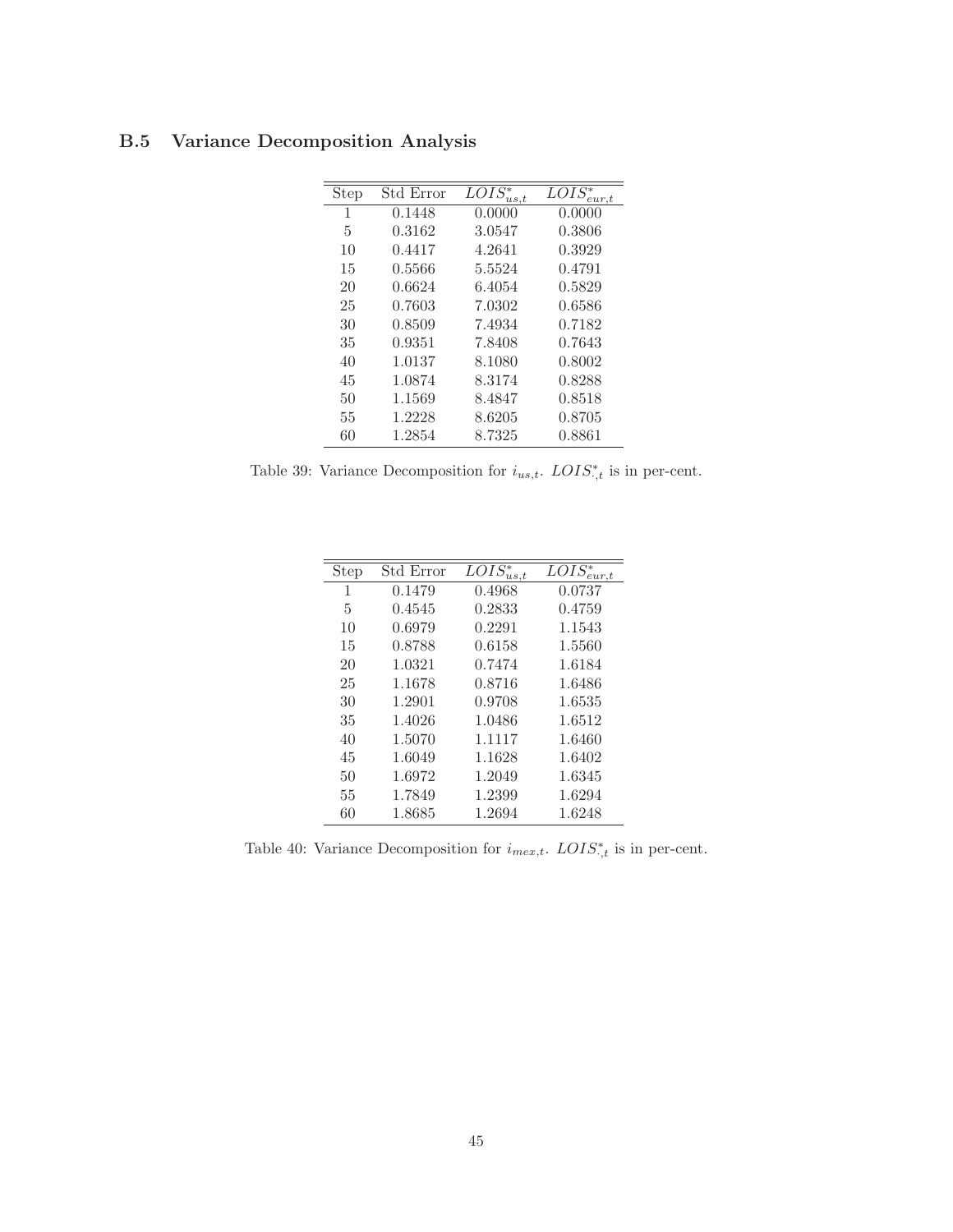### B.5 Variance Decomposition Analysis

| Step | Std Error | $LOIS^*_{us,t}$ | $LOIS^*_{eur,t}$ |
|---|---|---|---|
| 1 | 0.1448 | 0.0000 | 0.0000 |
| 5 | 0.3162 | 3.0547 | 0.3806 |
| 10 | 0.4417 | 4.2641 | 0.3929 |
| 15 | 0.5566 | 5.5524 | 0.4791 |
| 20 | 0.6624 | 6.4054 | 0.5829 |
| 25 | 0.7603 | 7.0302 | 0.6586 |
| 30 | 0.8509 | 7.4934 | 0.7182 |
| 35 | 0.9351 | 7.8408 | 0.7643 |
| 40 | 1.0137 | 8.1080 | 0.8002 |
| 45 | 1.0874 | 8.3174 | 0.8288 |
| 50 | 1.1569 | 8.4847 | 0.8518 |
| 55 | 1.2228 | 8.6205 | 0.8705 |
| 60 | 1.2854 | 8.7325 | 0.8861 |

Table 39: Variance Decomposition for $i_{us,t}$. $LOIS^*_{\cdot,t}$ is in per-cent.

| Step | Std Error | $LOIS^*_{us,t}$ | $LOIS^*_{eur,t}$ |
|---|---|---|---|
| 1 | 0.1479 | 0.4968 | 0.0737 |
| 5 | 0.4545 | 0.2833 | 0.4759 |
| 10 | 0.6979 | 0.2291 | 1.1543 |
| 15 | 0.8788 | 0.6158 | 1.5560 |
| 20 | 1.0321 | 0.7474 | 1.6184 |
| 25 | 1.1678 | 0.8716 | 1.6486 |
| 30 | 1.2901 | 0.9708 | 1.6535 |
| 35 | 1.4026 | 1.0486 | 1.6512 |
| 40 | 1.5070 | 1.1117 | 1.6460 |
| 45 | 1.6049 | 1.1628 | 1.6402 |
| 50 | 1.6972 | 1.2049 | 1.6345 |
| 55 | 1.7849 | 1.2399 | 1.6294 |
| 60 | 1.8685 | 1.2694 | 1.6248 |

Table 40: Variance Decomposition for $i_{mex,t}$. $LOIS^*_{\cdot,t}$ is in per-cent.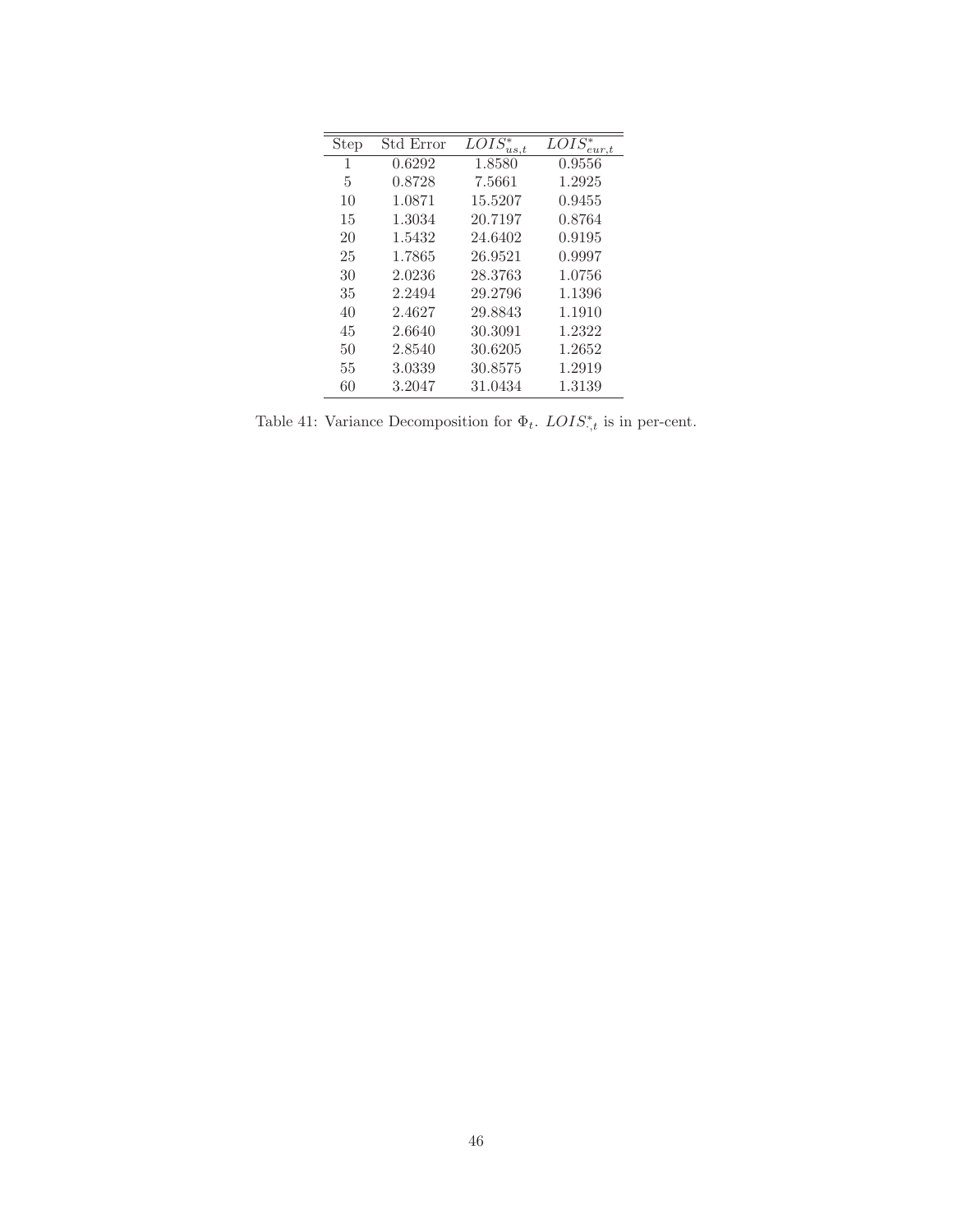| Step | Std Error | $LOIS^*_{us,t}$ | $LOIS^*_{eur,t}$ |
|---|---|---|---|
| 1 | 0.6292 | 1.8580 | 0.9556 |
| 5 | 0.8728 | 7.5661 | 1.2925 |
| 10 | 1.0871 | 15.5207 | 0.9455 |
| 15 | 1.3034 | 20.7197 | 0.8764 |
| 20 | 1.5432 | 24.6402 | 0.9195 |
| 25 | 1.7865 | 26.9521 | 0.9997 |
| 30 | 2.0236 | 28.3763 | 1.0756 |
| 35 | 2.2494 | 29.2796 | 1.1396 |
| 40 | 2.4627 | 29.8843 | 1.1910 |
| 45 | 2.6640 | 30.3091 | 1.2322 |
| 50 | 2.8540 | 30.6205 | 1.2652 |
| 55 | 3.0339 | 30.8575 | 1.2919 |
| 60 | 3.2047 | 31.0434 | 1.3139 |

Table 41: Variance Decomposition for $\Phi_t$. $LOIS^*_{\cdot,t}$ is in per-cent.